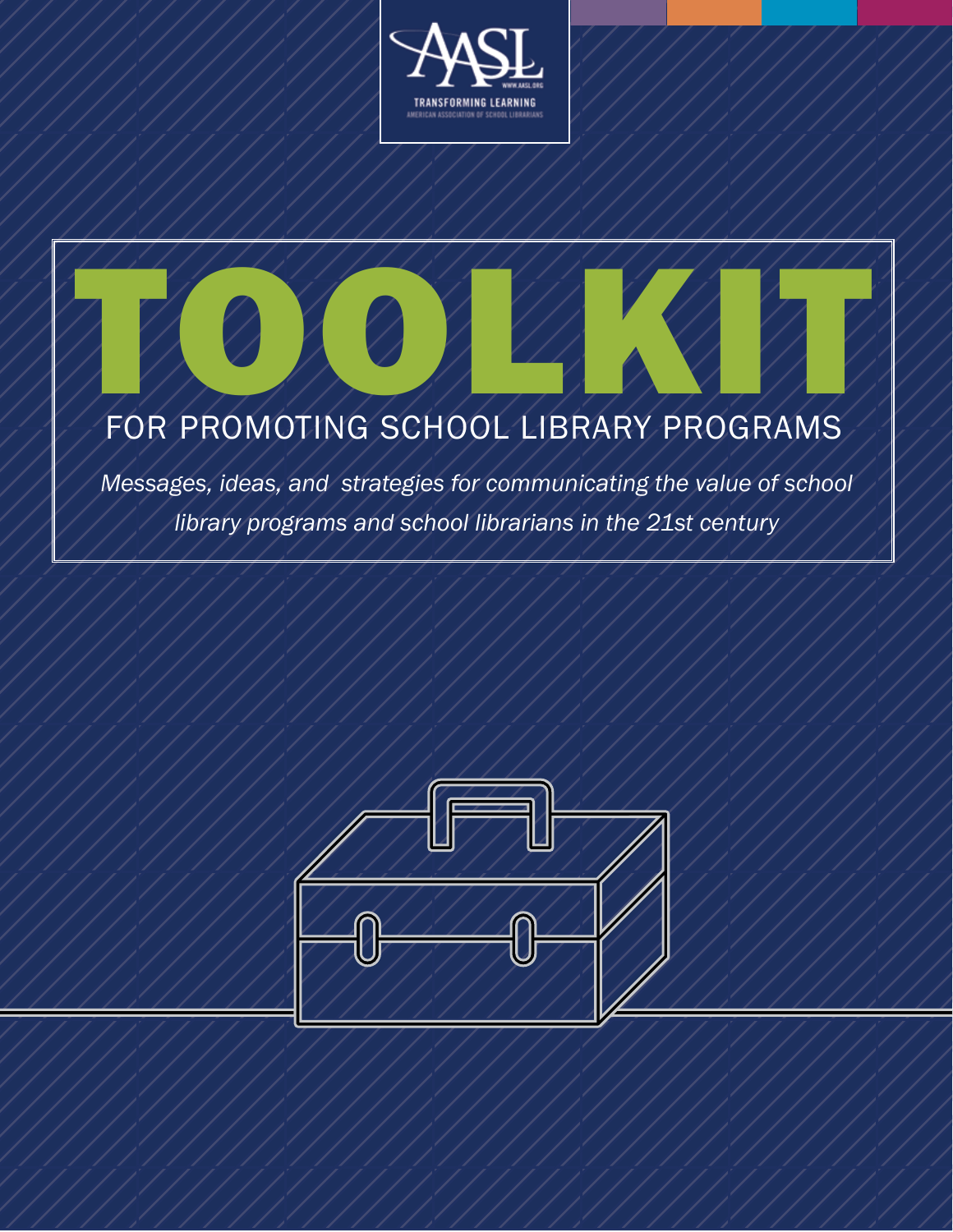AASL

WWW.AASL.ORG

TRANSFORMING LEARNING

AMERICAN ASSOCIATION OF SCHOOL LIBRARIANS

# TOOLKIT

## FOR PROMOTING SCHOOL LIBRARY PROGRAMS

*Messages, ideas, and strategies for communicating the value of school library programs and school librarians in the 21st century*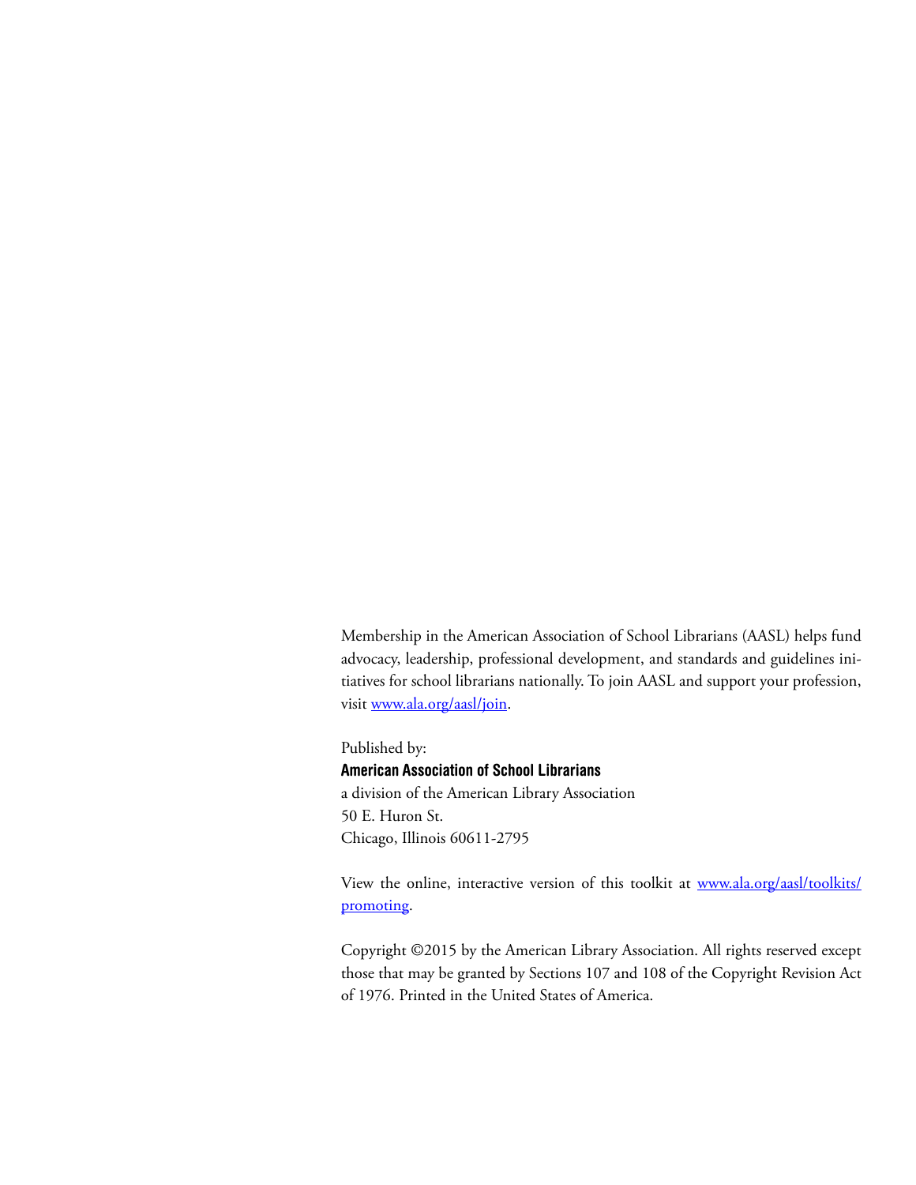Membership in the American Association of School Librarians (AASL) helps fund advocacy, leadership, professional development, and standards and guidelines initiatives for school librarians nationally. To join AASL and support your profession, visit [www.ala.org/aasl/join](www.ala.org/aasl/join).

Published by:
**American Association of School Librarians**
a division of the American Library Association
50 E. Huron St.
Chicago, Illinois 60611-2795

View the online, interactive version of this toolkit at [www.ala.org/aasl/toolkits/promoting](www.ala.org/aasl/toolkits/promoting).

Copyright ©2015 by the American Library Association. All rights reserved except those that may be granted by Sections 107 and 108 of the Copyright Revision Act of 1976. Printed in the United States of America.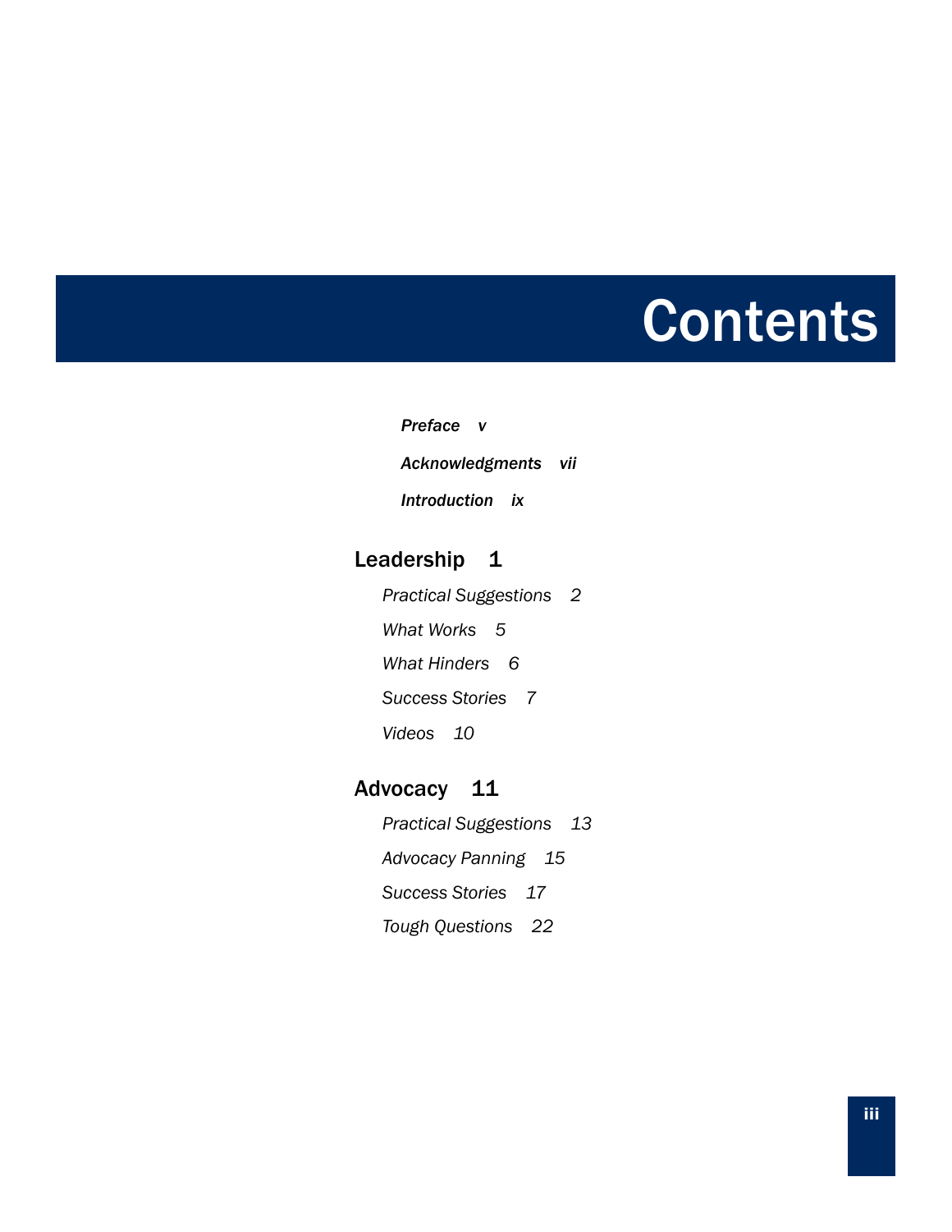# Contents

***Preface v***

***Acknowledgments vii***

***Introduction ix***

## Leadership 1

*Practical Suggestions 2*

*What Works 5*

*What Hinders 6*

*Success Stories 7*

*Videos 10*

## Advocacy 11

*Practical Suggestions 13*

*Advocacy Panning 15*

*Success Stories 17*

*Tough Questions 22*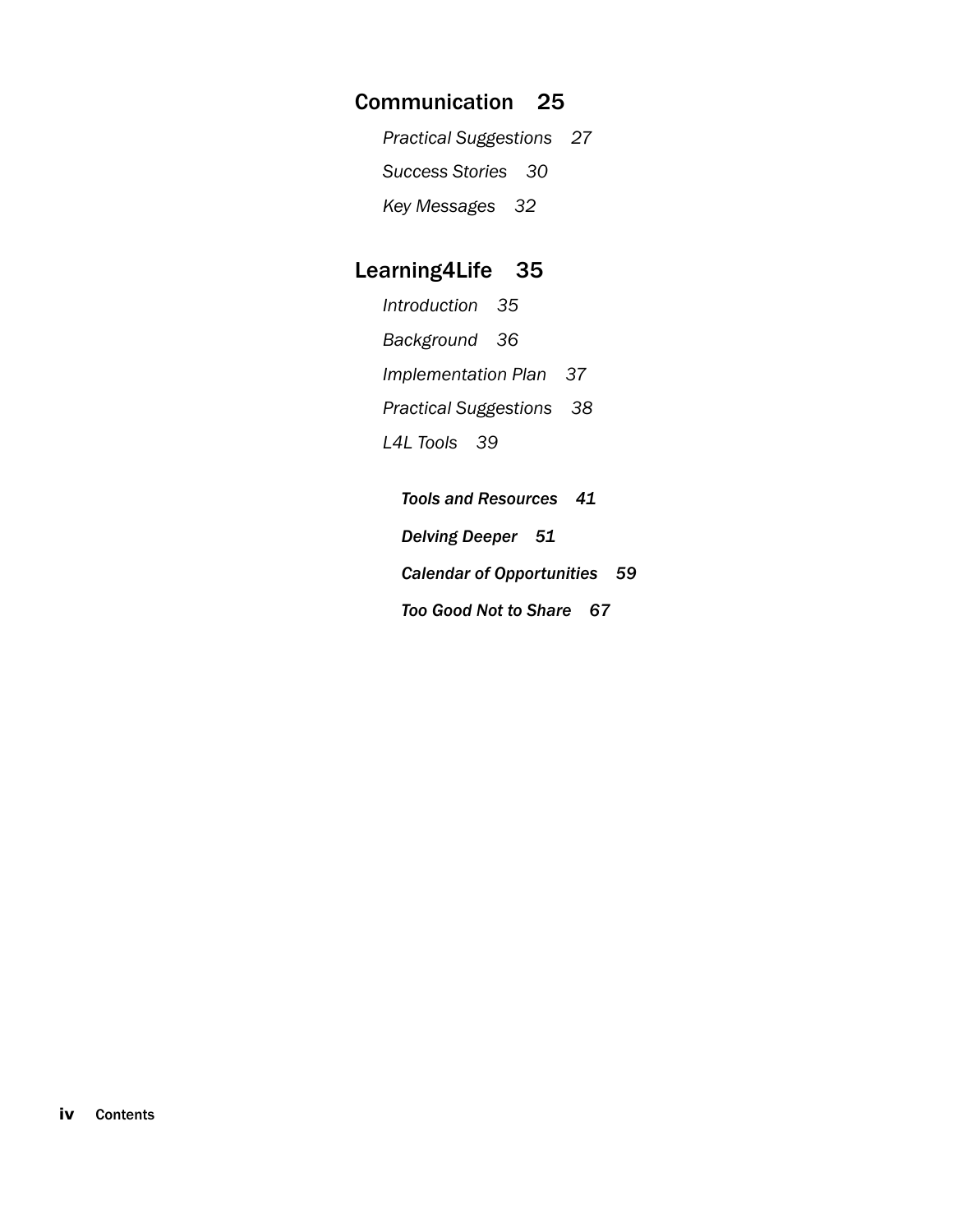## Communication 25

*Practical Suggestions 27*

*Success Stories 30*

*Key Messages 32*

## Learning4Life 35

*Introduction 35*

*Background 36*

*Implementation Plan 37*

*Practical Suggestions 38*

*L4L Tools 39*

***Tools and Resources 41***

***Delving Deeper 51***

***Calendar of Opportunities 59***

***Too Good Not to Share 67***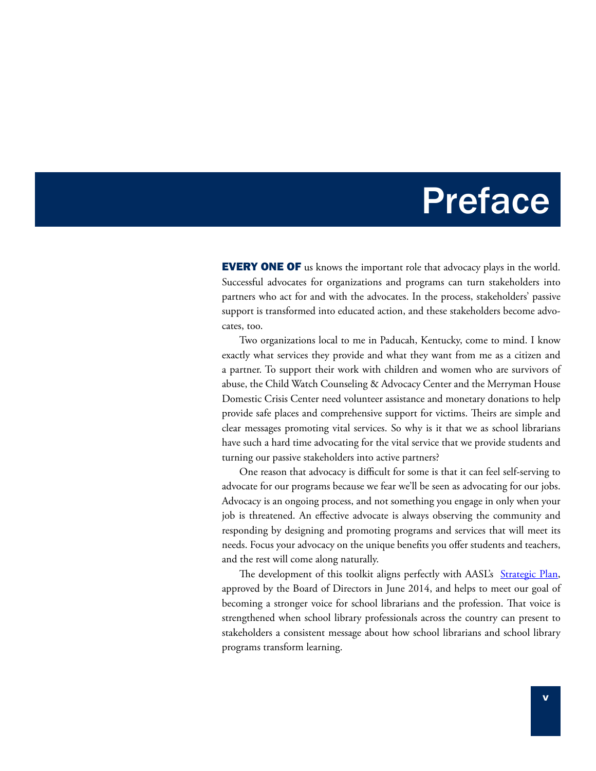# Preface

**EVERY ONE OF** us knows the important role that advocacy plays in the world. Successful advocates for organizations and programs can turn stakeholders into partners who act for and with the advocates. In the process, stakeholders' passive support is transformed into educated action, and these stakeholders become advocates, too.

Two organizations local to me in Paducah, Kentucky, come to mind. I know exactly what services they provide and what they want from me as a citizen and a partner. To support their work with children and women who are survivors of abuse, the Child Watch Counseling & Advocacy Center and the Merryman House Domestic Crisis Center need volunteer assistance and monetary donations to help provide safe places and comprehensive support for victims. Theirs are simple and clear messages promoting vital services. So why is it that we as school librarians have such a hard time advocating for the vital service that we provide students and turning our passive stakeholders into active partners?

One reason that advocacy is difficult for some is that it can feel self-serving to advocate for our programs because we fear we'll be seen as advocating for our jobs. Advocacy is an ongoing process, and not something you engage in only when your job is threatened. An effective advocate is always observing the community and responding by designing and promoting programs and services that will meet its needs. Focus your advocacy on the unique benefits you offer students and teachers, and the rest will come along naturally.

The development of this toolkit aligns perfectly with AASL's Strategic Plan, approved by the Board of Directors in June 2014, and helps to meet our goal of becoming a stronger voice for school librarians and the profession. That voice is strengthened when school library professionals across the country can present to stakeholders a consistent message about how school librarians and school library programs transform learning.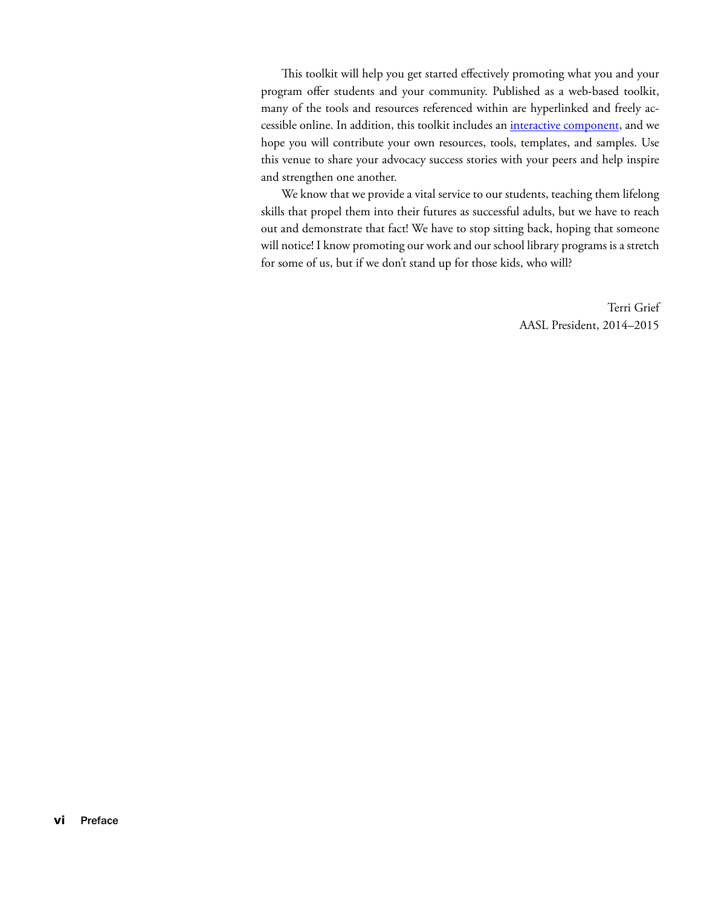This toolkit will help you get started effectively promoting what you and your program offer students and your community. Published as a web-based toolkit, many of the tools and resources referenced within are hyperlinked and freely accessible online. In addition, this toolkit includes an interactive component, and we hope you will contribute your own resources, tools, templates, and samples. Use this venue to share your advocacy success stories with your peers and help inspire and strengthen one another.

We know that we provide a vital service to our students, teaching them lifelong skills that propel them into their futures as successful adults, but we have to reach out and demonstrate that fact! We have to stop sitting back, hoping that someone will notice! I know promoting our work and our school library programs is a stretch for some of us, but if we don't stand up for those kids, who will?

Terri Grief
AASL President, 2014–2015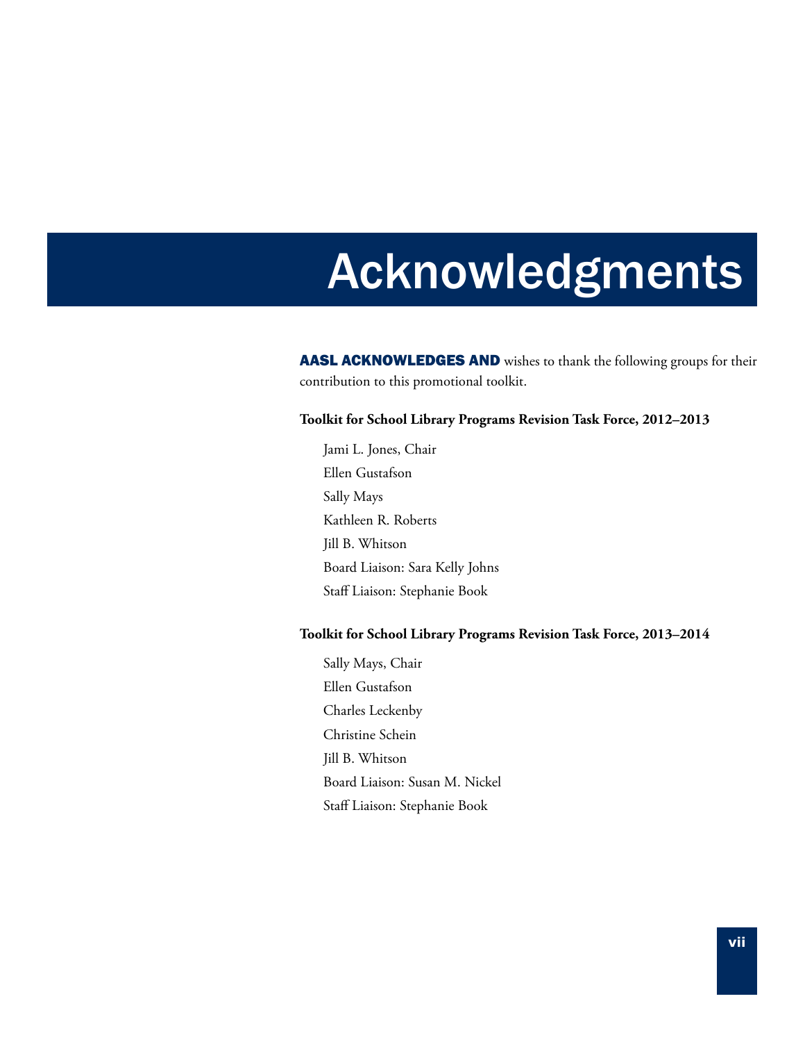# Acknowledgments

**AASL ACKNOWLEDGES AND** wishes to thank the following groups for their contribution to this promotional toolkit.

**Toolkit for School Library Programs Revision Task Force, 2012–2013**

Jami L. Jones, Chair
Ellen Gustafson
Sally Mays
Kathleen R. Roberts
Jill B. Whitson
Board Liaison: Sara Kelly Johns
Staff Liaison: Stephanie Book

**Toolkit for School Library Programs Revision Task Force, 2013–2014**

Sally Mays, Chair
Ellen Gustafson
Charles Leckenby
Christine Schein
Jill B. Whitson
Board Liaison: Susan M. Nickel
Staff Liaison: Stephanie Book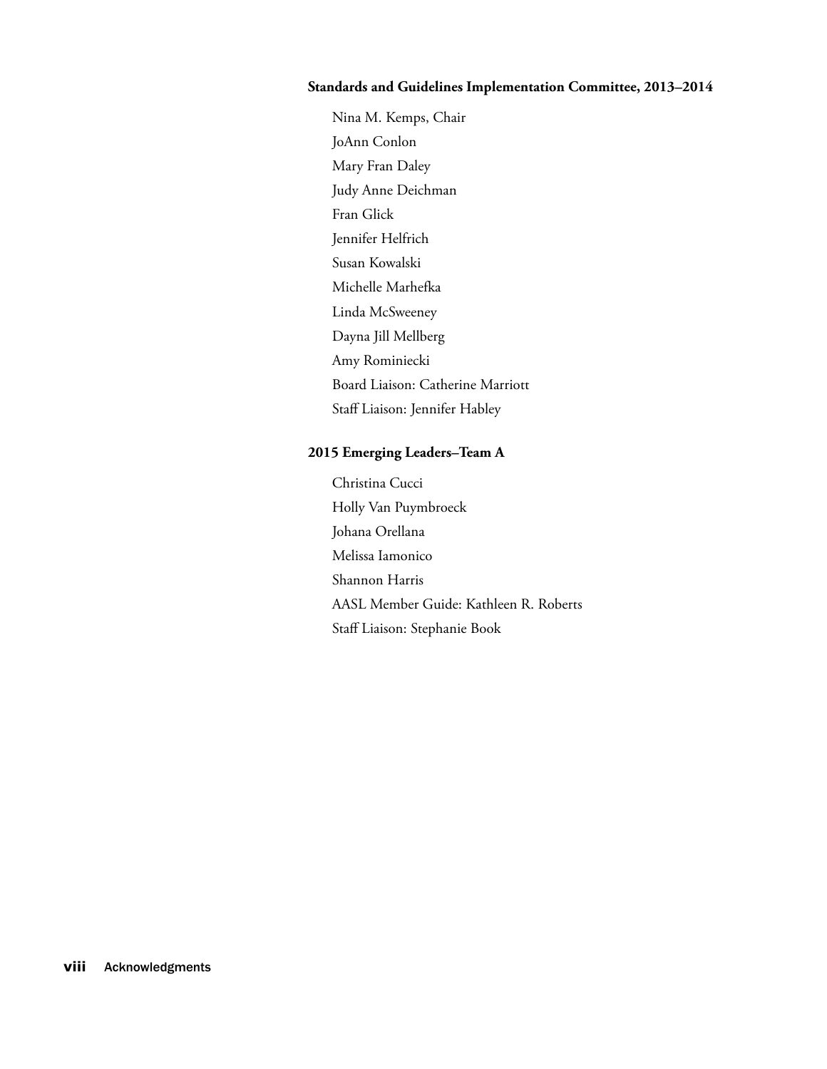**Standards and Guidelines Implementation Committee, 2013–2014**

Nina M. Kemps, Chair
JoAnn Conlon
Mary Fran Daley
Judy Anne Deichman
Fran Glick
Jennifer Helfrich
Susan Kowalski
Michelle Marhefka
Linda McSweeney
Dayna Jill Mellberg
Amy Rominiecki
Board Liaison: Catherine Marriott
Staff Liaison: Jennifer Habley

**2015 Emerging Leaders–Team A**

Christina Cucci
Holly Van Puymbroeck
Johana Orellana
Melissa Iamonico
Shannon Harris
AASL Member Guide: Kathleen R. Roberts
Staff Liaison: Stephanie Book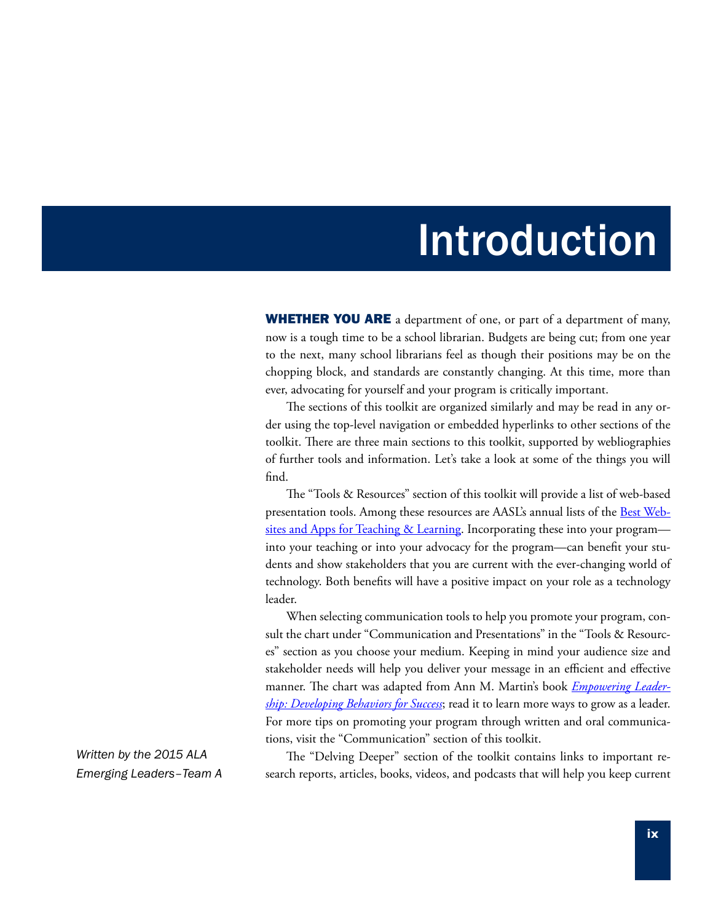# Introduction

*Written by the 2015 ALA Emerging Leaders–Team A*

**WHETHER YOU ARE** a department of one, or part of a department of many, now is a tough time to be a school librarian. Budgets are being cut; from one year to the next, many school librarians feel as though their positions may be on the chopping block, and standards are constantly changing. At this time, more than ever, advocating for yourself and your program is critically important.

The sections of this toolkit are organized similarly and may be read in any order using the top-level navigation or embedded hyperlinks to other sections of the toolkit. There are three main sections to this toolkit, supported by webliographies of further tools and information. Let's take a look at some of the things you will find.

The "Tools & Resources" section of this toolkit will provide a list of web-based presentation tools. Among these resources are AASL's annual lists of the Best Websites and Apps for Teaching & Learning. Incorporating these into your program—into your teaching or into your advocacy for the program—can benefit your students and show stakeholders that you are current with the ever-changing world of technology. Both benefits will have a positive impact on your role as a technology leader.

When selecting communication tools to help you promote your program, consult the chart under "Communication and Presentations" in the "Tools & Resources" section as you choose your medium. Keeping in mind your audience size and stakeholder needs will help you deliver your message in an efficient and effective manner. The chart was adapted from Ann M. Martin's book *Empowering Leadership: Developing Behaviors for Success*; read it to learn more ways to grow as a leader. For more tips on promoting your program through written and oral communications, visit the "Communication" section of this toolkit.

The "Delving Deeper" section of the toolkit contains links to important research reports, articles, books, videos, and podcasts that will help you keep current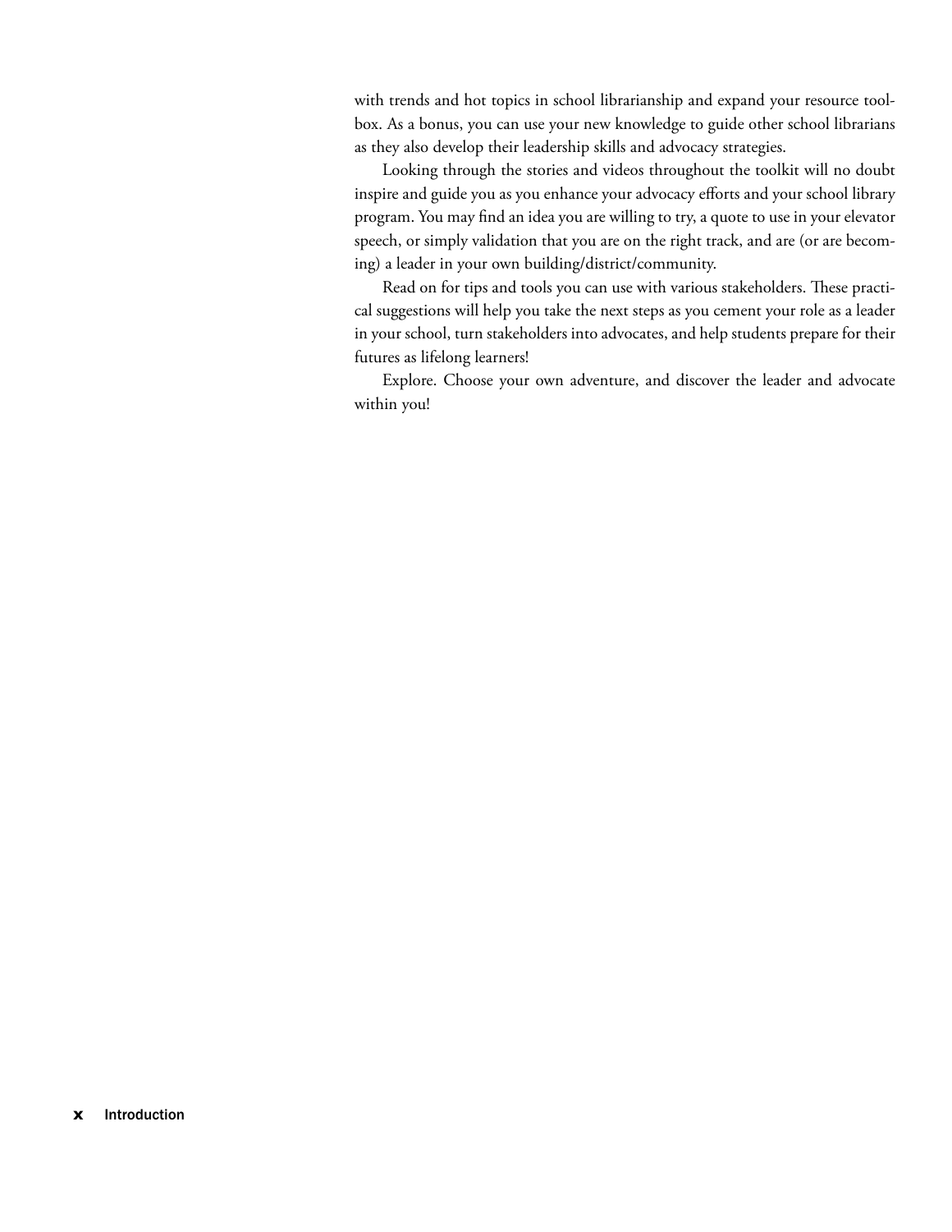with trends and hot topics in school librarianship and expand your resource toolbox. As a bonus, you can use your new knowledge to guide other school librarians as they also develop their leadership skills and advocacy strategies.

Looking through the stories and videos throughout the toolkit will no doubt inspire and guide you as you enhance your advocacy efforts and your school library program. You may find an idea you are willing to try, a quote to use in your elevator speech, or simply validation that you are on the right track, and are (or are becoming) a leader in your own building/district/community.

Read on for tips and tools you can use with various stakeholders. These practical suggestions will help you take the next steps as you cement your role as a leader in your school, turn stakeholders into advocates, and help students prepare for their futures as lifelong learners!

Explore. Choose your own adventure, and discover the leader and advocate within you!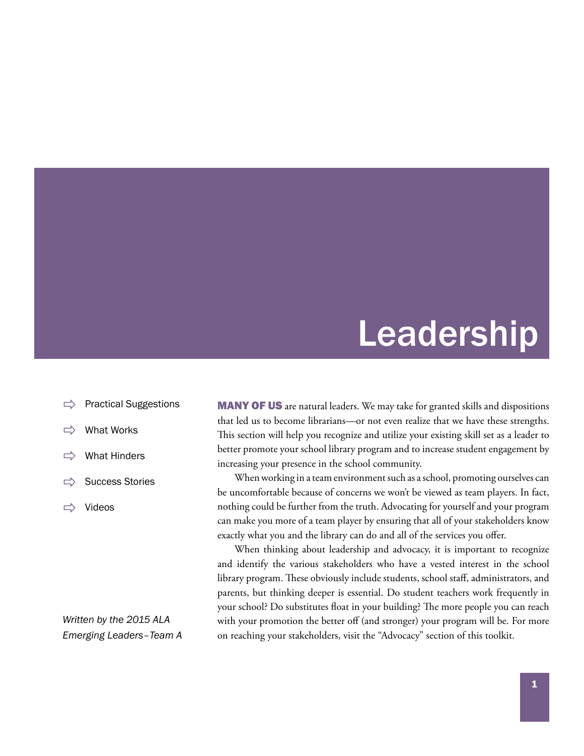# Leadership

- Practical Suggestions
- What Works
- What Hinders
- Success Stories
- Videos

*Written by the 2015 ALA Emerging Leaders–Team A*

**MANY OF US** are natural leaders. We may take for granted skills and dispositions that led us to become librarians—or not even realize that we have these strengths. This section will help you recognize and utilize your existing skill set as a leader to better promote your school library program and to increase student engagement by increasing your presence in the school community.

When working in a team environment such as a school, promoting ourselves can be uncomfortable because of concerns we won't be viewed as team players. In fact, nothing could be further from the truth. Advocating for yourself and your program can make you more of a team player by ensuring that all of your stakeholders know exactly what you and the library can do and all of the services you offer.

When thinking about leadership and advocacy, it is important to recognize and identify the various stakeholders who have a vested interest in the school library program. These obviously include students, school staff, administrators, and parents, but thinking deeper is essential. Do student teachers work frequently in your school? Do substitutes float in your building? The more people you can reach with your promotion the better off (and stronger) your program will be. For more on reaching your stakeholders, visit the "Advocacy" section of this toolkit.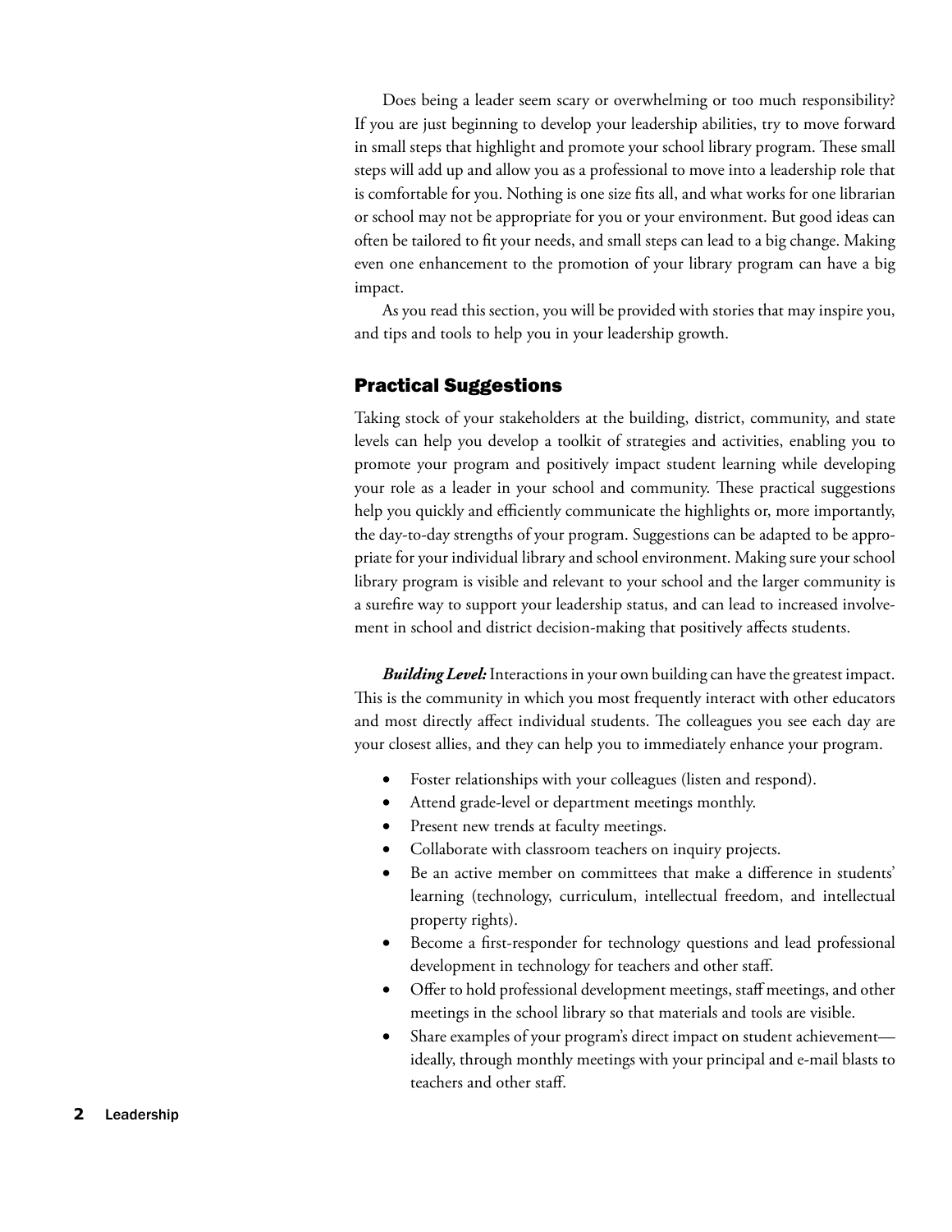Does being a leader seem scary or overwhelming or too much responsibility? If you are just beginning to develop your leadership abilities, try to move forward in small steps that highlight and promote your school library program. These small steps will add up and allow you as a professional to move into a leadership role that is comfortable for you. Nothing is one size fits all, and what works for one librarian or school may not be appropriate for you or your environment. But good ideas can often be tailored to fit your needs, and small steps can lead to a big change. Making even one enhancement to the promotion of your library program can have a big impact.

As you read this section, you will be provided with stories that may inspire you, and tips and tools to help you in your leadership growth.

## Practical Suggestions

Taking stock of your stakeholders at the building, district, community, and state levels can help you develop a toolkit of strategies and activities, enabling you to promote your program and positively impact student learning while developing your role as a leader in your school and community. These practical suggestions help you quickly and efficiently communicate the highlights or, more importantly, the day-to-day strengths of your program. Suggestions can be adapted to be appropriate for your individual library and school environment. Making sure your school library program is visible and relevant to your school and the larger community is a surefire way to support your leadership status, and can lead to increased involvement in school and district decision-making that positively affects students.

***Building Level:*** Interactions in your own building can have the greatest impact. This is the community in which you most frequently interact with other educators and most directly affect individual students. The colleagues you see each day are your closest allies, and they can help you to immediately enhance your program.

- Foster relationships with your colleagues (listen and respond).
- Attend grade-level or department meetings monthly.
- Present new trends at faculty meetings.
- Collaborate with classroom teachers on inquiry projects.
- Be an active member on committees that make a difference in students' learning (technology, curriculum, intellectual freedom, and intellectual property rights).
- Become a first-responder for technology questions and lead professional development in technology for teachers and other staff.
- Offer to hold professional development meetings, staff meetings, and other meetings in the school library so that materials and tools are visible.
- Share examples of your program's direct impact on student achievement—ideally, through monthly meetings with your principal and e-mail blasts to teachers and other staff.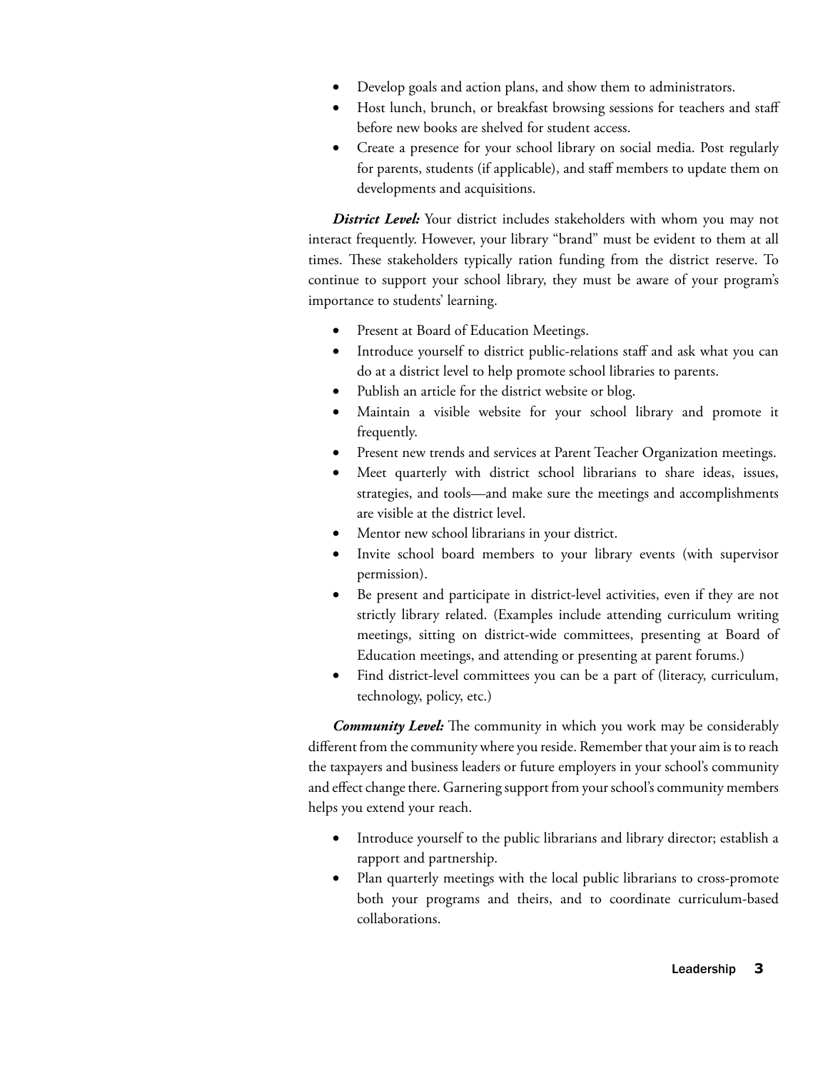- Develop goals and action plans, and show them to administrators.
- Host lunch, brunch, or breakfast browsing sessions for teachers and staff before new books are shelved for student access.
- Create a presence for your school library on social media. Post regularly for parents, students (if applicable), and staff members to update them on developments and acquisitions.

***District Level:*** Your district includes stakeholders with whom you may not interact frequently. However, your library "brand" must be evident to them at all times. These stakeholders typically ration funding from the district reserve. To continue to support your school library, they must be aware of your program's importance to students' learning.

- Present at Board of Education Meetings.
- Introduce yourself to district public-relations staff and ask what you can do at a district level to help promote school libraries to parents.
- Publish an article for the district website or blog.
- Maintain a visible website for your school library and promote it frequently.
- Present new trends and services at Parent Teacher Organization meetings.
- Meet quarterly with district school librarians to share ideas, issues, strategies, and tools—and make sure the meetings and accomplishments are visible at the district level.
- Mentor new school librarians in your district.
- Invite school board members to your library events (with supervisor permission).
- Be present and participate in district-level activities, even if they are not strictly library related. (Examples include attending curriculum writing meetings, sitting on district-wide committees, presenting at Board of Education meetings, and attending or presenting at parent forums.)
- Find district-level committees you can be a part of (literacy, curriculum, technology, policy, etc.)

***Community Level:*** The community in which you work may be considerably different from the community where you reside. Remember that your aim is to reach the taxpayers and business leaders or future employers in your school's community and effect change there. Garnering support from your school's community members helps you extend your reach.

- Introduce yourself to the public librarians and library director; establish a rapport and partnership.
- Plan quarterly meetings with the local public librarians to cross-promote both your programs and theirs, and to coordinate curriculum-based collaborations.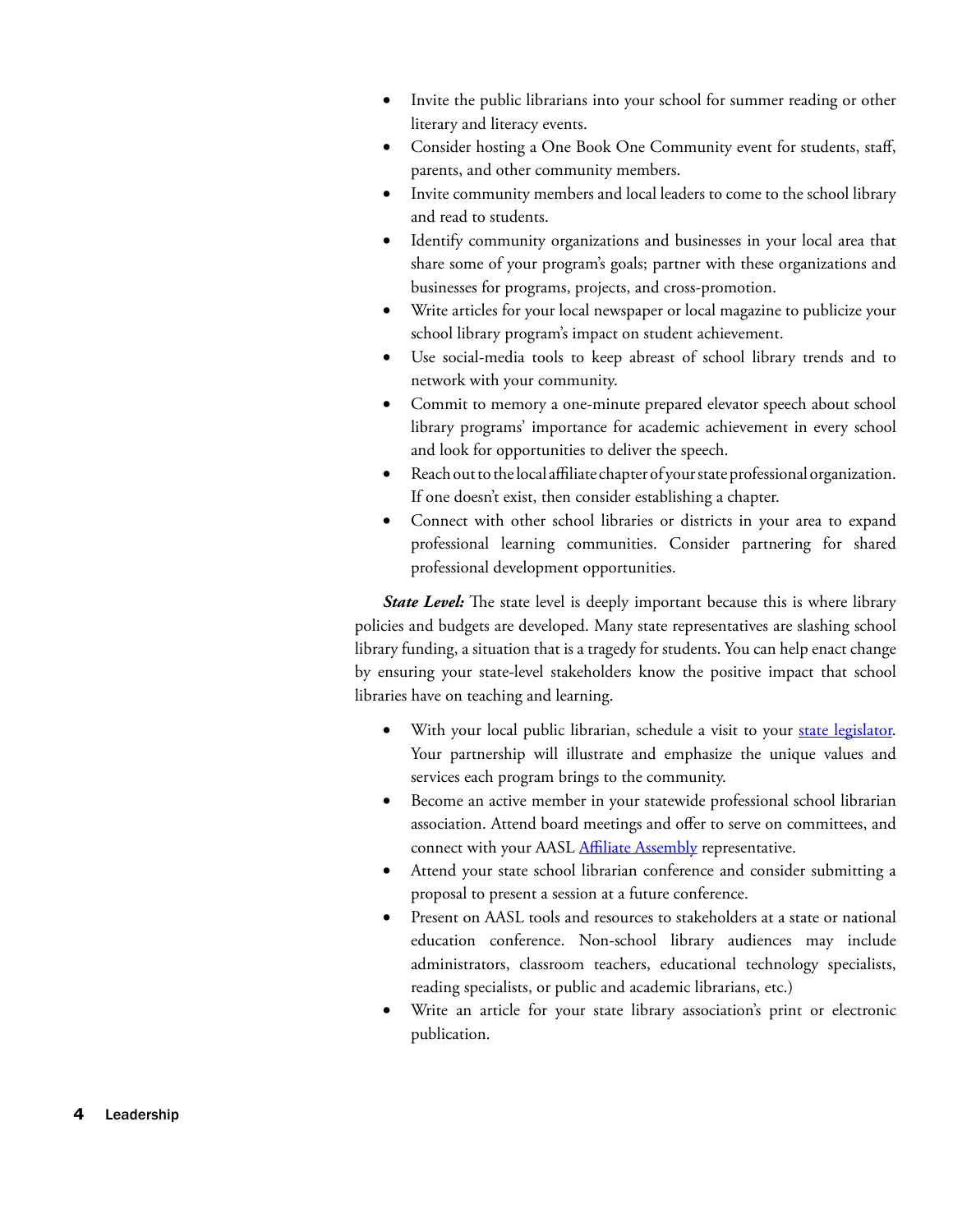- Invite the public librarians into your school for summer reading or other literary and literacy events.
- Consider hosting a One Book One Community event for students, staff, parents, and other community members.
- Invite community members and local leaders to come to the school library and read to students.
- Identify community organizations and businesses in your local area that share some of your program's goals; partner with these organizations and businesses for programs, projects, and cross-promotion.
- Write articles for your local newspaper or local magazine to publicize your school library program's impact on student achievement.
- Use social-media tools to keep abreast of school library trends and to network with your community.
- Commit to memory a one-minute prepared elevator speech about school library programs' importance for academic achievement in every school and look for opportunities to deliver the speech.
- Reach out to the local affiliate chapter of your state professional organization. If one doesn't exist, then consider establishing a chapter.
- Connect with other school libraries or districts in your area to expand professional learning communities. Consider partnering for shared professional development opportunities.

***State Level:*** The state level is deeply important because this is where library policies and budgets are developed. Many state representatives are slashing school library funding, a situation that is a tragedy for students. You can help enact change by ensuring your state-level stakeholders know the positive impact that school libraries have on teaching and learning.

- With your local public librarian, schedule a visit to your state legislator. Your partnership will illustrate and emphasize the unique values and services each program brings to the community.
- Become an active member in your statewide professional school librarian association. Attend board meetings and offer to serve on committees, and connect with your AASL Affiliate Assembly representative.
- Attend your state school librarian conference and consider submitting a proposal to present a session at a future conference.
- Present on AASL tools and resources to stakeholders at a state or national education conference. Non-school library audiences may include administrators, classroom teachers, educational technology specialists, reading specialists, or public and academic librarians, etc.)
- Write an article for your state library association's print or electronic publication.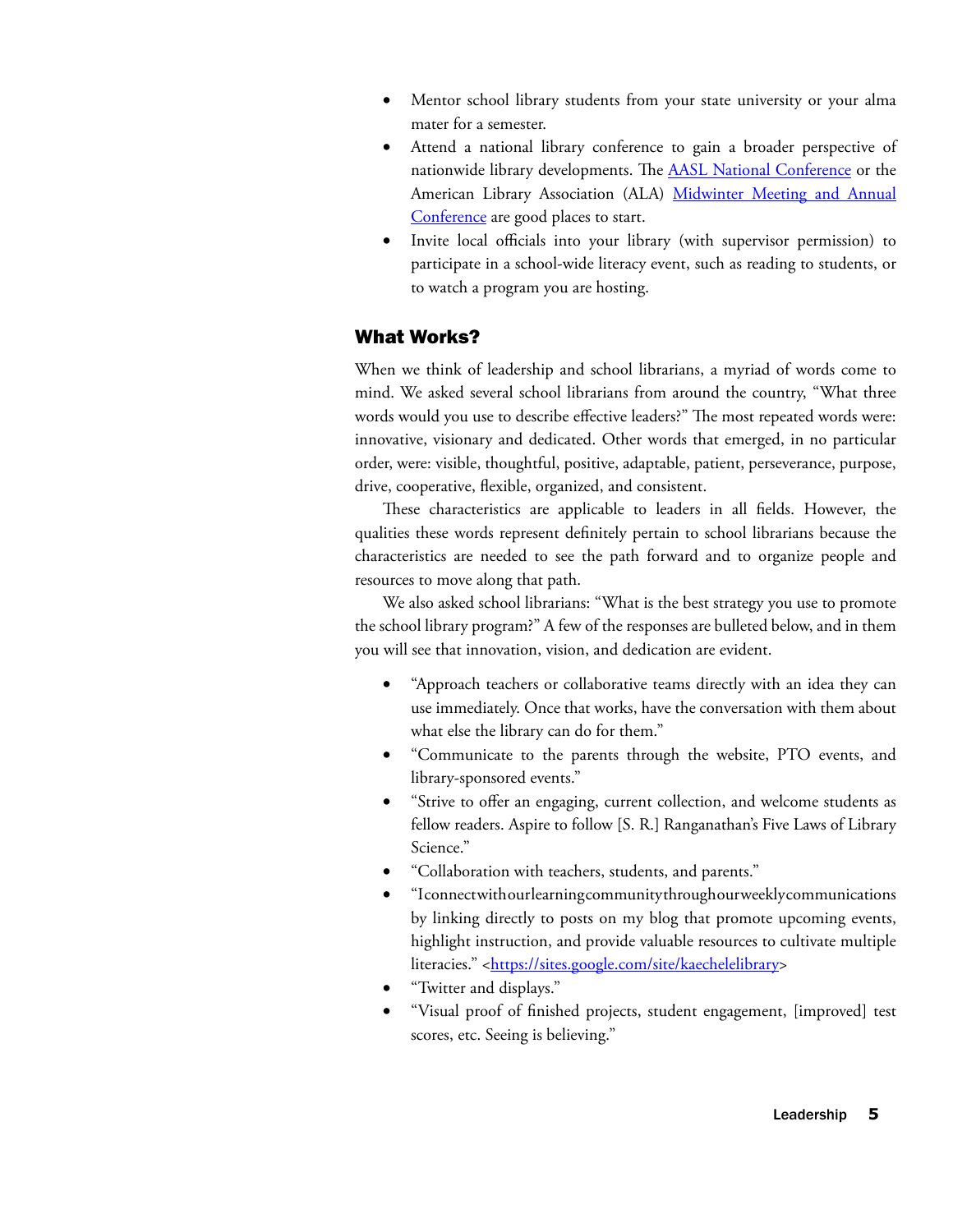- Mentor school library students from your state university or your alma mater for a semester.
- Attend a national library conference to gain a broader perspective of nationwide library developments. The [AASL National Conference]() or the American Library Association (ALA) [Midwinter Meeting and Annual Conference]() are good places to start.
- Invite local officials into your library (with supervisor permission) to participate in a school-wide literacy event, such as reading to students, or to watch a program you are hosting.

## What Works?

When we think of leadership and school librarians, a myriad of words come to mind. We asked several school librarians from around the country, "What three words would you use to describe effective leaders?" The most repeated words were: innovative, visionary and dedicated. Other words that emerged, in no particular order, were: visible, thoughtful, positive, adaptable, patient, perseverance, purpose, drive, cooperative, flexible, organized, and consistent.

These characteristics are applicable to leaders in all fields. However, the qualities these words represent definitely pertain to school librarians because the characteristics are needed to see the path forward and to organize people and resources to move along that path.

We also asked school librarians: "What is the best strategy you use to promote the school library program?" A few of the responses are bulleted below, and in them you will see that innovation, vision, and dedication are evident.

- "Approach teachers or collaborative teams directly with an idea they can use immediately. Once that works, have the conversation with them about what else the library can do for them."
- "Communicate to the parents through the website, PTO events, and library-sponsored events."
- "Strive to offer an engaging, current collection, and welcome students as fellow readers. Aspire to follow [S. R.] Ranganathan's Five Laws of Library Science."
- "Collaboration with teachers, students, and parents."
- "I connect with our learning community through our weekly communications by linking directly to posts on my blog that promote upcoming events, highlight instruction, and provide valuable resources to cultivate multiple literacies." <https://sites.google.com/site/kaechelelibrary>
- "Twitter and displays."
- "Visual proof of finished projects, student engagement, [improved] test scores, etc. Seeing is believing."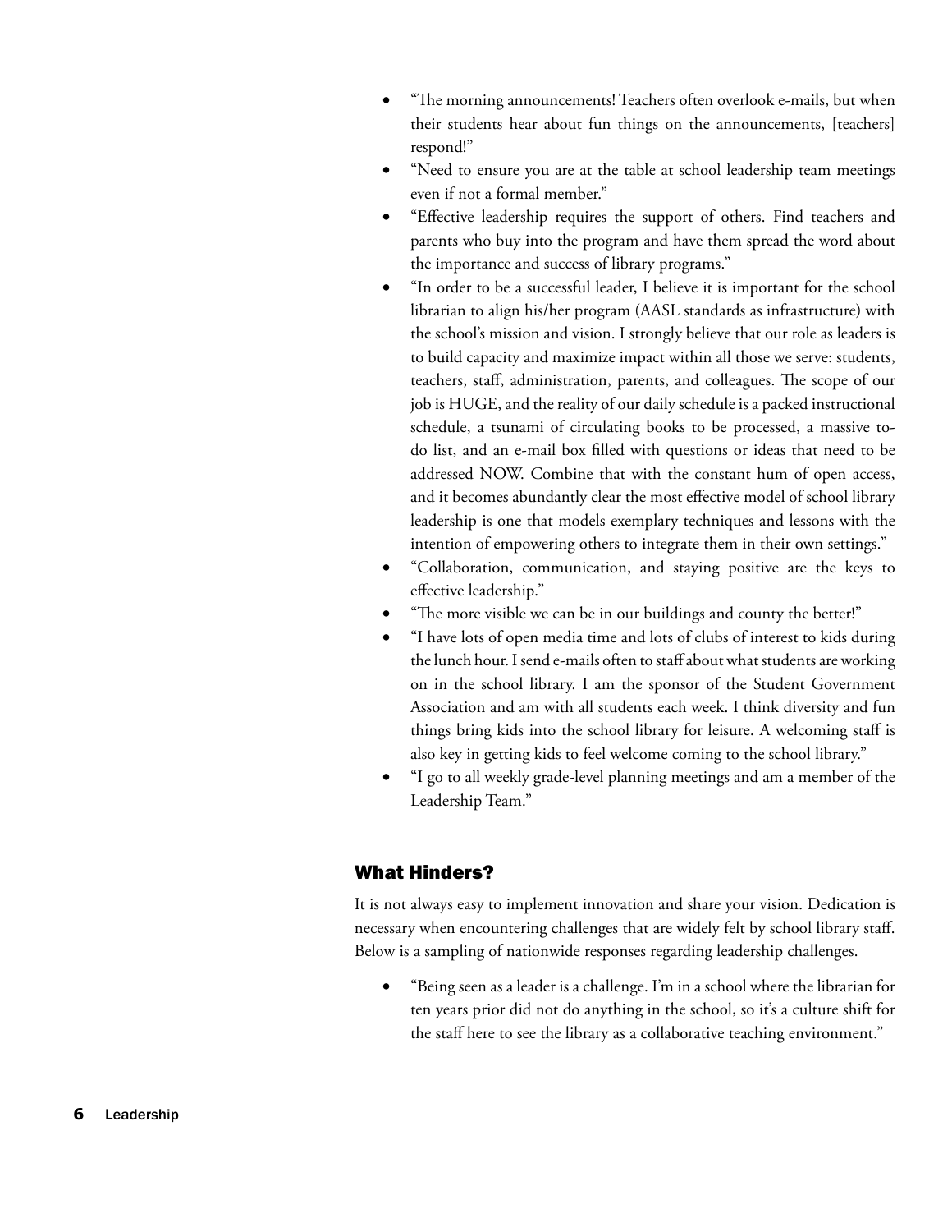- "The morning announcements! Teachers often overlook e-mails, but when their students hear about fun things on the announcements, [teachers] respond!"
- "Need to ensure you are at the table at school leadership team meetings even if not a formal member."
- "Effective leadership requires the support of others. Find teachers and parents who buy into the program and have them spread the word about the importance and success of library programs."
- "In order to be a successful leader, I believe it is important for the school librarian to align his/her program (AASL standards as infrastructure) with the school's mission and vision. I strongly believe that our role as leaders is to build capacity and maximize impact within all those we serve: students, teachers, staff, administration, parents, and colleagues. The scope of our job is HUGE, and the reality of our daily schedule is a packed instructional schedule, a tsunami of circulating books to be processed, a massive to-do list, and an e-mail box filled with questions or ideas that need to be addressed NOW. Combine that with the constant hum of open access, and it becomes abundantly clear the most effective model of school library leadership is one that models exemplary techniques and lessons with the intention of empowering others to integrate them in their own settings."
- "Collaboration, communication, and staying positive are the keys to effective leadership."
- "The more visible we can be in our buildings and county the better!"
- "I have lots of open media time and lots of clubs of interest to kids during the lunch hour. I send e-mails often to staff about what students are working on in the school library. I am the sponsor of the Student Government Association and am with all students each week. I think diversity and fun things bring kids into the school library for leisure. A welcoming staff is also key in getting kids to feel welcome coming to the school library."
- "I go to all weekly grade-level planning meetings and am a member of the Leadership Team."

### What Hinders?

It is not always easy to implement innovation and share your vision. Dedication is necessary when encountering challenges that are widely felt by school library staff. Below is a sampling of nationwide responses regarding leadership challenges.

- "Being seen as a leader is a challenge. I'm in a school where the librarian for ten years prior did not do anything in the school, so it's a culture shift for the staff here to see the library as a collaborative teaching environment."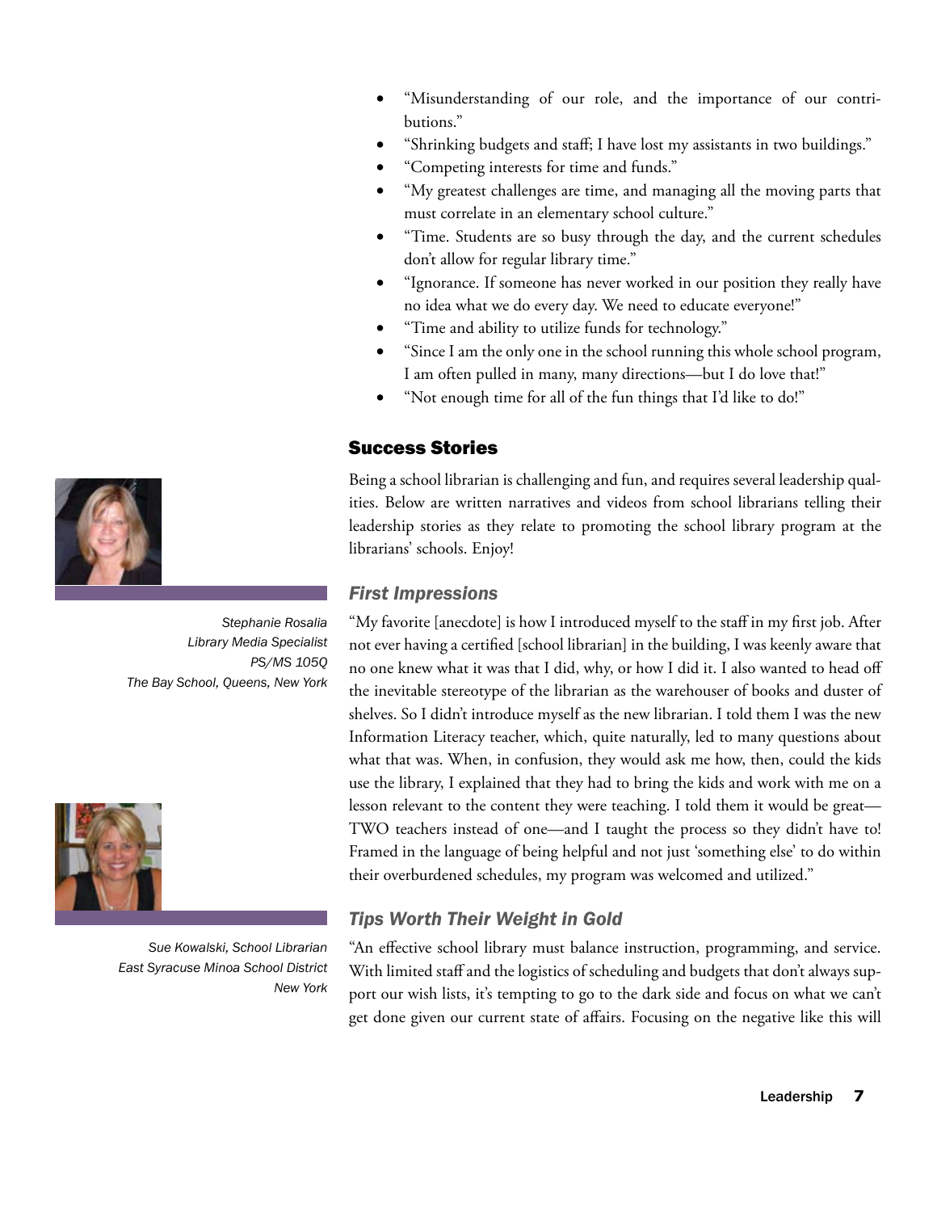- "Misunderstanding of our role, and the importance of our contributions."
- "Shrinking budgets and staff; I have lost my assistants in two buildings."
- "Competing interests for time and funds."
- "My greatest challenges are time, and managing all the moving parts that must correlate in an elementary school culture."
- "Time. Students are so busy through the day, and the current schedules don't allow for regular library time."
- "Ignorance. If someone has never worked in our position they really have no idea what we do every day. We need to educate everyone!"
- "Time and ability to utilize funds for technology."
- "Since I am the only one in the school running this whole school program, I am often pulled in many, many directions—but I do love that!"
- "Not enough time for all of the fun things that I'd like to do!"

## Success Stories

Being a school librarian is challenging and fun, and requires several leadership qualities. Below are written narratives and videos from school librarians telling their leadership stories as they relate to promoting the school library program at the librarians' schools. Enjoy!

### *First Impressions*

*Stephanie Rosalia*
*Library Media Specialist*
*PS/MS 105Q*
*The Bay School, Queens, New York*

"My favorite [anecdote] is how I introduced myself to the staff in my first job. After not ever having a certified [school librarian] in the building, I was keenly aware that no one knew what it was that I did, why, or how I did it. I also wanted to head off the inevitable stereotype of the librarian as the warehouser of books and duster of shelves. So I didn't introduce myself as the new librarian. I told them I was the new Information Literacy teacher, which, quite naturally, led to many questions about what that was. When, in confusion, they would ask me how, then, could the kids use the library, I explained that they had to bring the kids and work with me on a lesson relevant to the content they were teaching. I told them it would be great—TWO teachers instead of one—and I taught the process so they didn't have to! Framed in the language of being helpful and not just 'something else' to do within their overburdened schedules, my program was welcomed and utilized."

### *Tips Worth Their Weight in Gold*

*Sue Kowalski, School Librarian*
*East Syracuse Minoa School District*
*New York*

"An effective school library must balance instruction, programming, and service. With limited staff and the logistics of scheduling and budgets that don't always support our wish lists, it's tempting to go to the dark side and focus on what we can't get done given our current state of affairs. Focusing on the negative like this will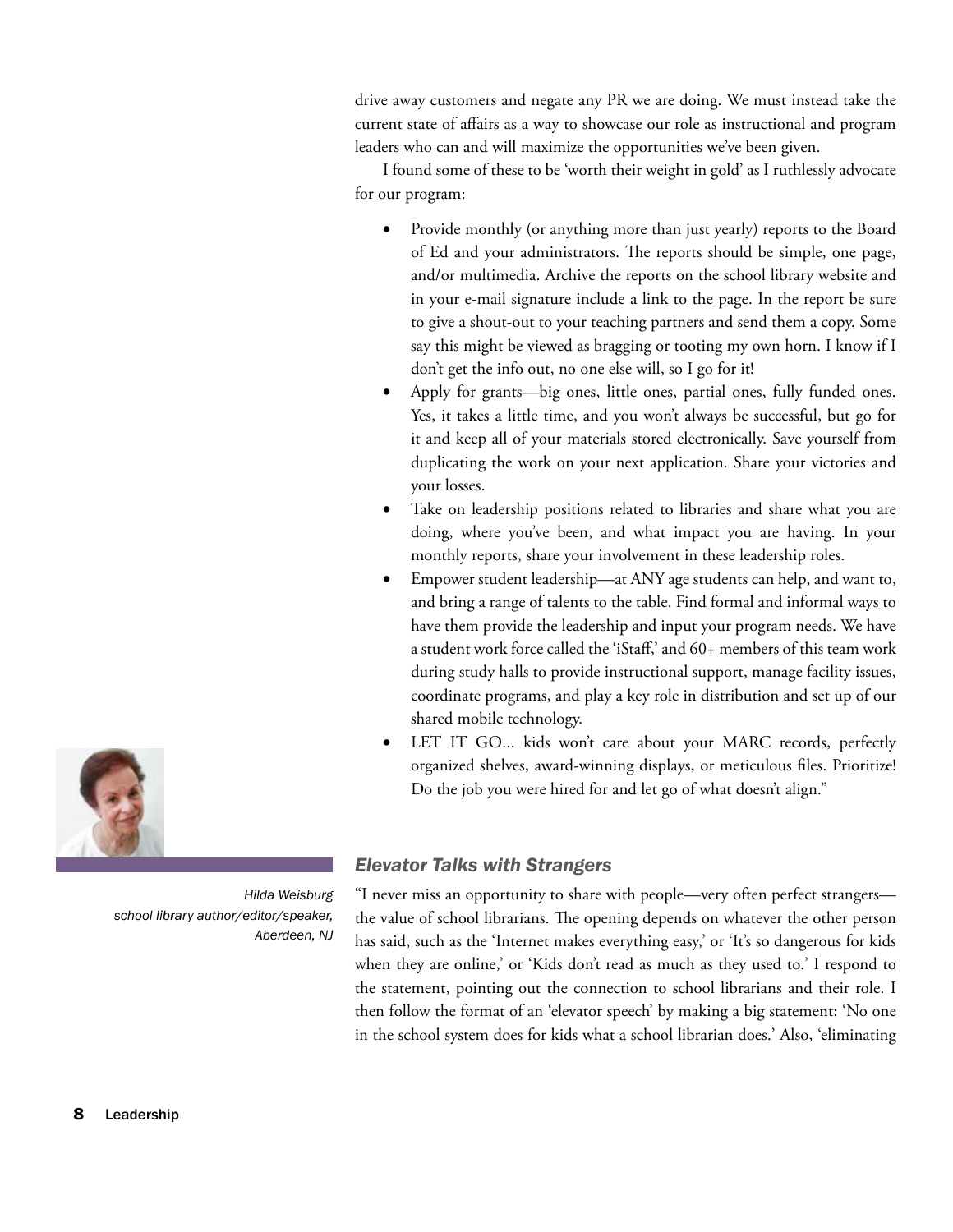drive away customers and negate any PR we are doing. We must instead take the current state of affairs as a way to showcase our role as instructional and program leaders who can and will maximize the opportunities we've been given.

I found some of these to be 'worth their weight in gold' as I ruthlessly advocate for our program:

- Provide monthly (or anything more than just yearly) reports to the Board of Ed and your administrators. The reports should be simple, one page, and/or multimedia. Archive the reports on the school library website and in your e-mail signature include a link to the page. In the report be sure to give a shout-out to your teaching partners and send them a copy. Some say this might be viewed as bragging or tooting my own horn. I know if I don't get the info out, no one else will, so I go for it!
- Apply for grants—big ones, little ones, partial ones, fully funded ones. Yes, it takes a little time, and you won't always be successful, but go for it and keep all of your materials stored electronically. Save yourself from duplicating the work on your next application. Share your victories and your losses.
- Take on leadership positions related to libraries and share what you are doing, where you've been, and what impact you are having. In your monthly reports, share your involvement in these leadership roles.
- Empower student leadership—at ANY age students can help, and want to, and bring a range of talents to the table. Find formal and informal ways to have them provide the leadership and input your program needs. We have a student work force called the 'iStaff,' and 60+ members of this team work during study halls to provide instructional support, manage facility issues, coordinate programs, and play a key role in distribution and set up of our shared mobile technology.
- LET IT GO... kids won't care about your MARC records, perfectly organized shelves, award-winning displays, or meticulous files. Prioritize! Do the job you were hired for and let go of what doesn't align."

*Hilda Weisburg*
*school library author/editor/speaker, Aberdeen, NJ*

### *Elevator Talks with Strangers*

"I never miss an opportunity to share with people—very often perfect strangers—the value of school librarians. The opening depends on whatever the other person has said, such as the 'Internet makes everything easy,' or 'It's so dangerous for kids when they are online,' or 'Kids don't read as much as they used to.' I respond to the statement, pointing out the connection to school librarians and their role. I then follow the format of an 'elevator speech' by making a big statement: 'No one in the school system does for kids what a school librarian does.' Also, 'eliminating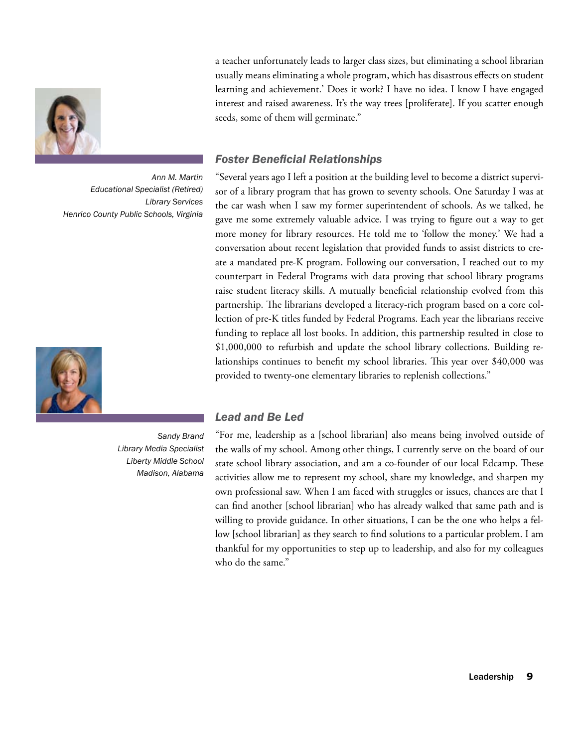a teacher unfortunately leads to larger class sizes, but eliminating a school librarian usually means eliminating a whole program, which has disastrous effects on student learning and achievement.' Does it work? I have no idea. I know I have engaged interest and raised awareness. It's the way trees [proliferate]. If you scatter enough seeds, some of them will germinate."

*Ann M. Martin*
*Educational Specialist (Retired)*
*Library Services*
*Henrico County Public Schools, Virginia*

### *Foster Beneficial Relationships*

"Several years ago I left a position at the building level to become a district supervisor of a library program that has grown to seventy schools. One Saturday I was at the car wash when I saw my former superintendent of schools. As we talked, he gave me some extremely valuable advice. I was trying to figure out a way to get more money for library resources. He told me to 'follow the money.' We had a conversation about recent legislation that provided funds to assist districts to create a mandated pre-K program. Following our conversation, I reached out to my counterpart in Federal Programs with data proving that school library programs raise student literacy skills. A mutually beneficial relationship evolved from this partnership. The librarians developed a literacy-rich program based on a core collection of pre-K titles funded by Federal Programs. Each year the librarians receive funding to replace all lost books. In addition, this partnership resulted in close to $1,000,000 to refurbish and update the school library collections. Building relationships continues to benefit my school libraries. This year over $40,000 was provided to twenty-one elementary libraries to replenish collections."

*Sandy Brand*
*Library Media Specialist*
*Liberty Middle School*
*Madison, Alabama*

### *Lead and Be Led*

"For me, leadership as a [school librarian] also means being involved outside of the walls of my school. Among other things, I currently serve on the board of our state school library association, and am a co-founder of our local Edcamp. These activities allow me to represent my school, share my knowledge, and sharpen my own professional saw. When I am faced with struggles or issues, chances are that I can find another [school librarian] who has already walked that same path and is willing to provide guidance. In other situations, I can be the one who helps a fellow [school librarian] as they search to find solutions to a particular problem. I am thankful for my opportunities to step up to leadership, and also for my colleagues who do the same."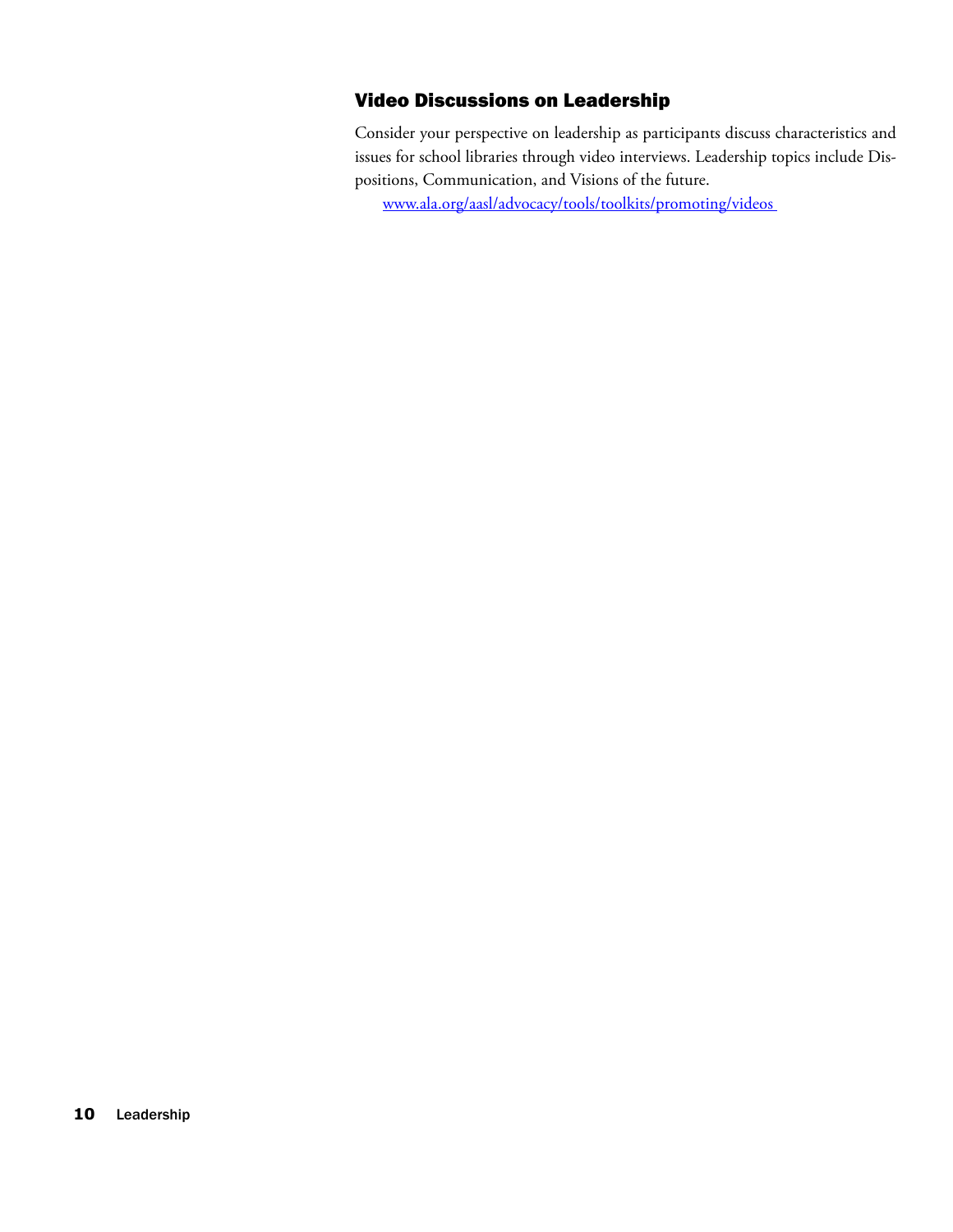### Video Discussions on Leadership

Consider your perspective on leadership as participants discuss characteristics and issues for school libraries through video interviews. Leadership topics include Dispositions, Communication, and Visions of the future.

www.ala.org/aasl/advocacy/tools/toolkits/promoting/videos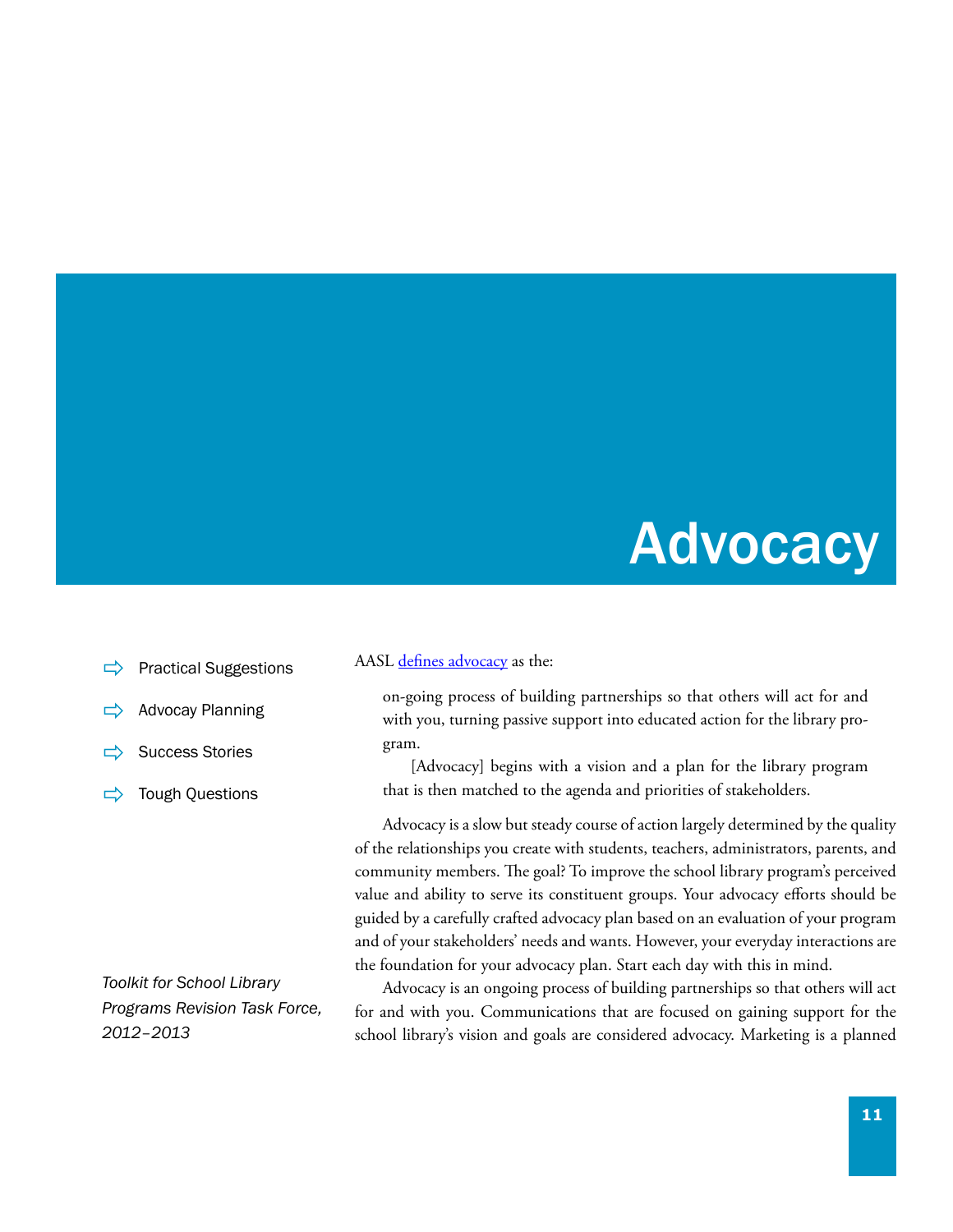# Advocacy

- Practical Suggestions
- Advocay Planning
- Success Stories
- Tough Questions

*Toolkit for School Library Programs Revision Task Force, 2012–2013*

AASL [defines advocacy] as the:

> on-going process of building partnerships so that others will act for and with you, turning passive support into educated action for the library program.
>
> [Advocacy] begins with a vision and a plan for the library program that is then matched to the agenda and priorities of stakeholders.

Advocacy is a slow but steady course of action largely determined by the quality of the relationships you create with students, teachers, administrators, parents, and community members. The goal? To improve the school library program's perceived value and ability to serve its constituent groups. Your advocacy efforts should be guided by a carefully crafted advocacy plan based on an evaluation of your program and of your stakeholders' needs and wants. However, your everyday interactions are the foundation for your advocacy plan. Start each day with this in mind.

Advocacy is an ongoing process of building partnerships so that others will act for and with you. Communications that are focused on gaining support for the school library's vision and goals are considered advocacy. Marketing is a planned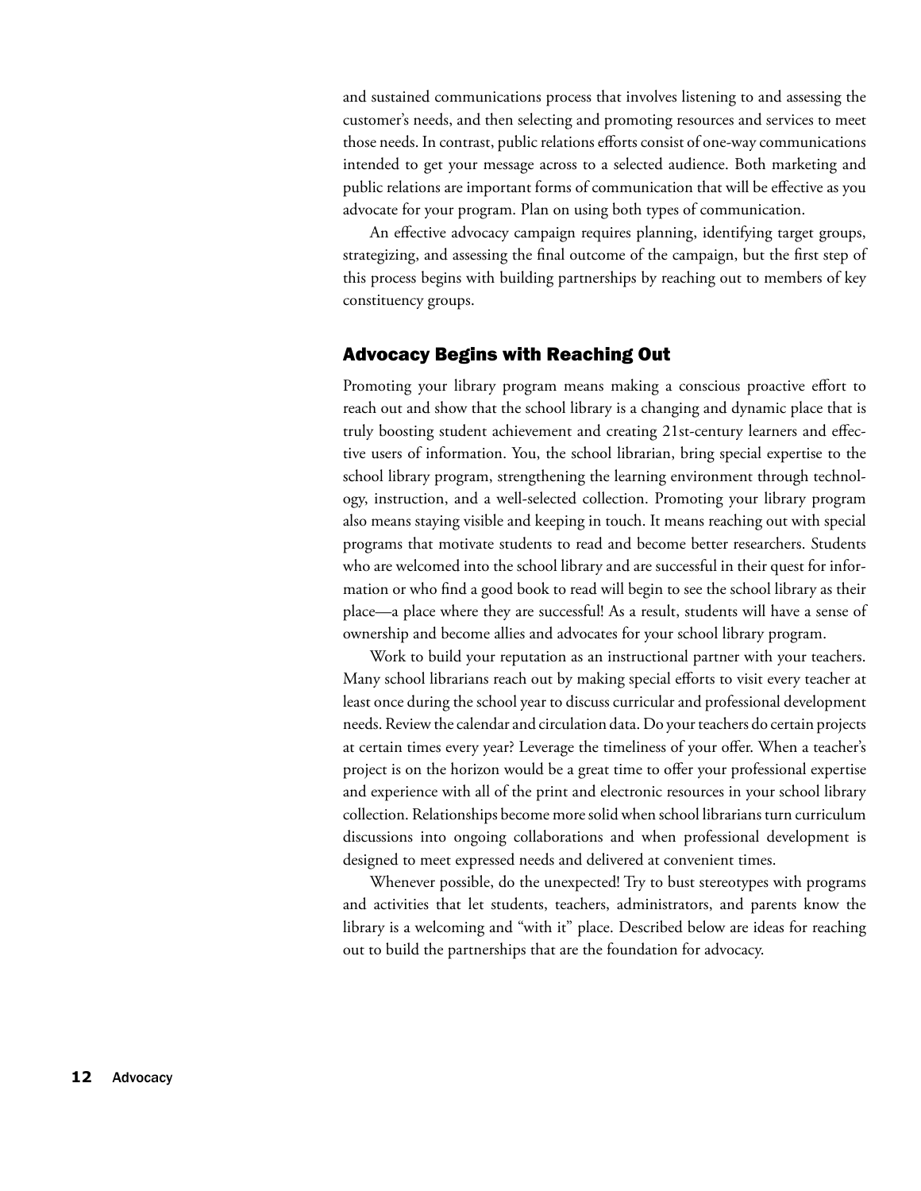and sustained communications process that involves listening to and assessing the customer's needs, and then selecting and promoting resources and services to meet those needs. In contrast, public relations efforts consist of one-way communications intended to get your message across to a selected audience. Both marketing and public relations are important forms of communication that will be effective as you advocate for your program. Plan on using both types of communication.

An effective advocacy campaign requires planning, identifying target groups, strategizing, and assessing the final outcome of the campaign, but the first step of this process begins with building partnerships by reaching out to members of key constituency groups.

## Advocacy Begins with Reaching Out

Promoting your library program means making a conscious proactive effort to reach out and show that the school library is a changing and dynamic place that is truly boosting student achievement and creating 21st-century learners and effective users of information. You, the school librarian, bring special expertise to the school library program, strengthening the learning environment through technology, instruction, and a well-selected collection. Promoting your library program also means staying visible and keeping in touch. It means reaching out with special programs that motivate students to read and become better researchers. Students who are welcomed into the school library and are successful in their quest for information or who find a good book to read will begin to see the school library as their place—a place where they are successful! As a result, students will have a sense of ownership and become allies and advocates for your school library program.

Work to build your reputation as an instructional partner with your teachers. Many school librarians reach out by making special efforts to visit every teacher at least once during the school year to discuss curricular and professional development needs. Review the calendar and circulation data. Do your teachers do certain projects at certain times every year? Leverage the timeliness of your offer. When a teacher's project is on the horizon would be a great time to offer your professional expertise and experience with all of the print and electronic resources in your school library collection. Relationships become more solid when school librarians turn curriculum discussions into ongoing collaborations and when professional development is designed to meet expressed needs and delivered at convenient times.

Whenever possible, do the unexpected! Try to bust stereotypes with programs and activities that let students, teachers, administrators, and parents know the library is a welcoming and "with it" place. Described below are ideas for reaching out to build the partnerships that are the foundation for advocacy.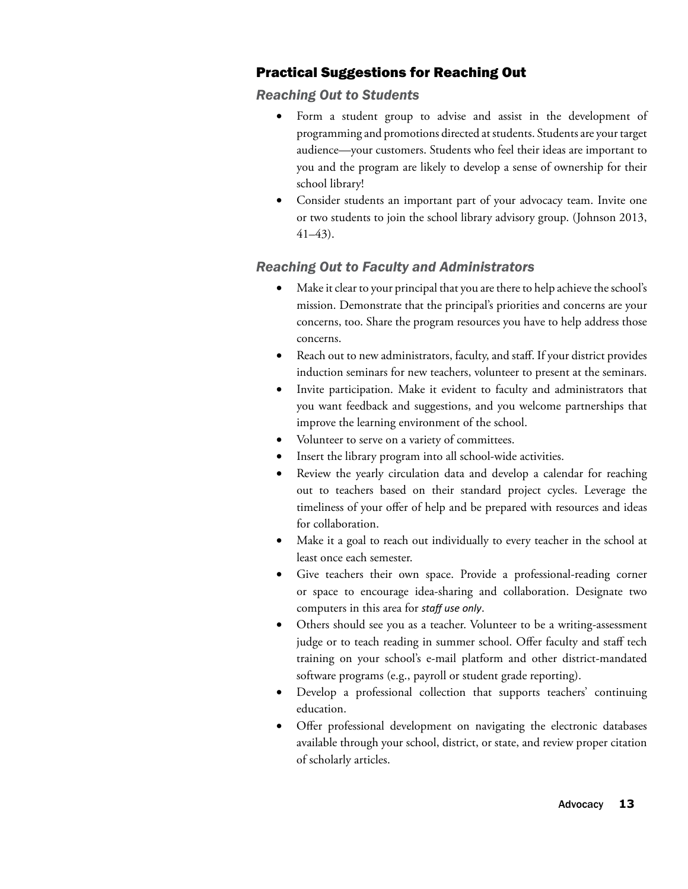## Practical Suggestions for Reaching Out

### *Reaching Out to Students*

- Form a student group to advise and assist in the development of programming and promotions directed at students. Students are your target audience—your customers. Students who feel their ideas are important to you and the program are likely to develop a sense of ownership for their school library!
- Consider students an important part of your advocacy team. Invite one or two students to join the school library advisory group. (Johnson 2013, 41–43).

### *Reaching Out to Faculty and Administrators*

- Make it clear to your principal that you are there to help achieve the school's mission. Demonstrate that the principal's priorities and concerns are your concerns, too. Share the program resources you have to help address those concerns.
- Reach out to new administrators, faculty, and staff. If your district provides induction seminars for new teachers, volunteer to present at the seminars.
- Invite participation. Make it evident to faculty and administrators that you want feedback and suggestions, and you welcome partnerships that improve the learning environment of the school.
- Volunteer to serve on a variety of committees.
- Insert the library program into all school-wide activities.
- Review the yearly circulation data and develop a calendar for reaching out to teachers based on their standard project cycles. Leverage the timeliness of your offer of help and be prepared with resources and ideas for collaboration.
- Make it a goal to reach out individually to every teacher in the school at least once each semester.
- Give teachers their own space. Provide a professional-reading corner or space to encourage idea-sharing and collaboration. Designate two computers in this area for *staff use only*.
- Others should see you as a teacher. Volunteer to be a writing-assessment judge or to teach reading in summer school. Offer faculty and staff tech training on your school's e-mail platform and other district-mandated software programs (e.g., payroll or student grade reporting).
- Develop a professional collection that supports teachers' continuing education.
- Offer professional development on navigating the electronic databases available through your school, district, or state, and review proper citation of scholarly articles.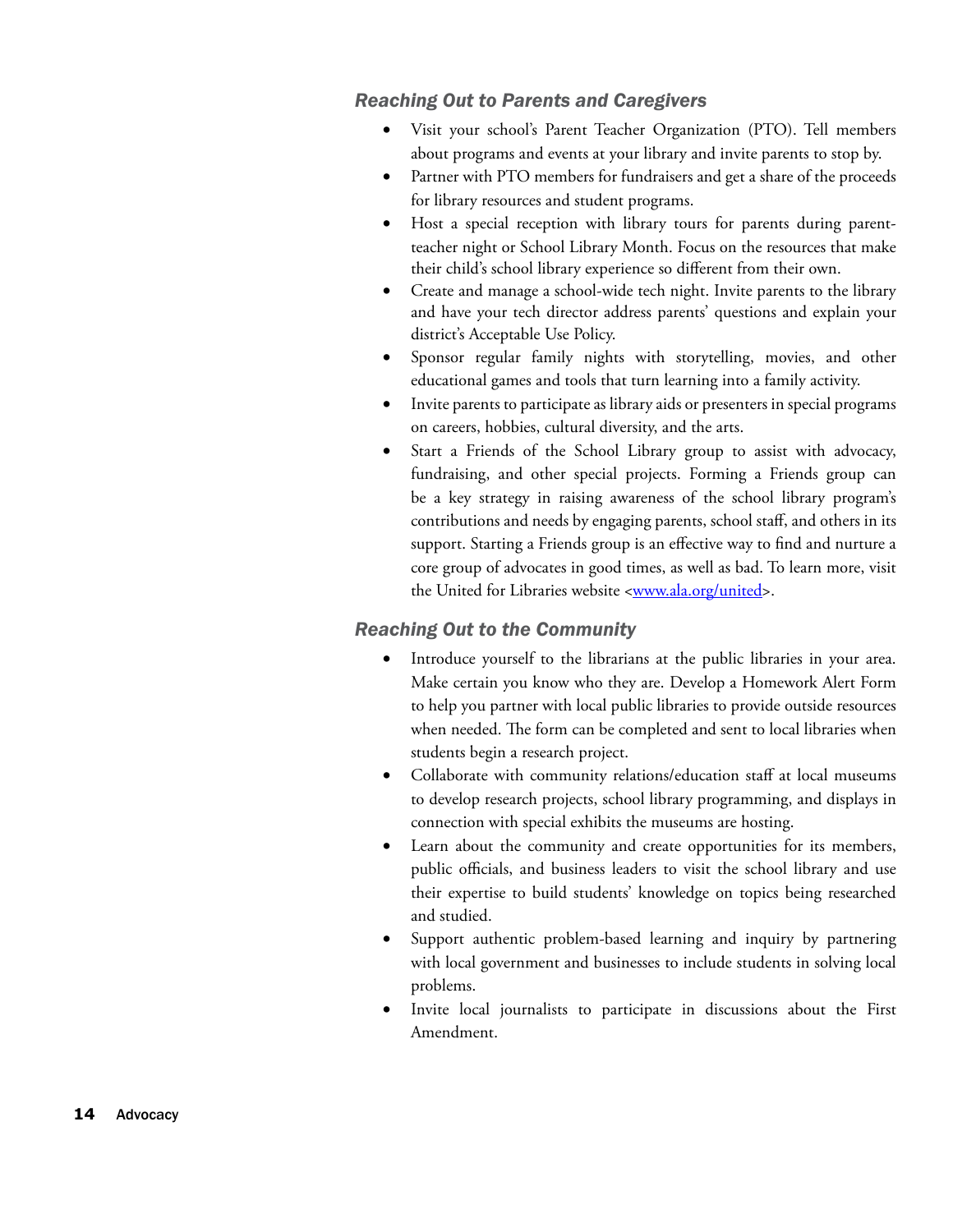### *Reaching Out to Parents and Caregivers*

- Visit your school's Parent Teacher Organization (PTO). Tell members about programs and events at your library and invite parents to stop by.
- Partner with PTO members for fundraisers and get a share of the proceeds for library resources and student programs.
- Host a special reception with library tours for parents during parent-teacher night or School Library Month. Focus on the resources that make their child's school library experience so different from their own.
- Create and manage a school-wide tech night. Invite parents to the library and have your tech director address parents' questions and explain your district's Acceptable Use Policy.
- Sponsor regular family nights with storytelling, movies, and other educational games and tools that turn learning into a family activity.
- Invite parents to participate as library aids or presenters in special programs on careers, hobbies, cultural diversity, and the arts.
- Start a Friends of the School Library group to assist with advocacy, fundraising, and other special projects. Forming a Friends group can be a key strategy in raising awareness of the school library program's contributions and needs by engaging parents, school staff, and others in its support. Starting a Friends group is an effective way to find and nurture a core group of advocates in good times, as well as bad. To learn more, visit the United for Libraries website <www.ala.org/united>.

### *Reaching Out to the Community*

- Introduce yourself to the librarians at the public libraries in your area. Make certain you know who they are. Develop a Homework Alert Form to help you partner with local public libraries to provide outside resources when needed. The form can be completed and sent to local libraries when students begin a research project.
- Collaborate with community relations/education staff at local museums to develop research projects, school library programming, and displays in connection with special exhibits the museums are hosting.
- Learn about the community and create opportunities for its members, public officials, and business leaders to visit the school library and use their expertise to build students' knowledge on topics being researched and studied.
- Support authentic problem-based learning and inquiry by partnering with local government and businesses to include students in solving local problems.
- Invite local journalists to participate in discussions about the First Amendment.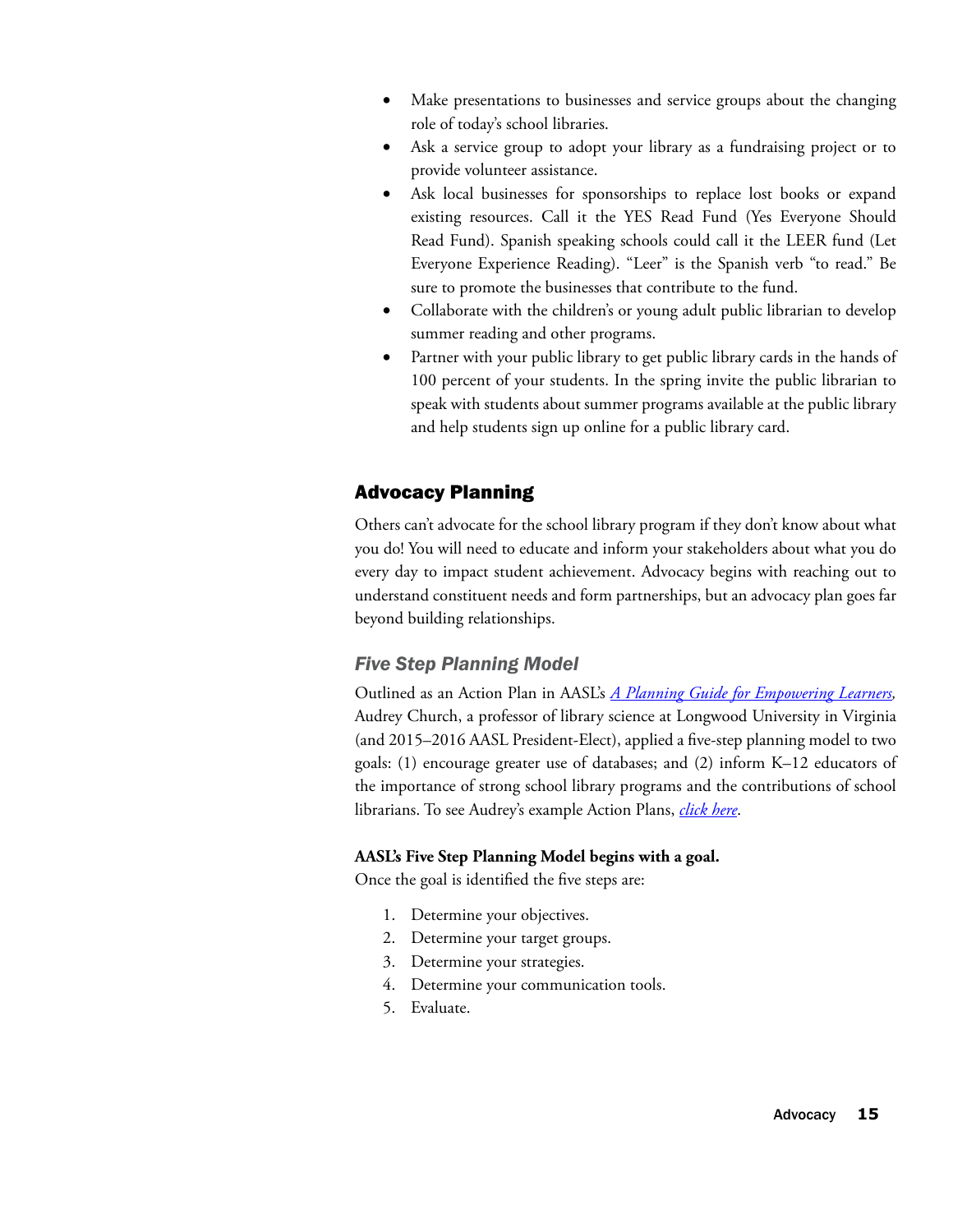- Make presentations to businesses and service groups about the changing role of today's school libraries.
- Ask a service group to adopt your library as a fundraising project or to provide volunteer assistance.
- Ask local businesses for sponsorships to replace lost books or expand existing resources. Call it the YES Read Fund (Yes Everyone Should Read Fund). Spanish speaking schools could call it the LEER fund (Let Everyone Experience Reading). "Leer" is the Spanish verb "to read." Be sure to promote the businesses that contribute to the fund.
- Collaborate with the children's or young adult public librarian to develop summer reading and other programs.
- Partner with your public library to get public library cards in the hands of 100 percent of your students. In the spring invite the public librarian to speak with students about summer programs available at the public library and help students sign up online for a public library card.

## Advocacy Planning

Others can't advocate for the school library program if they don't know about what you do! You will need to educate and inform your stakeholders about what you do every day to impact student achievement. Advocacy begins with reaching out to understand constituent needs and form partnerships, but an advocacy plan goes far beyond building relationships.

### *Five Step Planning Model*

Outlined as an Action Plan in AASL's *A Planning Guide for Empowering Learners*, Audrey Church, a professor of library science at Longwood University in Virginia (and 2015–2016 AASL President-Elect), applied a five-step planning model to two goals: (1) encourage greater use of databases; and (2) inform K–12 educators of the importance of strong school library programs and the contributions of school librarians. To see Audrey's example Action Plans, *click here*.

**AASL's Five Step Planning Model begins with a goal.**
Once the goal is identified the five steps are:

1. Determine your objectives.
2. Determine your target groups.
3. Determine your strategies.
4. Determine your communication tools.
5. Evaluate.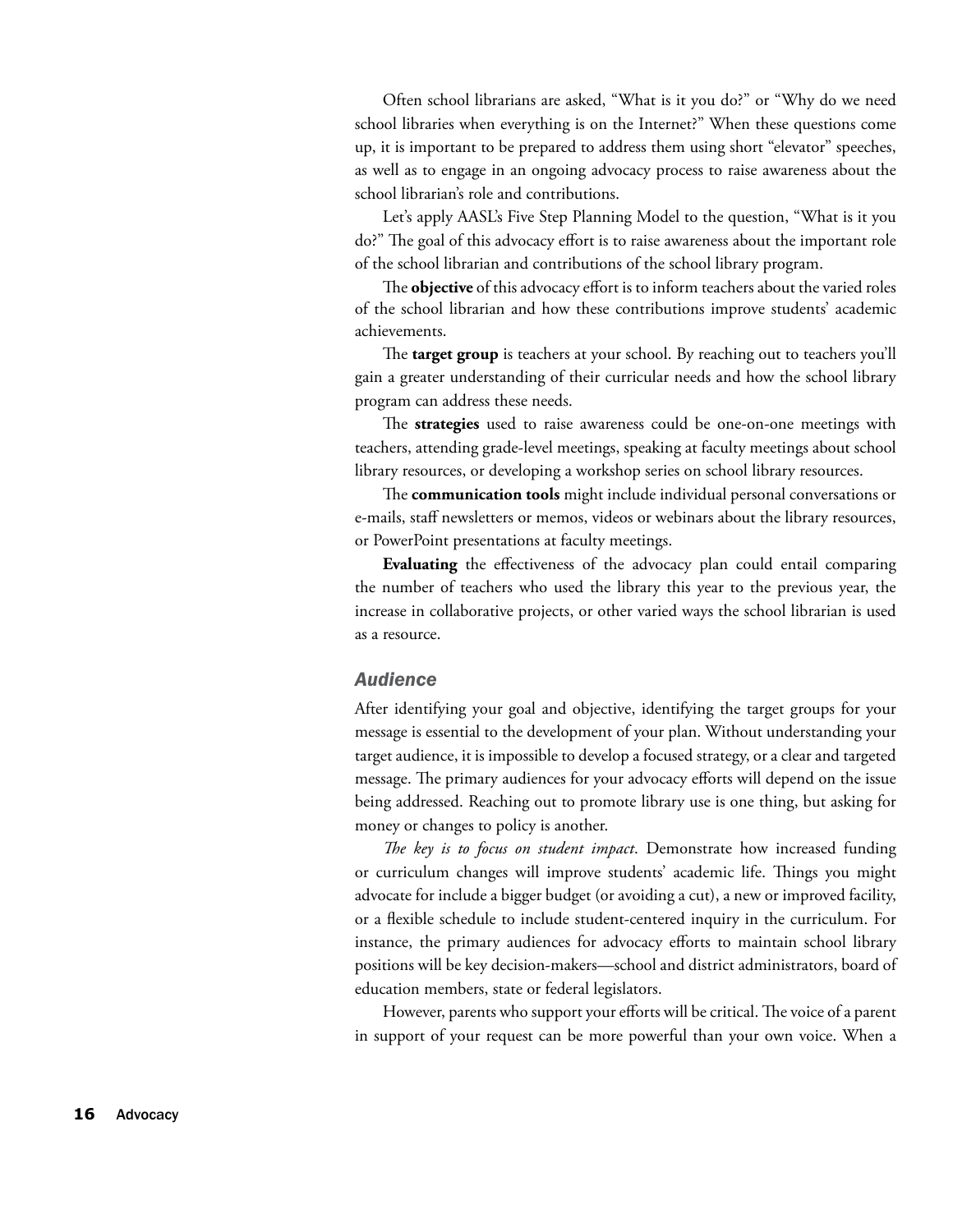Often school librarians are asked, "What is it you do?" or "Why do we need school libraries when everything is on the Internet?" When these questions come up, it is important to be prepared to address them using short "elevator" speeches, as well as to engage in an ongoing advocacy process to raise awareness about the school librarian's role and contributions.

Let's apply AASL's Five Step Planning Model to the question, "What is it you do?" The goal of this advocacy effort is to raise awareness about the important role of the school librarian and contributions of the school library program.

The **objective** of this advocacy effort is to inform teachers about the varied roles of the school librarian and how these contributions improve students' academic achievements.

The **target group** is teachers at your school. By reaching out to teachers you'll gain a greater understanding of their curricular needs and how the school library program can address these needs.

The **strategies** used to raise awareness could be one-on-one meetings with teachers, attending grade-level meetings, speaking at faculty meetings about school library resources, or developing a workshop series on school library resources.

The **communication tools** might include individual personal conversations or e-mails, staff newsletters or memos, videos or webinars about the library resources, or PowerPoint presentations at faculty meetings.

**Evaluating** the effectiveness of the advocacy plan could entail comparing the number of teachers who used the library this year to the previous year, the increase in collaborative projects, or other varied ways the school librarian is used as a resource.

### *Audience*

After identifying your goal and objective, identifying the target groups for your message is essential to the development of your plan. Without understanding your target audience, it is impossible to develop a focused strategy, or a clear and targeted message. The primary audiences for your advocacy efforts will depend on the issue being addressed. Reaching out to promote library use is one thing, but asking for money or changes to policy is another.

*The key is to focus on student impact*. Demonstrate how increased funding or curriculum changes will improve students' academic life. Things you might advocate for include a bigger budget (or avoiding a cut), a new or improved facility, or a flexible schedule to include student-centered inquiry in the curriculum. For instance, the primary audiences for advocacy efforts to maintain school library positions will be key decision-makers—school and district administrators, board of education members, state or federal legislators.

However, parents who support your efforts will be critical. The voice of a parent in support of your request can be more powerful than your own voice. When a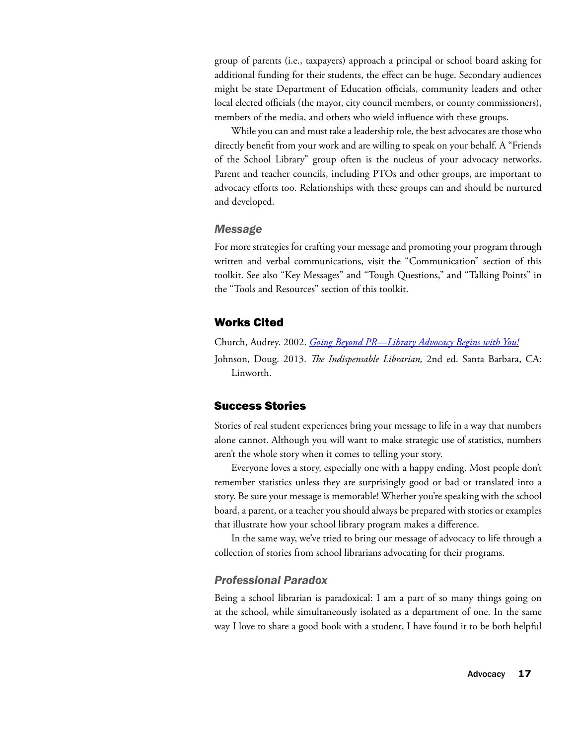group of parents (i.e., taxpayers) approach a principal or school board asking for additional funding for their students, the effect can be huge. Secondary audiences might be state Department of Education officials, community leaders and other local elected officials (the mayor, city council members, or county commissioners), members of the media, and others who wield influence with these groups.

While you can and must take a leadership role, the best advocates are those who directly benefit from your work and are willing to speak on your behalf. A "Friends of the School Library" group often is the nucleus of your advocacy networks. Parent and teacher councils, including PTOs and other groups, are important to advocacy efforts too. Relationships with these groups can and should be nurtured and developed.

### Message

For more strategies for crafting your message and promoting your program through written and verbal communications, visit the "Communication" section of this toolkit. See also "Key Messages" and "Tough Questions," and "Talking Points" in the "Tools and Resources" section of this toolkit.

## Works Cited

Church, Audrey. 2002. *Going Beyond PR—Library Advocacy Begins with You!*

Johnson, Doug. 2013. *The Indispensable Librarian,* 2nd ed. Santa Barbara, CA: Linworth.

## Success Stories

Stories of real student experiences bring your message to life in a way that numbers alone cannot. Although you will want to make strategic use of statistics, numbers aren't the whole story when it comes to telling your story.

Everyone loves a story, especially one with a happy ending. Most people don't remember statistics unless they are surprisingly good or bad or translated into a story. Be sure your message is memorable! Whether you're speaking with the school board, a parent, or a teacher you should always be prepared with stories or examples that illustrate how your school library program makes a difference.

In the same way, we've tried to bring our message of advocacy to life through a collection of stories from school librarians advocating for their programs.

### Professional Paradox

Being a school librarian is paradoxical: I am a part of so many things going on at the school, while simultaneously isolated as a department of one. In the same way I love to share a good book with a student, I have found it to be both helpful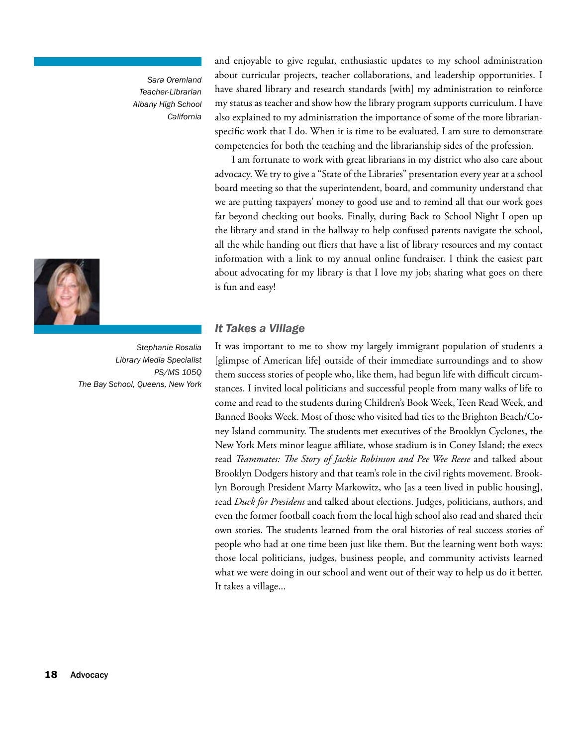*Sara Oremland*
*Teacher-Librarian*
*Albany High School*
*California*

and enjoyable to give regular, enthusiastic updates to my school administration about curricular projects, teacher collaborations, and leadership opportunities. I have shared library and research standards [with] my administration to reinforce my status as teacher and show how the library program supports curriculum. I have also explained to my administration the importance of some of the more librarian-specific work that I do. When it is time to be evaluated, I am sure to demonstrate competencies for both the teaching and the librarianship sides of the profession.

I am fortunate to work with great librarians in my district who also care about advocacy. We try to give a "State of the Libraries" presentation every year at a school board meeting so that the superintendent, board, and community understand that we are putting taxpayers' money to good use and to remind all that our work goes far beyond checking out books. Finally, during Back to School Night I open up the library and stand in the hallway to help confused parents navigate the school, all the while handing out fliers that have a list of library resources and my contact information with a link to my annual online fundraiser. I think the easiest part about advocating for my library is that I love my job; sharing what goes on there is fun and easy!

### *It Takes a Village*

*Stephanie Rosalia*
*Library Media Specialist*
*PS/MS 105Q*
*The Bay School, Queens, New York*

It was important to me to show my largely immigrant population of students a [glimpse of American life] outside of their immediate surroundings and to show them success stories of people who, like them, had begun life with difficult circumstances. I invited local politicians and successful people from many walks of life to come and read to the students during Children's Book Week, Teen Read Week, and Banned Books Week. Most of those who visited had ties to the Brighton Beach/Coney Island community. The students met executives of the Brooklyn Cyclones, the New York Mets minor league affiliate, whose stadium is in Coney Island; the execs read *Teammates: The Story of Jackie Robinson and Pee Wee Reese* and talked about Brooklyn Dodgers history and that team's role in the civil rights movement. Brooklyn Borough President Marty Markowitz, who [as a teen lived in public housing], read *Duck for President* and talked about elections. Judges, politicians, authors, and even the former football coach from the local high school also read and shared their own stories. The students learned from the oral histories of real success stories of people who had at one time been just like them. But the learning went both ways: those local politicians, judges, business people, and community activists learned what we were doing in our school and went out of their way to help us do it better. It takes a village...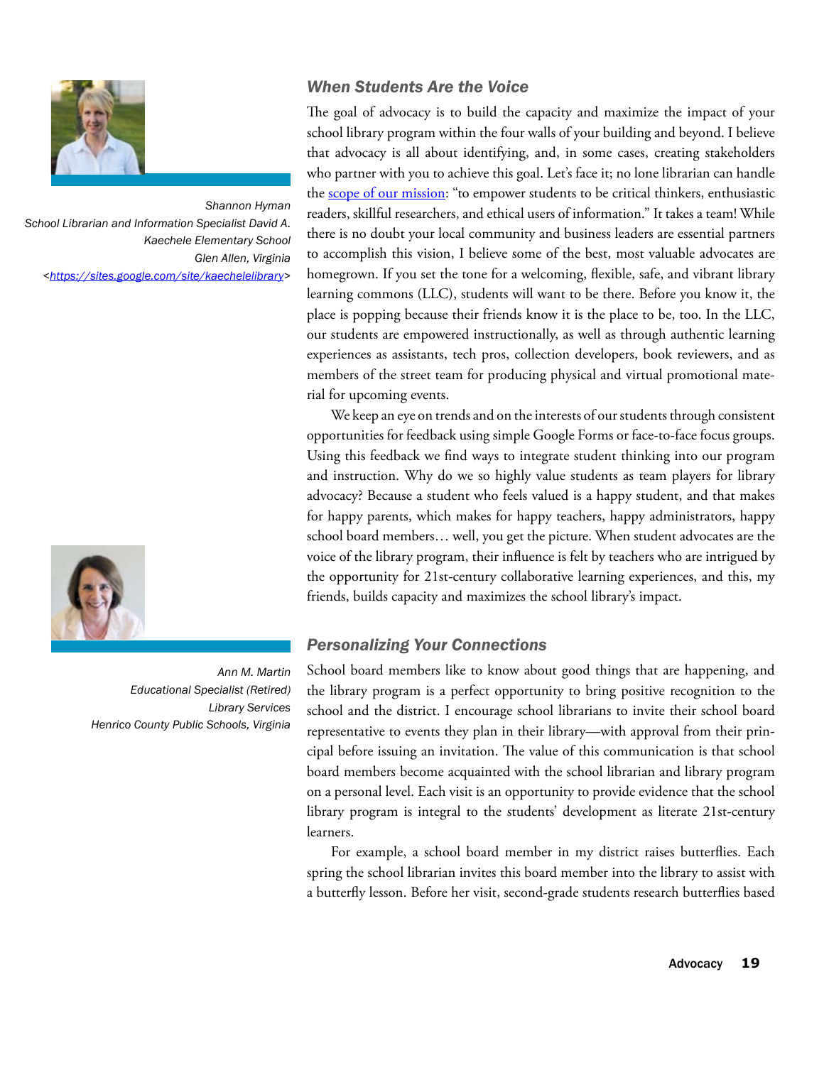*Shannon Hyman*
*School Librarian and Information Specialist David A. Kaechele Elementary School*
*Glen Allen, Virginia*
*<https://sites.google.com/site/kaechelelibrary>*

### *When Students Are the Voice*

The goal of advocacy is to build the capacity and maximize the impact of your school library program within the four walls of your building and beyond. I believe that advocacy is all about identifying, and, in some cases, creating stakeholders who partner with you to achieve this goal. Let's face it; no lone librarian can handle the scope of our mission: "to empower students to be critical thinkers, enthusiastic readers, skillful researchers, and ethical users of information." It takes a team! While there is no doubt your local community and business leaders are essential partners to accomplish this vision, I believe some of the best, most valuable advocates are homegrown. If you set the tone for a welcoming, flexible, safe, and vibrant library learning commons (LLC), students will want to be there. Before you know it, the place is popping because their friends know it is the place to be, too. In the LLC, our students are empowered instructionally, as well as through authentic learning experiences as assistants, tech pros, collection developers, book reviewers, and as members of the street team for producing physical and virtual promotional material for upcoming events.

We keep an eye on trends and on the interests of our students through consistent opportunities for feedback using simple Google Forms or face-to-face focus groups. Using this feedback we find ways to integrate student thinking into our program and instruction. Why do we so highly value students as team players for library advocacy? Because a student who feels valued is a happy student, and that makes for happy parents, which makes for happy teachers, happy administrators, happy school board members… well, you get the picture. When student advocates are the voice of the library program, their influence is felt by teachers who are intrigued by the opportunity for 21st-century collaborative learning experiences, and this, my friends, builds capacity and maximizes the school library's impact.

*Ann M. Martin*
*Educational Specialist (Retired)*
*Library Services*
*Henrico County Public Schools, Virginia*

### *Personalizing Your Connections*

School board members like to know about good things that are happening, and the library program is a perfect opportunity to bring positive recognition to the school and the district. I encourage school librarians to invite their school board representative to events they plan in their library—with approval from their principal before issuing an invitation. The value of this communication is that school board members become acquainted with the school librarian and library program on a personal level. Each visit is an opportunity to provide evidence that the school library program is integral to the students' development as literate 21st-century learners.

For example, a school board member in my district raises butterflies. Each spring the school librarian invites this board member into the library to assist with a butterfly lesson. Before her visit, second-grade students research butterflies based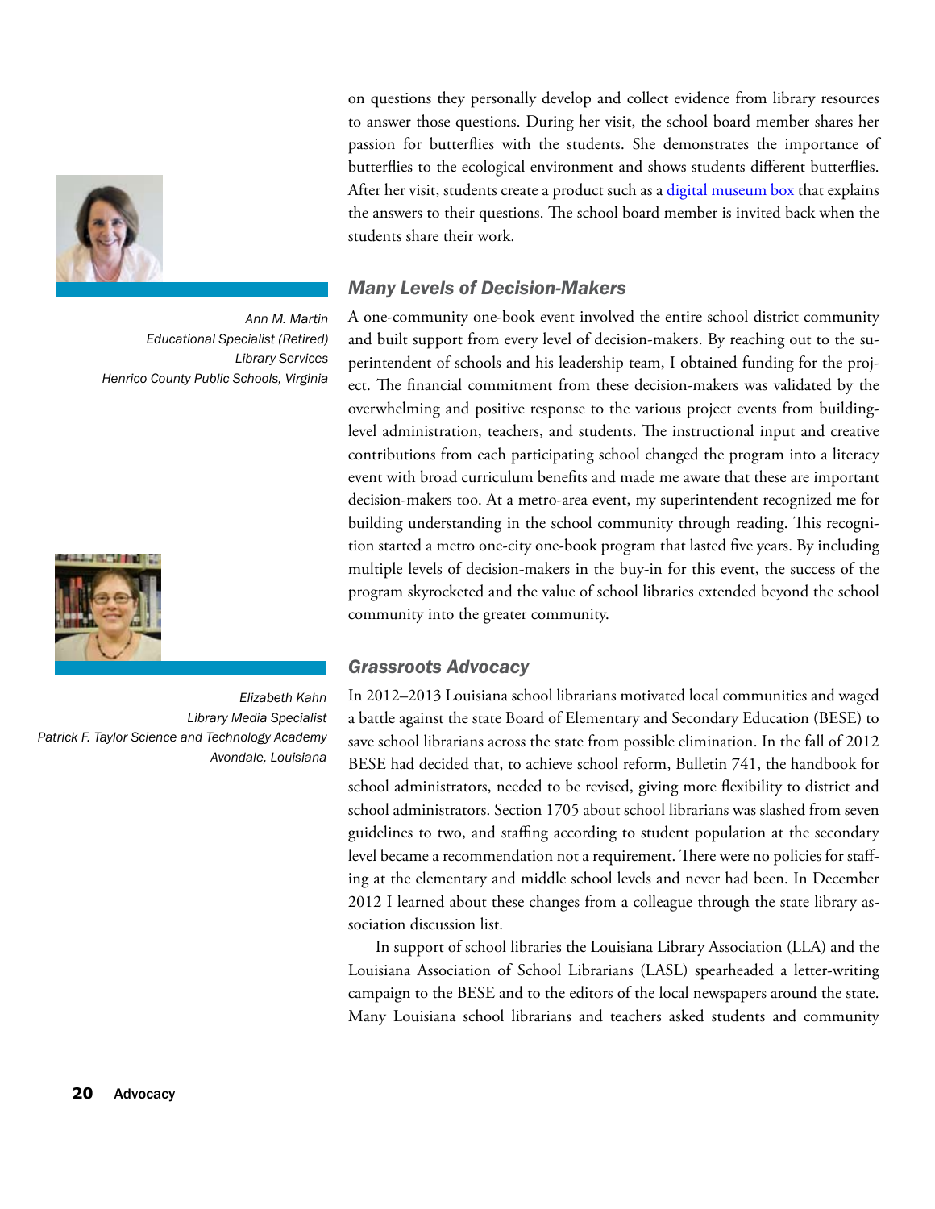on questions they personally develop and collect evidence from library resources to answer those questions. During her visit, the school board member shares her passion for butterflies with the students. She demonstrates the importance of butterflies to the ecological environment and shows students different butterflies. After her visit, students create a product such as a [digital museum box](#) that explains the answers to their questions. The school board member is invited back when the students share their work.

### *Many Levels of Decision-Makers*

*Ann M. Martin*
*Educational Specialist (Retired)*
*Library Services*
*Henrico County Public Schools, Virginia*

A one-community one-book event involved the entire school district community and built support from every level of decision-makers. By reaching out to the superintendent of schools and his leadership team, I obtained funding for the project. The financial commitment from these decision-makers was validated by the overwhelming and positive response to the various project events from building-level administration, teachers, and students. The instructional input and creative contributions from each participating school changed the program into a literacy event with broad curriculum benefits and made me aware that these are important decision-makers too. At a metro-area event, my superintendent recognized me for building understanding in the school community through reading. This recognition started a metro one-city one-book program that lasted five years. By including multiple levels of decision-makers in the buy-in for this event, the success of the program skyrocketed and the value of school libraries extended beyond the school community into the greater community.

### *Grassroots Advocacy*

*Elizabeth Kahn*
*Library Media Specialist*
*Patrick F. Taylor Science and Technology Academy*
*Avondale, Louisiana*

In 2012–2013 Louisiana school librarians motivated local communities and waged a battle against the state Board of Elementary and Secondary Education (BESE) to save school librarians across the state from possible elimination. In the fall of 2012 BESE had decided that, to achieve school reform, Bulletin 741, the handbook for school administrators, needed to be revised, giving more flexibility to district and school administrators. Section 1705 about school librarians was slashed from seven guidelines to two, and staffing according to student population at the secondary level became a recommendation not a requirement. There were no policies for staffing at the elementary and middle school levels and never had been. In December 2012 I learned about these changes from a colleague through the state library association discussion list.

In support of school libraries the Louisiana Library Association (LLA) and the Louisiana Association of School Librarians (LASL) spearheaded a letter-writing campaign to the BESE and to the editors of the local newspapers around the state. Many Louisiana school librarians and teachers asked students and community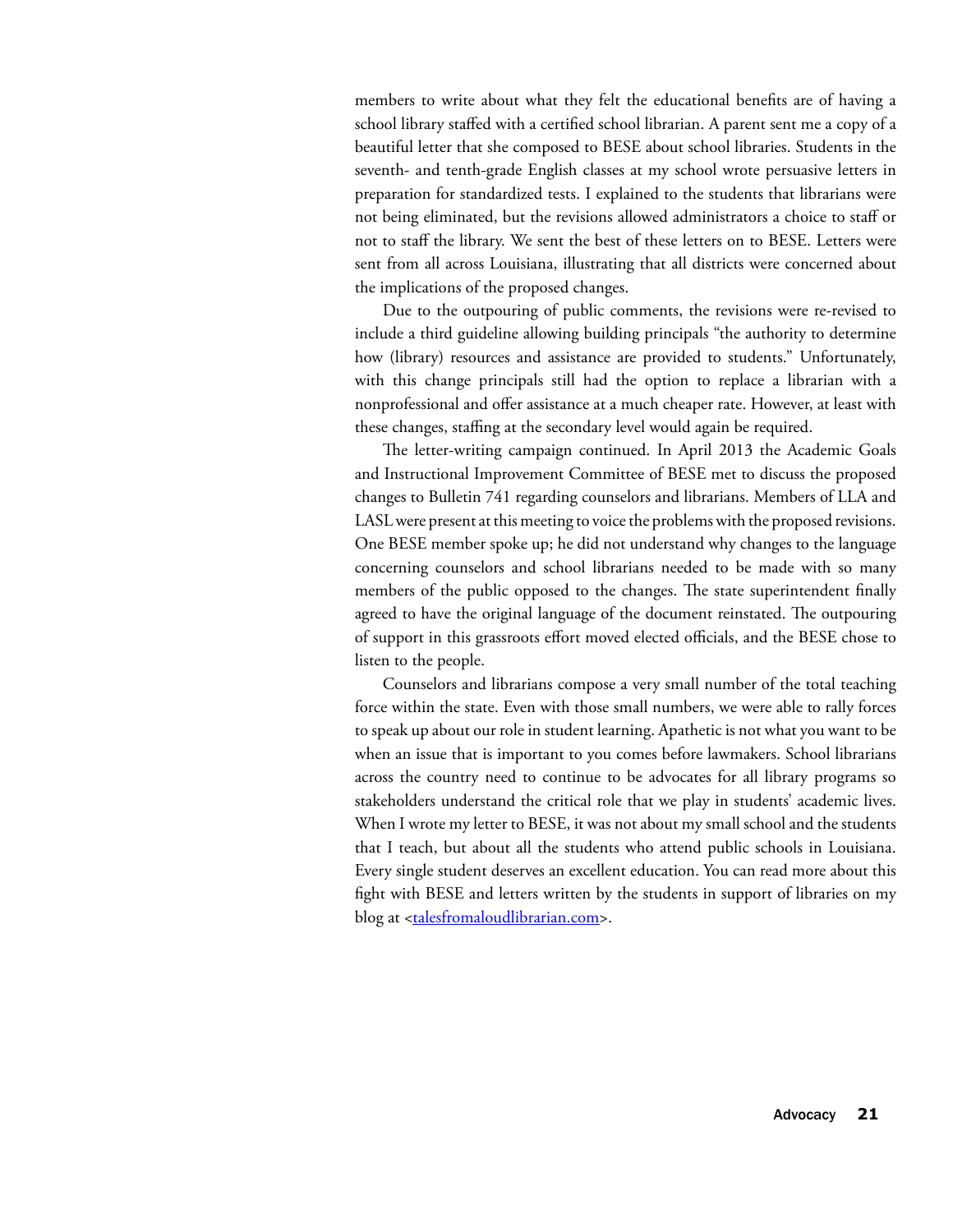members to write about what they felt the educational benefits are of having a school library staffed with a certified school librarian. A parent sent me a copy of a beautiful letter that she composed to BESE about school libraries. Students in the seventh- and tenth-grade English classes at my school wrote persuasive letters in preparation for standardized tests. I explained to the students that librarians were not being eliminated, but the revisions allowed administrators a choice to staff or not to staff the library. We sent the best of these letters on to BESE. Letters were sent from all across Louisiana, illustrating that all districts were concerned about the implications of the proposed changes.

Due to the outpouring of public comments, the revisions were re-revised to include a third guideline allowing building principals "the authority to determine how (library) resources and assistance are provided to students." Unfortunately, with this change principals still had the option to replace a librarian with a nonprofessional and offer assistance at a much cheaper rate. However, at least with these changes, staffing at the secondary level would again be required.

The letter-writing campaign continued. In April 2013 the Academic Goals and Instructional Improvement Committee of BESE met to discuss the proposed changes to Bulletin 741 regarding counselors and librarians. Members of LLA and LASL were present at this meeting to voice the problems with the proposed revisions. One BESE member spoke up; he did not understand why changes to the language concerning counselors and school librarians needed to be made with so many members of the public opposed to the changes. The state superintendent finally agreed to have the original language of the document reinstated. The outpouring of support in this grassroots effort moved elected officials, and the BESE chose to listen to the people.

Counselors and librarians compose a very small number of the total teaching force within the state. Even with those small numbers, we were able to rally forces to speak up about our role in student learning. Apathetic is not what you want to be when an issue that is important to you comes before lawmakers. School librarians across the country need to continue to be advocates for all library programs so stakeholders understand the critical role that we play in students' academic lives. When I wrote my letter to BESE, it was not about my small school and the students that I teach, but about all the students who attend public schools in Louisiana. Every single student deserves an excellent education. You can read more about this fight with BESE and letters written by the students in support of libraries on my blog at <talesfromaloudlibrarian.com>.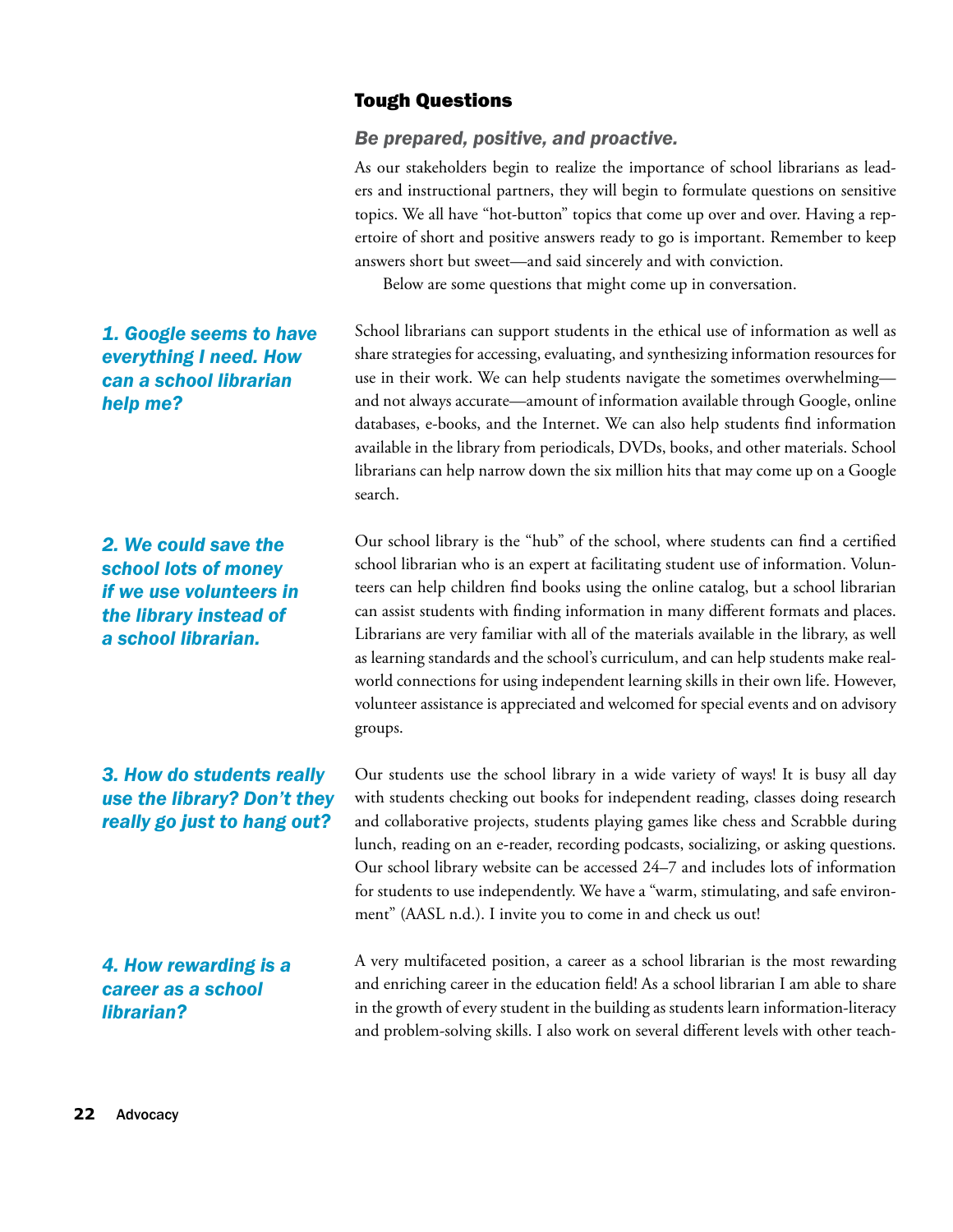## Tough Questions

### *Be prepared, positive, and proactive.*

As our stakeholders begin to realize the importance of school librarians as leaders and instructional partners, they will begin to formulate questions on sensitive topics. We all have "hot-button" topics that come up over and over. Having a repertoire of short and positive answers ready to go is important. Remember to keep answers short but sweet—and said sincerely and with conviction.

Below are some questions that might come up in conversation.

***1. Google seems to have everything I need. How can a school librarian help me?***

School librarians can support students in the ethical use of information as well as share strategies for accessing, evaluating, and synthesizing information resources for use in their work. We can help students navigate the sometimes overwhelming—and not always accurate—amount of information available through Google, online databases, e-books, and the Internet. We can also help students find information available in the library from periodicals, DVDs, books, and other materials. School librarians can help narrow down the six million hits that may come up on a Google search.

***2. We could save the school lots of money if we use volunteers in the library instead of a school librarian.***

Our school library is the "hub" of the school, where students can find a certified school librarian who is an expert at facilitating student use of information. Volunteers can help children find books using the online catalog, but a school librarian can assist students with finding information in many different formats and places. Librarians are very familiar with all of the materials available in the library, as well as learning standards and the school's curriculum, and can help students make real-world connections for using independent learning skills in their own life. However, volunteer assistance is appreciated and welcomed for special events and on advisory groups.

***3. How do students really use the library? Don't they really go just to hang out?***

Our students use the school library in a wide variety of ways! It is busy all day with students checking out books for independent reading, classes doing research and collaborative projects, students playing games like chess and Scrabble during lunch, reading on an e-reader, recording podcasts, socializing, or asking questions. Our school library website can be accessed 24–7 and includes lots of information for students to use independently. We have a "warm, stimulating, and safe environment" (AASL n.d.). I invite you to come in and check us out!

***4. How rewarding is a career as a school librarian?***

A very multifaceted position, a career as a school librarian is the most rewarding and enriching career in the education field! As a school librarian I am able to share in the growth of every student in the building as students learn information-literacy and problem-solving skills. I also work on several different levels with other teach-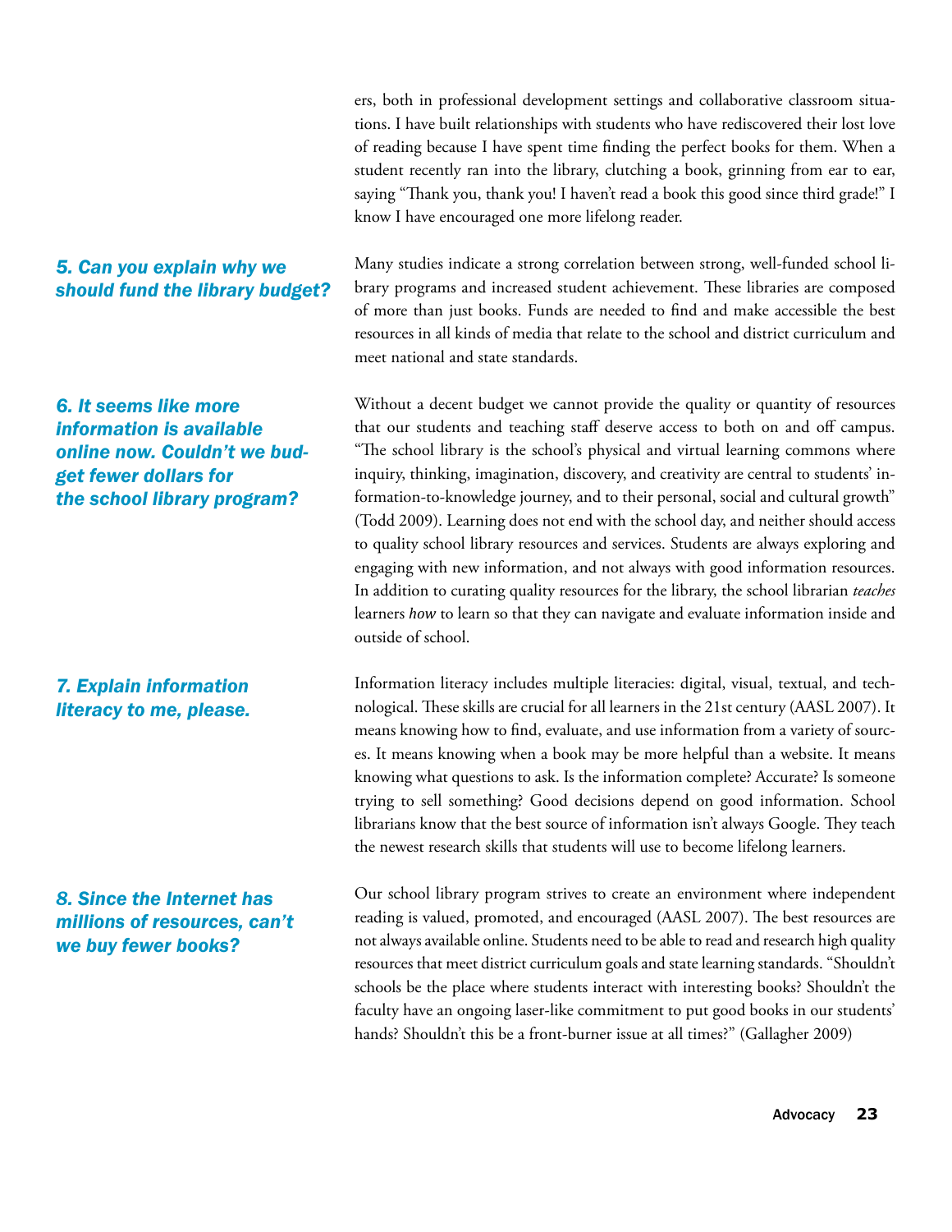ers, both in professional development settings and collaborative classroom situations. I have built relationships with students who have rediscovered their lost love of reading because I have spent time finding the perfect books for them. When a student recently ran into the library, clutching a book, grinning from ear to ear, saying "Thank you, thank you! I haven't read a book this good since third grade!" I know I have encouraged one more lifelong reader.

### *5. Can you explain why we should fund the library budget?*

Many studies indicate a strong correlation between strong, well-funded school library programs and increased student achievement. These libraries are composed of more than just books. Funds are needed to find and make accessible the best resources in all kinds of media that relate to the school and district curriculum and meet national and state standards.

### *6. It seems like more information is available online now. Couldn't we budget fewer dollars for the school library program?*

Without a decent budget we cannot provide the quality or quantity of resources that our students and teaching staff deserve access to both on and off campus. "The school library is the school's physical and virtual learning commons where inquiry, thinking, imagination, discovery, and creativity are central to students' information-to-knowledge journey, and to their personal, social and cultural growth" (Todd 2009). Learning does not end with the school day, and neither should access to quality school library resources and services. Students are always exploring and engaging with new information, and not always with good information resources. In addition to curating quality resources for the library, the school librarian *teaches* learners *how* to learn so that they can navigate and evaluate information inside and outside of school.

### *7. Explain information literacy to me, please.*

Information literacy includes multiple literacies: digital, visual, textual, and technological. These skills are crucial for all learners in the 21st century (AASL 2007). It means knowing how to find, evaluate, and use information from a variety of sources. It means knowing when a book may be more helpful than a website. It means knowing what questions to ask. Is the information complete? Accurate? Is someone trying to sell something? Good decisions depend on good information. School librarians know that the best source of information isn't always Google. They teach the newest research skills that students will use to become lifelong learners.

### *8. Since the Internet has millions of resources, can't we buy fewer books?*

Our school library program strives to create an environment where independent reading is valued, promoted, and encouraged (AASL 2007). The best resources are not always available online. Students need to be able to read and research high quality resources that meet district curriculum goals and state learning standards. "Shouldn't schools be the place where students interact with interesting books? Shouldn't the faculty have an ongoing laser-like commitment to put good books in our students' hands? Shouldn't this be a front-burner issue at all times?" (Gallagher 2009)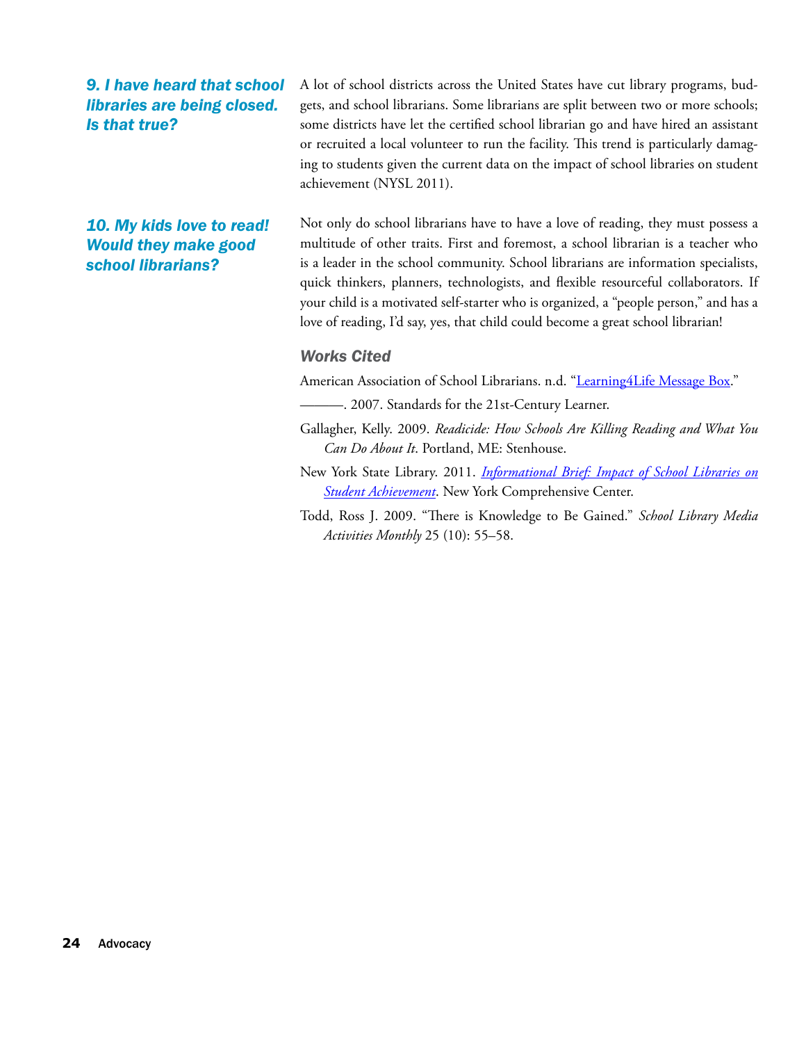### 9. I have heard that school libraries are being closed. Is that true?

A lot of school districts across the United States have cut library programs, budgets, and school librarians. Some librarians are split between two or more schools; some districts have let the certified school librarian go and have hired an assistant or recruited a local volunteer to run the facility. This trend is particularly damaging to students given the current data on the impact of school libraries on student achievement (NYSL 2011).

### 10. My kids love to read! Would they make good school librarians?

Not only do school librarians have to have a love of reading, they must possess a multitude of other traits. First and foremost, a school librarian is a teacher who is a leader in the school community. School librarians are information specialists, quick thinkers, planners, technologists, and flexible resourceful collaborators. If your child is a motivated self-starter who is organized, a "people person," and has a love of reading, I'd say, yes, that child could become a great school librarian!

### *Works Cited*

American Association of School Librarians. n.d. "Learning4Life Message Box."

———. 2007. Standards for the 21st-Century Learner.

Gallagher, Kelly. 2009. *Readicide: How Schools Are Killing Reading and What You Can Do About It*. Portland, ME: Stenhouse.

New York State Library. 2011. *Informational Brief: Impact of School Libraries on Student Achievement*. New York Comprehensive Center.

Todd, Ross J. 2009. "There is Knowledge to Be Gained." *School Library Media Activities Monthly* 25 (10): 55–58.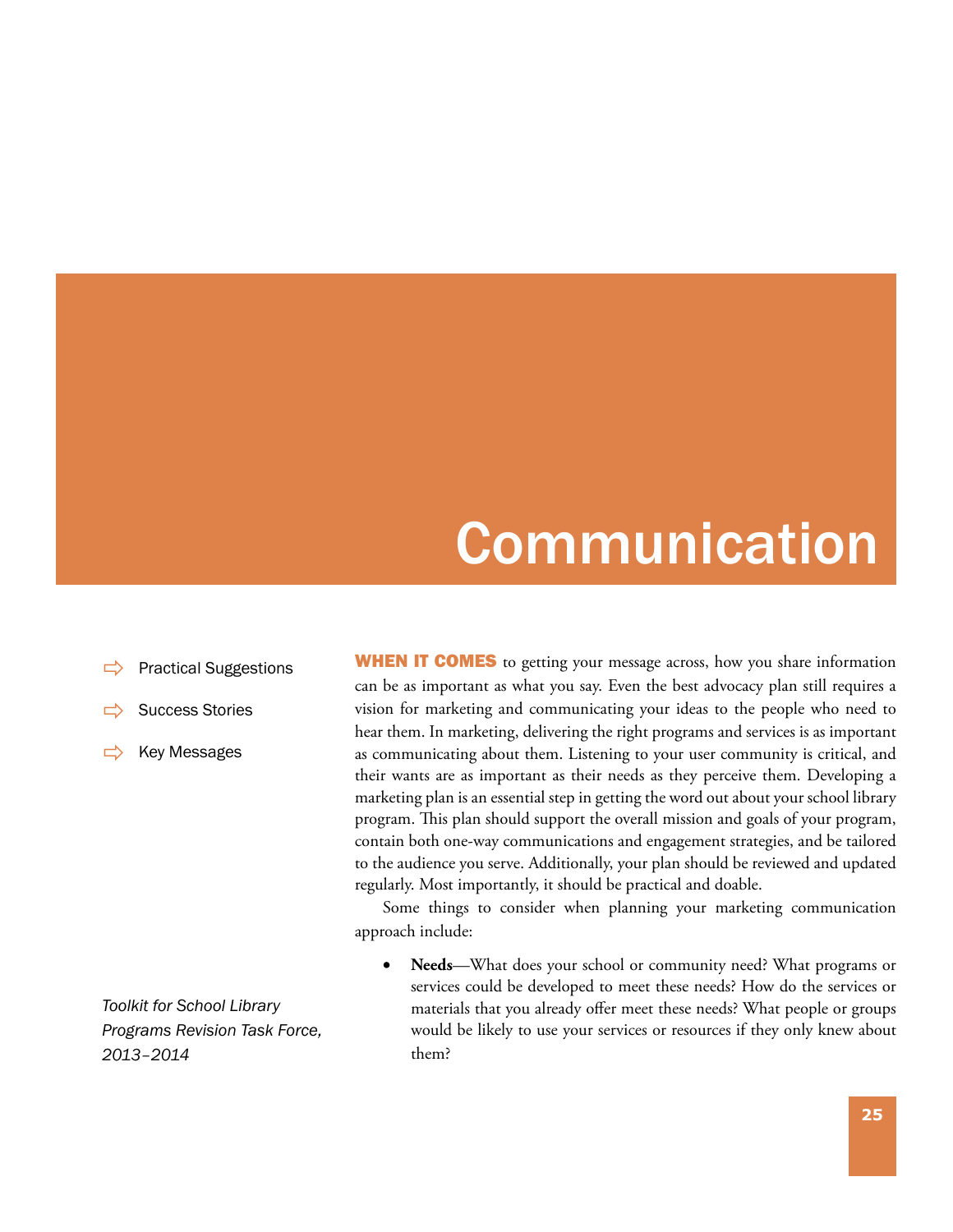# Communication

- Practical Suggestions
- Success Stories
- Key Messages

*Toolkit for School Library Programs Revision Task Force, 2013–2014*

**WHEN IT COMES** to getting your message across, how you share information can be as important as what you say. Even the best advocacy plan still requires a vision for marketing and communicating your ideas to the people who need to hear them. In marketing, delivering the right programs and services is as important as communicating about them. Listening to your user community is critical, and their wants are as important as their needs as they perceive them. Developing a marketing plan is an essential step in getting the word out about your school library program. This plan should support the overall mission and goals of your program, contain both one-way communications and engagement strategies, and be tailored to the audience you serve. Additionally, your plan should be reviewed and updated regularly. Most importantly, it should be practical and doable.

Some things to consider when planning your marketing communication approach include:

- **Needs**—What does your school or community need? What programs or services could be developed to meet these needs? How do the services or materials that you already offer meet these needs? What people or groups would be likely to use your services or resources if they only knew about them?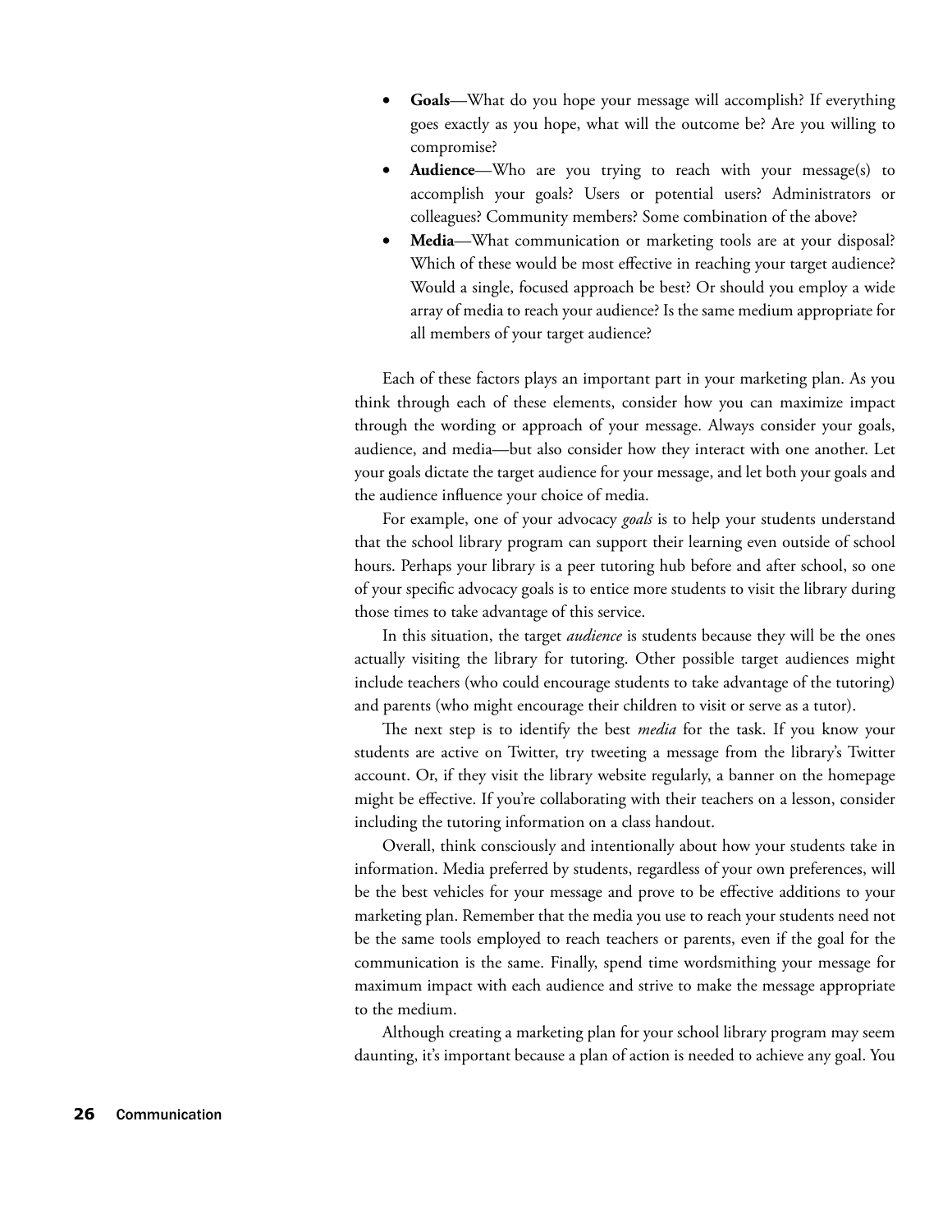- **Goals**—What do you hope your message will accomplish? If everything goes exactly as you hope, what will the outcome be? Are you willing to compromise?
- **Audience**—Who are you trying to reach with your message(s) to accomplish your goals? Users or potential users? Administrators or colleagues? Community members? Some combination of the above?
- **Media**—What communication or marketing tools are at your disposal? Which of these would be most effective in reaching your target audience? Would a single, focused approach be best? Or should you employ a wide array of media to reach your audience? Is the same medium appropriate for all members of your target audience?

Each of these factors plays an important part in your marketing plan. As you think through each of these elements, consider how you can maximize impact through the wording or approach of your message. Always consider your goals, audience, and media—but also consider how they interact with one another. Let your goals dictate the target audience for your message, and let both your goals and the audience influence your choice of media.

For example, one of your advocacy *goals* is to help your students understand that the school library program can support their learning even outside of school hours. Perhaps your library is a peer tutoring hub before and after school, so one of your specific advocacy goals is to entice more students to visit the library during those times to take advantage of this service.

In this situation, the target *audience* is students because they will be the ones actually visiting the library for tutoring. Other possible target audiences might include teachers (who could encourage students to take advantage of the tutoring) and parents (who might encourage their children to visit or serve as a tutor).

The next step is to identify the best *media* for the task. If you know your students are active on Twitter, try tweeting a message from the library's Twitter account. Or, if they visit the library website regularly, a banner on the homepage might be effective. If you're collaborating with their teachers on a lesson, consider including the tutoring information on a class handout.

Overall, think consciously and intentionally about how your students take in information. Media preferred by students, regardless of your own preferences, will be the best vehicles for your message and prove to be effective additions to your marketing plan. Remember that the media you use to reach your students need not be the same tools employed to reach teachers or parents, even if the goal for the communication is the same. Finally, spend time wordsmithing your message for maximum impact with each audience and strive to make the message appropriate to the medium.

Although creating a marketing plan for your school library program may seem daunting, it's important because a plan of action is needed to achieve any goal. You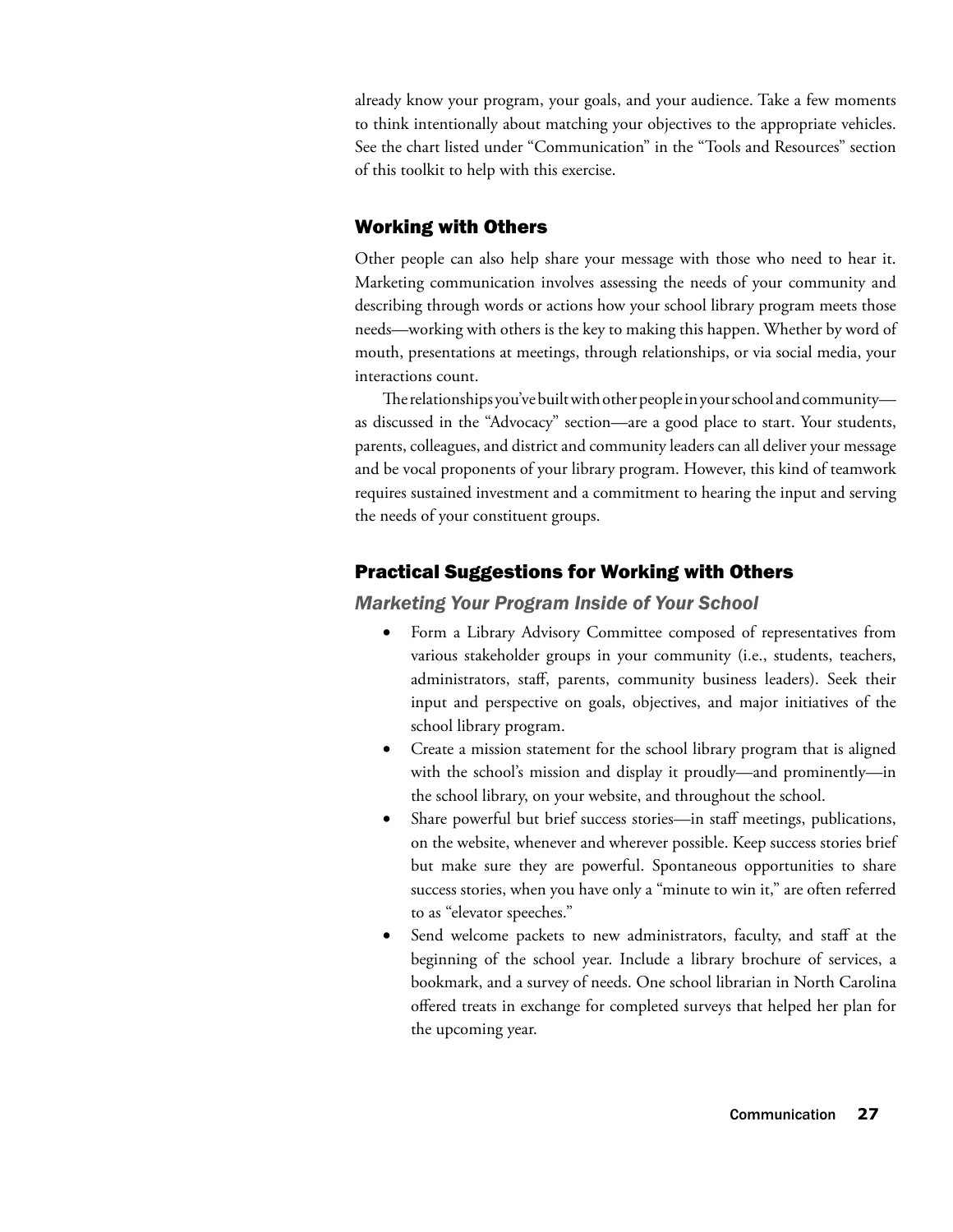already know your program, your goals, and your audience. Take a few moments to think intentionally about matching your objectives to the appropriate vehicles. See the chart listed under “Communication” in the “Tools and Resources” section of this toolkit to help with this exercise.

## Working with Others

Other people can also help share your message with those who need to hear it. Marketing communication involves assessing the needs of your community and describing through words or actions how your school library program meets those needs—working with others is the key to making this happen. Whether by word of mouth, presentations at meetings, through relationships, or via social media, your interactions count.

The relationships you’ve built with other people in your school and community—as discussed in the “Advocacy” section—are a good place to start. Your students, parents, colleagues, and district and community leaders can all deliver your message and be vocal proponents of your library program. However, this kind of teamwork requires sustained investment and a commitment to hearing the input and serving the needs of your constituent groups.

## Practical Suggestions for Working with Others

### *Marketing Your Program Inside of Your School*

- Form a Library Advisory Committee composed of representatives from various stakeholder groups in your community (i.e., students, teachers, administrators, staff, parents, community business leaders). Seek their input and perspective on goals, objectives, and major initiatives of the school library program.
- Create a mission statement for the school library program that is aligned with the school’s mission and display it proudly—and prominently—in the school library, on your website, and throughout the school.
- Share powerful but brief success stories—in staff meetings, publications, on the website, whenever and wherever possible. Keep success stories brief but make sure they are powerful. Spontaneous opportunities to share success stories, when you have only a “minute to win it,” are often referred to as “elevator speeches.”
- Send welcome packets to new administrators, faculty, and staff at the beginning of the school year. Include a library brochure of services, a bookmark, and a survey of needs. One school librarian in North Carolina offered treats in exchange for completed surveys that helped her plan for the upcoming year.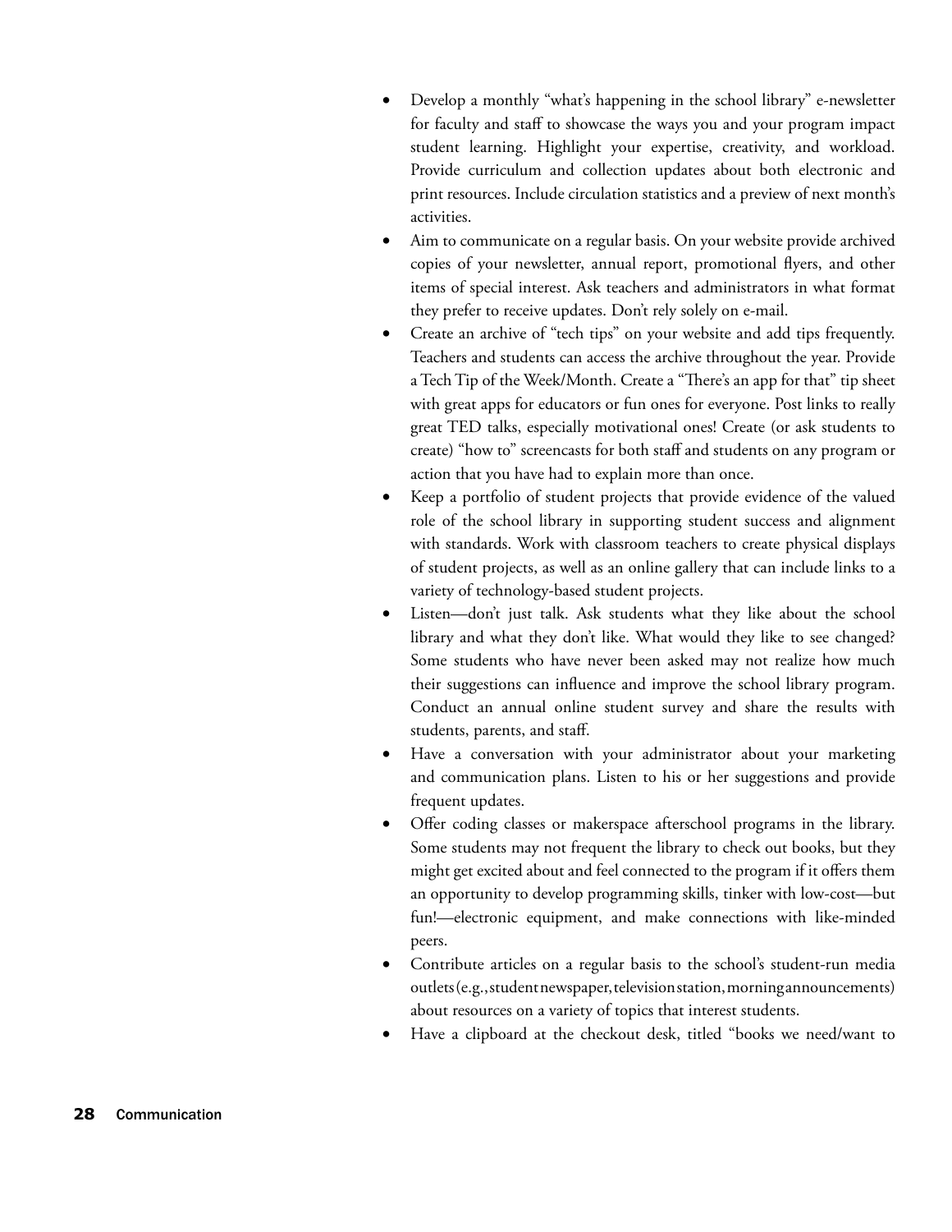- Develop a monthly "what's happening in the school library" e-newsletter for faculty and staff to showcase the ways you and your program impact student learning. Highlight your expertise, creativity, and workload. Provide curriculum and collection updates about both electronic and print resources. Include circulation statistics and a preview of next month's activities.
- Aim to communicate on a regular basis. On your website provide archived copies of your newsletter, annual report, promotional flyers, and other items of special interest. Ask teachers and administrators in what format they prefer to receive updates. Don't rely solely on e-mail.
- Create an archive of "tech tips" on your website and add tips frequently. Teachers and students can access the archive throughout the year. Provide a Tech Tip of the Week/Month. Create a "There's an app for that" tip sheet with great apps for educators or fun ones for everyone. Post links to really great TED talks, especially motivational ones! Create (or ask students to create) "how to" screencasts for both staff and students on any program or action that you have had to explain more than once.
- Keep a portfolio of student projects that provide evidence of the valued role of the school library in supporting student success and alignment with standards. Work with classroom teachers to create physical displays of student projects, as well as an online gallery that can include links to a variety of technology-based student projects.
- Listen—don't just talk. Ask students what they like about the school library and what they don't like. What would they like to see changed? Some students who have never been asked may not realize how much their suggestions can influence and improve the school library program. Conduct an annual online student survey and share the results with students, parents, and staff.
- Have a conversation with your administrator about your marketing and communication plans. Listen to his or her suggestions and provide frequent updates.
- Offer coding classes or makerspace afterschool programs in the library. Some students may not frequent the library to check out books, but they might get excited about and feel connected to the program if it offers them an opportunity to develop programming skills, tinker with low-cost—but fun!—electronic equipment, and make connections with like-minded peers.
- Contribute articles on a regular basis to the school's student-run media outlets (e.g., student newspaper, television station, morning announcements) about resources on a variety of topics that interest students.
- Have a clipboard at the checkout desk, titled "books we need/want to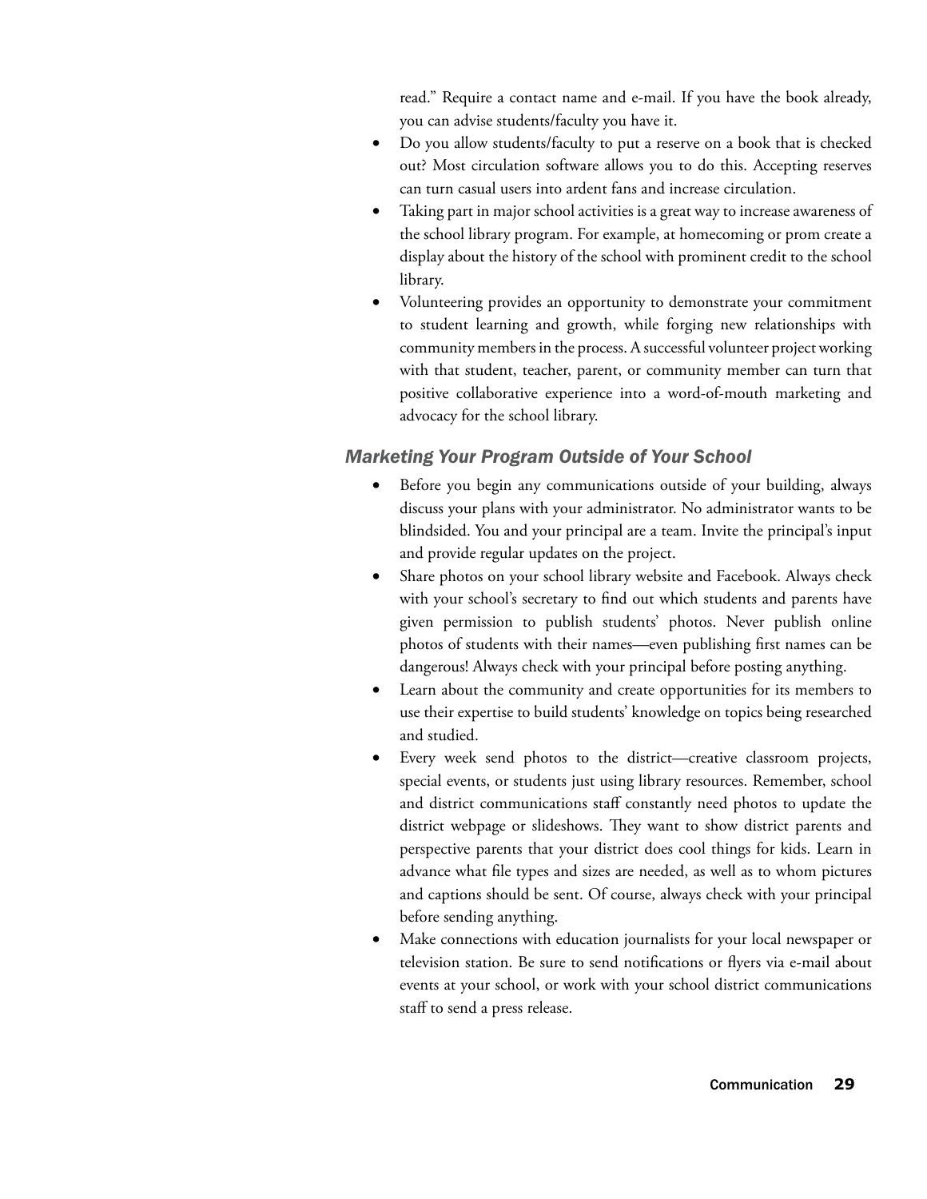read." Require a contact name and e-mail. If you have the book already, you can advise students/faculty you have it.

- Do you allow students/faculty to put a reserve on a book that is checked out? Most circulation software allows you to do this. Accepting reserves can turn casual users into ardent fans and increase circulation.
- Taking part in major school activities is a great way to increase awareness of the school library program. For example, at homecoming or prom create a display about the history of the school with prominent credit to the school library.
- Volunteering provides an opportunity to demonstrate your commitment to student learning and growth, while forging new relationships with community members in the process. A successful volunteer project working with that student, teacher, parent, or community member can turn that positive collaborative experience into a word-of-mouth marketing and advocacy for the school library.

### *Marketing Your Program Outside of Your School*

- Before you begin any communications outside of your building, always discuss your plans with your administrator. No administrator wants to be blindsided. You and your principal are a team. Invite the principal's input and provide regular updates on the project.
- Share photos on your school library website and Facebook. Always check with your school's secretary to find out which students and parents have given permission to publish students' photos. Never publish online photos of students with their names—even publishing first names can be dangerous! Always check with your principal before posting anything.
- Learn about the community and create opportunities for its members to use their expertise to build students' knowledge on topics being researched and studied.
- Every week send photos to the district—creative classroom projects, special events, or students just using library resources. Remember, school and district communications staff constantly need photos to update the district webpage or slideshows. They want to show district parents and perspective parents that your district does cool things for kids. Learn in advance what file types and sizes are needed, as well as to whom pictures and captions should be sent. Of course, always check with your principal before sending anything.
- Make connections with education journalists for your local newspaper or television station. Be sure to send notifications or flyers via e-mail about events at your school, or work with your school district communications staff to send a press release.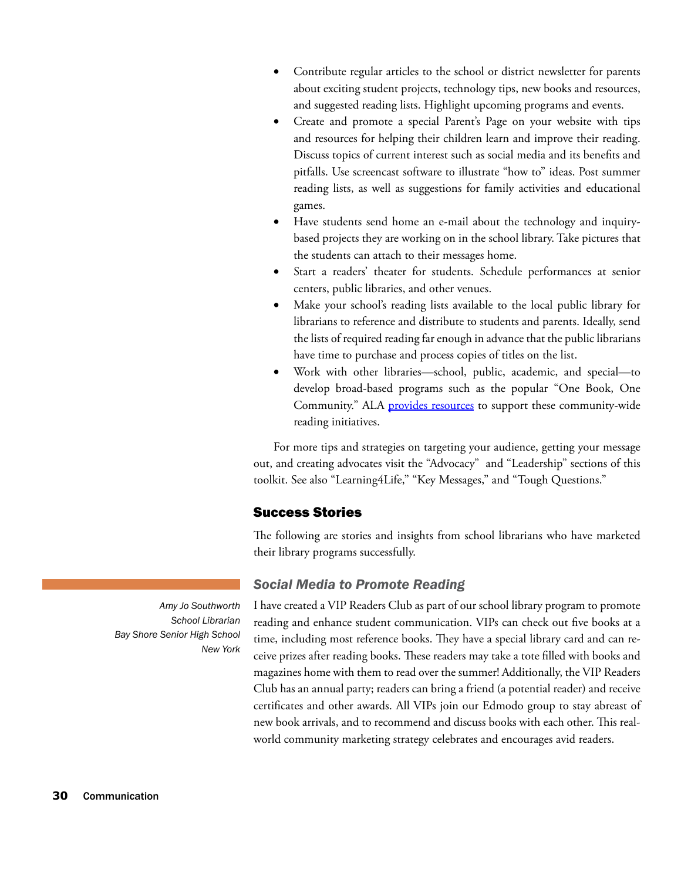- Contribute regular articles to the school or district newsletter for parents about exciting student projects, technology tips, new books and resources, and suggested reading lists. Highlight upcoming programs and events.
- Create and promote a special Parent's Page on your website with tips and resources for helping their children learn and improve their reading. Discuss topics of current interest such as social media and its benefits and pitfalls. Use screencast software to illustrate "how to" ideas. Post summer reading lists, as well as suggestions for family activities and educational games.
- Have students send home an e-mail about the technology and inquiry-based projects they are working on in the school library. Take pictures that the students can attach to their messages home.
- Start a readers' theater for students. Schedule performances at senior centers, public libraries, and other venues.
- Make your school's reading lists available to the local public library for librarians to reference and distribute to students and parents. Ideally, send the lists of required reading far enough in advance that the public librarians have time to purchase and process copies of titles on the list.
- Work with other libraries—school, public, academic, and special—to develop broad-based programs such as the popular "One Book, One Community." ALA provides resources to support these community-wide reading initiatives.

For more tips and strategies on targeting your audience, getting your message out, and creating advocates visit the "Advocacy" and "Leadership" sections of this toolkit. See also "Learning4Life," "Key Messages," and "Tough Questions."

## Success Stories

The following are stories and insights from school librarians who have marketed their library programs successfully.

### *Social Media to Promote Reading*

*Amy Jo Southworth*
*School Librarian*
*Bay Shore Senior High School*
*New York*

I have created a VIP Readers Club as part of our school library program to promote reading and enhance student communication. VIPs can check out five books at a time, including most reference books. They have a special library card and can receive prizes after reading books. These readers may take a tote filled with books and magazines home with them to read over the summer! Additionally, the VIP Readers Club has an annual party; readers can bring a friend (a potential reader) and receive certificates and other awards. All VIPs join our Edmodo group to stay abreast of new book arrivals, and to recommend and discuss books with each other. This real-world community marketing strategy celebrates and encourages avid readers.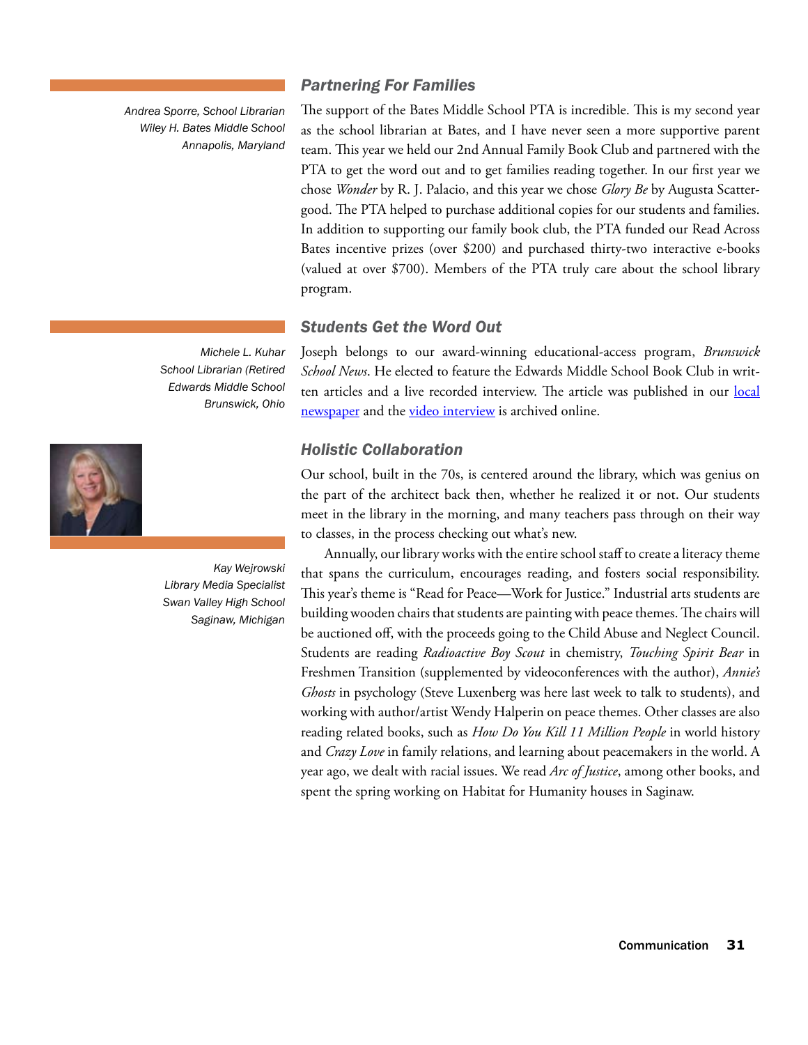### *Partnering For Families*

*Andrea Sporre, School Librarian*
*Wiley H. Bates Middle School*
*Annapolis, Maryland*

The support of the Bates Middle School PTA is incredible. This is my second year as the school librarian at Bates, and I have never seen a more supportive parent team. This year we held our 2nd Annual Family Book Club and partnered with the PTA to get the word out and to get families reading together. In our first year we chose *Wonder* by R. J. Palacio, and this year we chose *Glory Be* by Augusta Scattergood. The PTA helped to purchase additional copies for our students and families. In addition to supporting our family book club, the PTA funded our Read Across Bates incentive prizes (over $200) and purchased thirty-two interactive e-books (valued at over $700). Members of the PTA truly care about the school library program.

### *Students Get the Word Out*

*Michele L. Kuhar*
*School Librarian (Retired*
*Edwards Middle School*
*Brunswick, Ohio*

Joseph belongs to our award-winning educational-access program, *Brunswick School News*. He elected to feature the Edwards Middle School Book Club in written articles and a live recorded interview. The article was published in our local newspaper and the video interview is archived online.

### *Holistic Collaboration*

*Kay Wejrowski*
*Library Media Specialist*
*Swan Valley High School*
*Saginaw, Michigan*

Our school, built in the 70s, is centered around the library, which was genius on the part of the architect back then, whether he realized it or not. Our students meet in the library in the morning, and many teachers pass through on their way to classes, in the process checking out what's new.

Annually, our library works with the entire school staff to create a literacy theme that spans the curriculum, encourages reading, and fosters social responsibility. This year's theme is "Read for Peace—Work for Justice." Industrial arts students are building wooden chairs that students are painting with peace themes. The chairs will be auctioned off, with the proceeds going to the Child Abuse and Neglect Council. Students are reading *Radioactive Boy Scout* in chemistry, *Touching Spirit Bear* in Freshmen Transition (supplemented by videoconferences with the author), *Annie's Ghosts* in psychology (Steve Luxenberg was here last week to talk to students), and working with author/artist Wendy Halperin on peace themes. Other classes are also reading related books, such as *How Do You Kill 11 Million People* in world history and *Crazy Love* in family relations, and learning about peacemakers in the world. A year ago, we dealt with racial issues. We read *Arc of Justice*, among other books, and spent the spring working on Habitat for Humanity houses in Saginaw.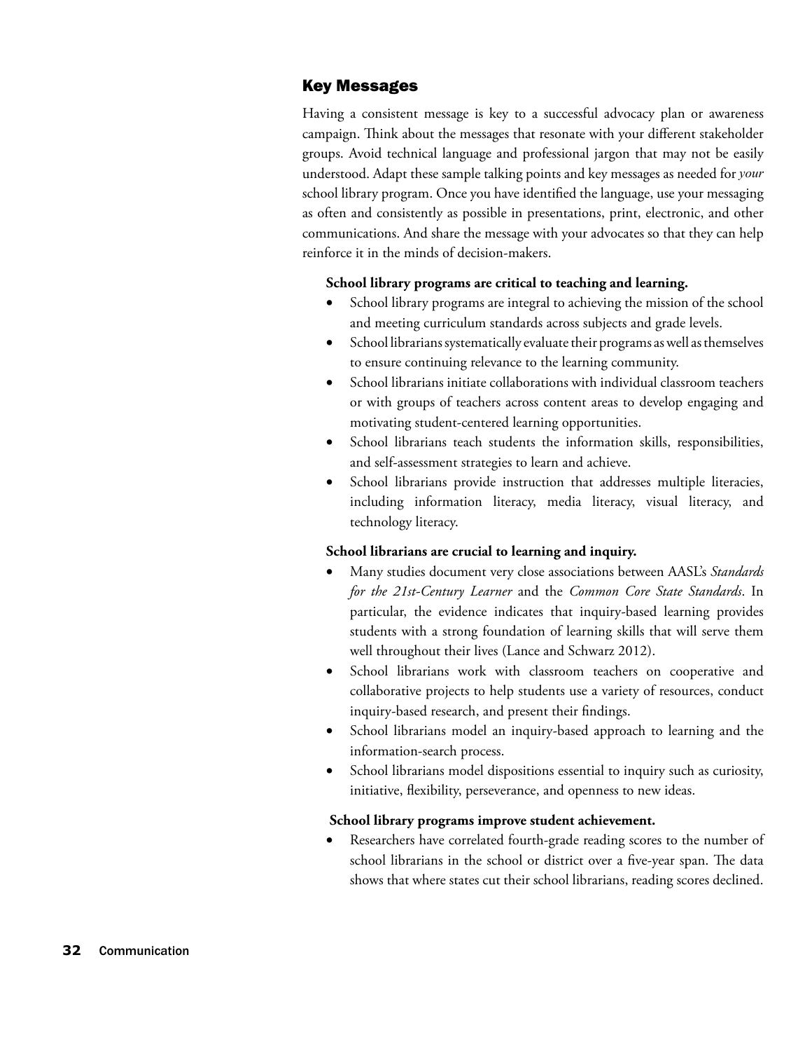## Key Messages

Having a consistent message is key to a successful advocacy plan or awareness campaign. Think about the messages that resonate with your different stakeholder groups. Avoid technical language and professional jargon that may not be easily understood. Adapt these sample talking points and key messages as needed for *your* school library program. Once you have identified the language, use your messaging as often and consistently as possible in presentations, print, electronic, and other communications. And share the message with your advocates so that they can help reinforce it in the minds of decision-makers.

**School library programs are critical to teaching and learning.**

- School library programs are integral to achieving the mission of the school and meeting curriculum standards across subjects and grade levels.
- School librarians systematically evaluate their programs as well as themselves to ensure continuing relevance to the learning community.
- School librarians initiate collaborations with individual classroom teachers or with groups of teachers across content areas to develop engaging and motivating student-centered learning opportunities.
- School librarians teach students the information skills, responsibilities, and self-assessment strategies to learn and achieve.
- School librarians provide instruction that addresses multiple literacies, including information literacy, media literacy, visual literacy, and technology literacy.

**School librarians are crucial to learning and inquiry.**

- Many studies document very close associations between AASL's *Standards for the 21st-Century Learner* and the *Common Core State Standards*. In particular, the evidence indicates that inquiry-based learning provides students with a strong foundation of learning skills that will serve them well throughout their lives (Lance and Schwarz 2012).
- School librarians work with classroom teachers on cooperative and collaborative projects to help students use a variety of resources, conduct inquiry-based research, and present their findings.
- School librarians model an inquiry-based approach to learning and the information-search process.
- School librarians model dispositions essential to inquiry such as curiosity, initiative, flexibility, perseverance, and openness to new ideas.

**School library programs improve student achievement.**

- Researchers have correlated fourth-grade reading scores to the number of school librarians in the school or district over a five-year span. The data shows that where states cut their school librarians, reading scores declined.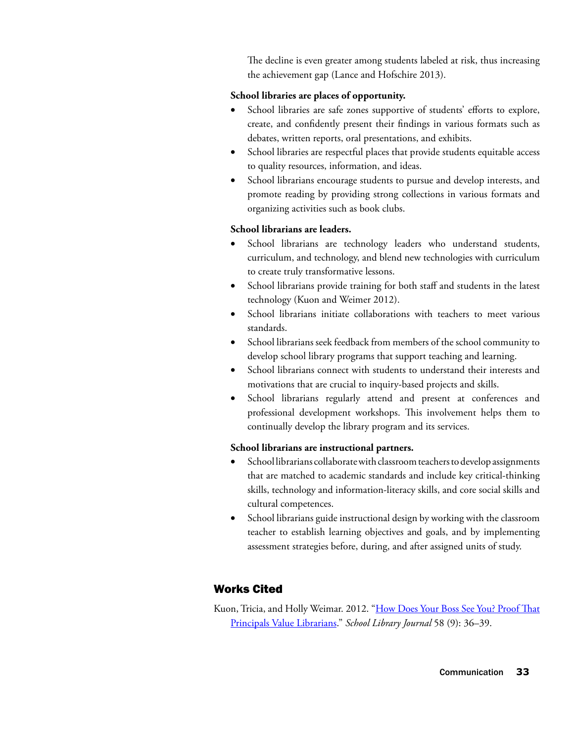The decline is even greater among students labeled at risk, thus increasing the achievement gap (Lance and Hofschire 2013).

**School libraries are places of opportunity.**

- School libraries are safe zones supportive of students' efforts to explore, create, and confidently present their findings in various formats such as debates, written reports, oral presentations, and exhibits.
- School libraries are respectful places that provide students equitable access to quality resources, information, and ideas.
- School librarians encourage students to pursue and develop interests, and promote reading by providing strong collections in various formats and organizing activities such as book clubs.

**School librarians are leaders.**

- School librarians are technology leaders who understand students, curriculum, and technology, and blend new technologies with curriculum to create truly transformative lessons.
- School librarians provide training for both staff and students in the latest technology (Kuon and Weimer 2012).
- School librarians initiate collaborations with teachers to meet various standards.
- School librarians seek feedback from members of the school community to develop school library programs that support teaching and learning.
- School librarians connect with students to understand their interests and motivations that are crucial to inquiry-based projects and skills.
- School librarians regularly attend and present at conferences and professional development workshops. This involvement helps them to continually develop the library program and its services.

**School librarians are instructional partners.**

- School librarians collaborate with classroom teachers to develop assignments that are matched to academic standards and include key critical-thinking skills, technology and information-literacy skills, and core social skills and cultural competences.
- School librarians guide instructional design by working with the classroom teacher to establish learning objectives and goals, and by implementing assessment strategies before, during, and after assigned units of study.

## Works Cited

Kuon, Tricia, and Holly Weimar. 2012. "How Does Your Boss See You? Proof That Principals Value Librarians." *School Library Journal* 58 (9): 36–39.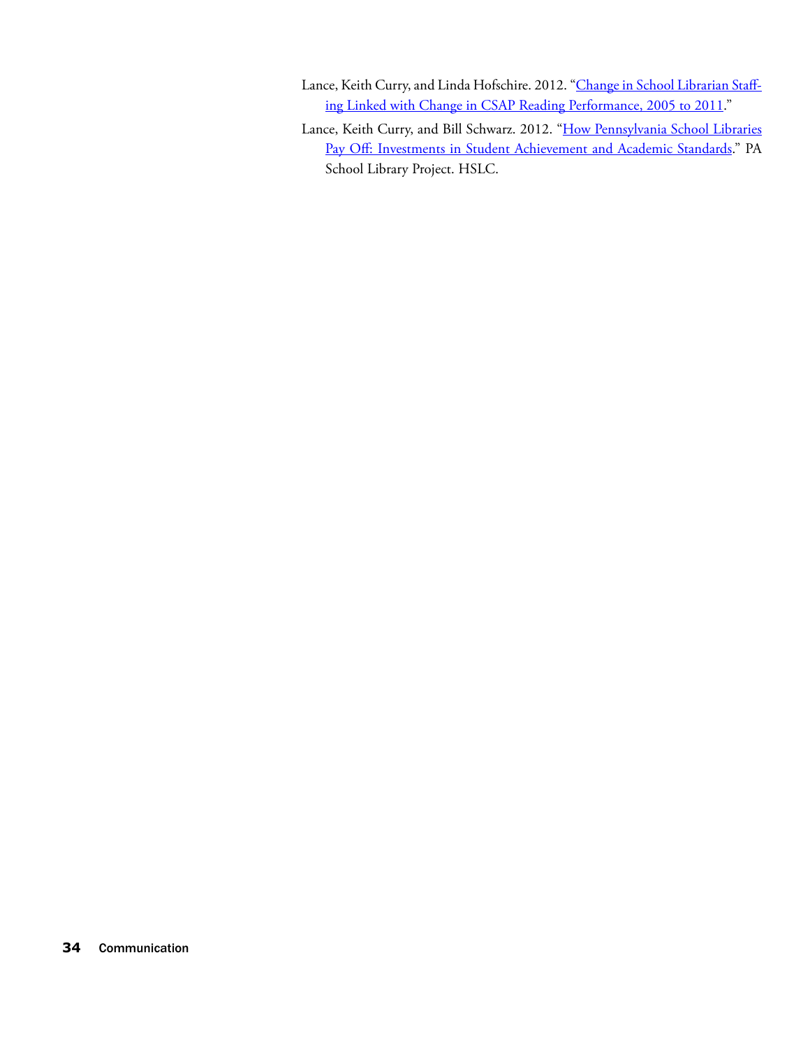Lance, Keith Curry, and Linda Hofschire. 2012. "Change in School Librarian Staffing Linked with Change in CSAP Reading Performance, 2005 to 2011."

Lance, Keith Curry, and Bill Schwarz. 2012. "How Pennsylvania School Libraries Pay Off: Investments in Student Achievement and Academic Standards." PA School Library Project. HSLC.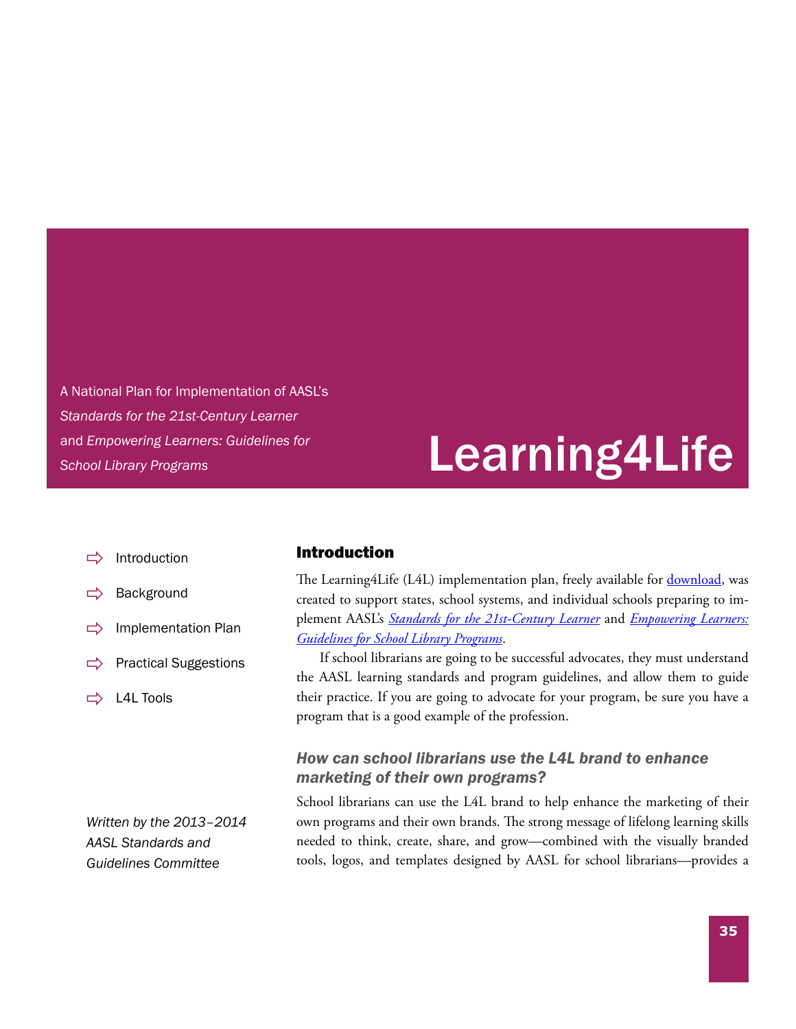A National Plan for Implementation of AASL's *Standards for the 21st-Century Learner* and *Empowering Learners: Guidelines for School Library Programs*

# Learning4Life

- Introduction
- Background
- Implementation Plan
- Practical Suggestions
- L4L Tools

*Written by the 2013–2014 AASL Standards and Guidelines Committee*

## Introduction

The Learning4Life (L4L) implementation plan, freely available for download, was created to support states, school systems, and individual schools preparing to implement AASL's *Standards for the 21st-Century Learner* and *Empowering Learners: Guidelines for School Library Programs*.

If school librarians are going to be successful advocates, they must understand the AASL learning standards and program guidelines, and allow them to guide their practice. If you are going to advocate for your program, be sure you have a program that is a good example of the profession.

### *How can school librarians use the L4L brand to enhance marketing of their own programs?*

School librarians can use the L4L brand to help enhance the marketing of their own programs and their own brands. The strong message of lifelong learning skills needed to think, create, share, and grow—combined with the visually branded tools, logos, and templates designed by AASL for school librarians—provides a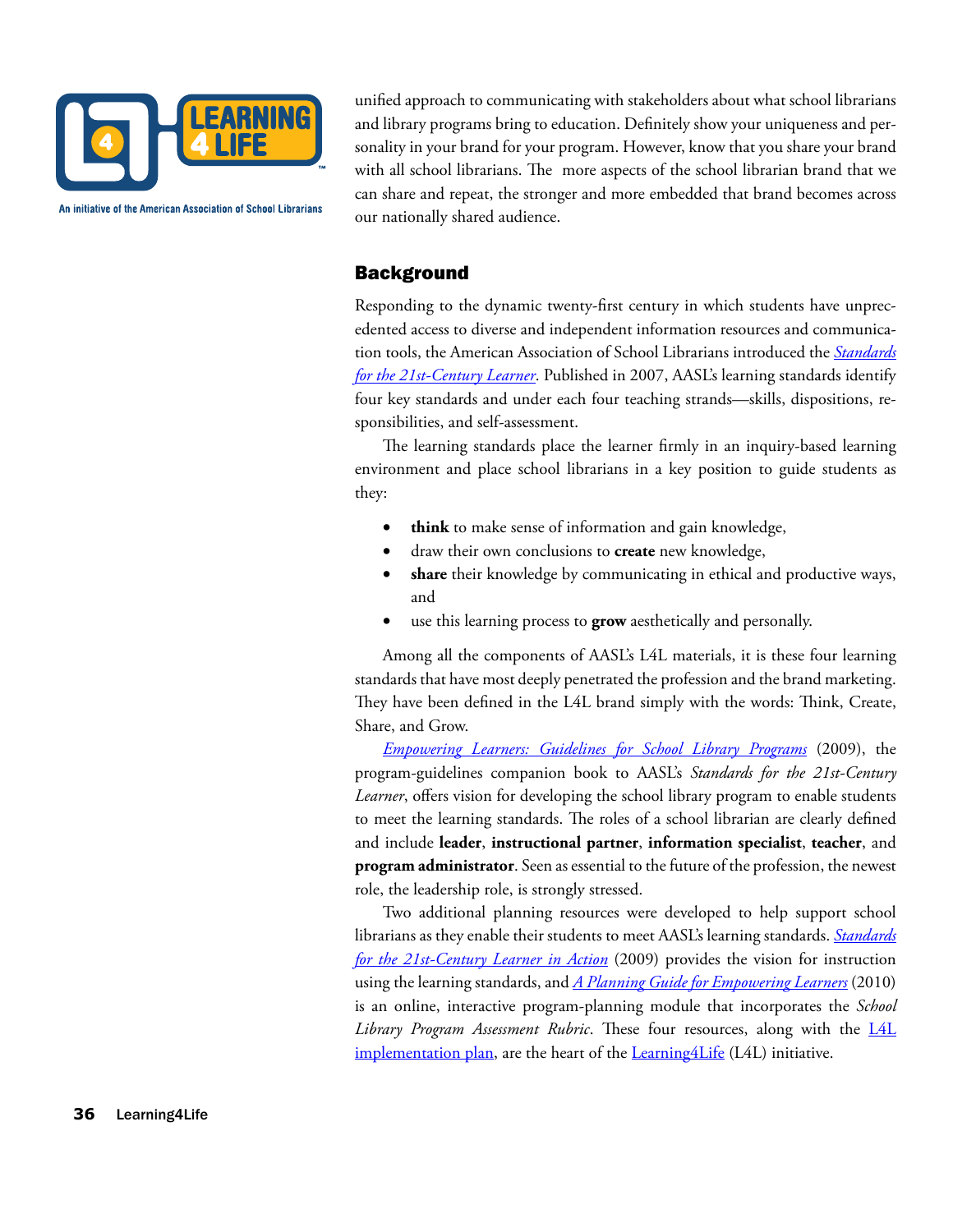unified approach to communicating with stakeholders about what school librarians and library programs bring to education. Definitely show your uniqueness and personality in your brand for your program. However, know that you share your brand with all school librarians. The more aspects of the school librarian brand that we can share and repeat, the stronger and more embedded that brand becomes across our nationally shared audience.

## Background

Responding to the dynamic twenty-first century in which students have unprecedented access to diverse and independent information resources and communication tools, the American Association of School Librarians introduced the *Standards for the 21st-Century Learner*. Published in 2007, AASL's learning standards identify four key standards and under each four teaching strands—skills, dispositions, responsibilities, and self-assessment.

The learning standards place the learner firmly in an inquiry-based learning environment and place school librarians in a key position to guide students as they:

- **think** to make sense of information and gain knowledge,
- draw their own conclusions to **create** new knowledge,
- **share** their knowledge by communicating in ethical and productive ways, and
- use this learning process to **grow** aesthetically and personally.

Among all the components of AASL's L4L materials, it is these four learning standards that have most deeply penetrated the profession and the brand marketing. They have been defined in the L4L brand simply with the words: Think, Create, Share, and Grow.

*Empowering Learners: Guidelines for School Library Programs* (2009), the program-guidelines companion book to AASL's *Standards for the 21st-Century Learner*, offers vision for developing the school library program to enable students to meet the learning standards. The roles of a school librarian are clearly defined and include **leader**, **instructional partner**, **information specialist**, **teacher**, and **program administrator**. Seen as essential to the future of the profession, the newest role, the leadership role, is strongly stressed.

Two additional planning resources were developed to help support school librarians as they enable their students to meet AASL's learning standards. *Standards for the 21st-Century Learner in Action* (2009) provides the vision for instruction using the learning standards, and *A Planning Guide for Empowering Learners* (2010) is an online, interactive program-planning module that incorporates the *School Library Program Assessment Rubric*. These four resources, along with the L4L implementation plan, are the heart of the Learning4Life (L4L) initiative.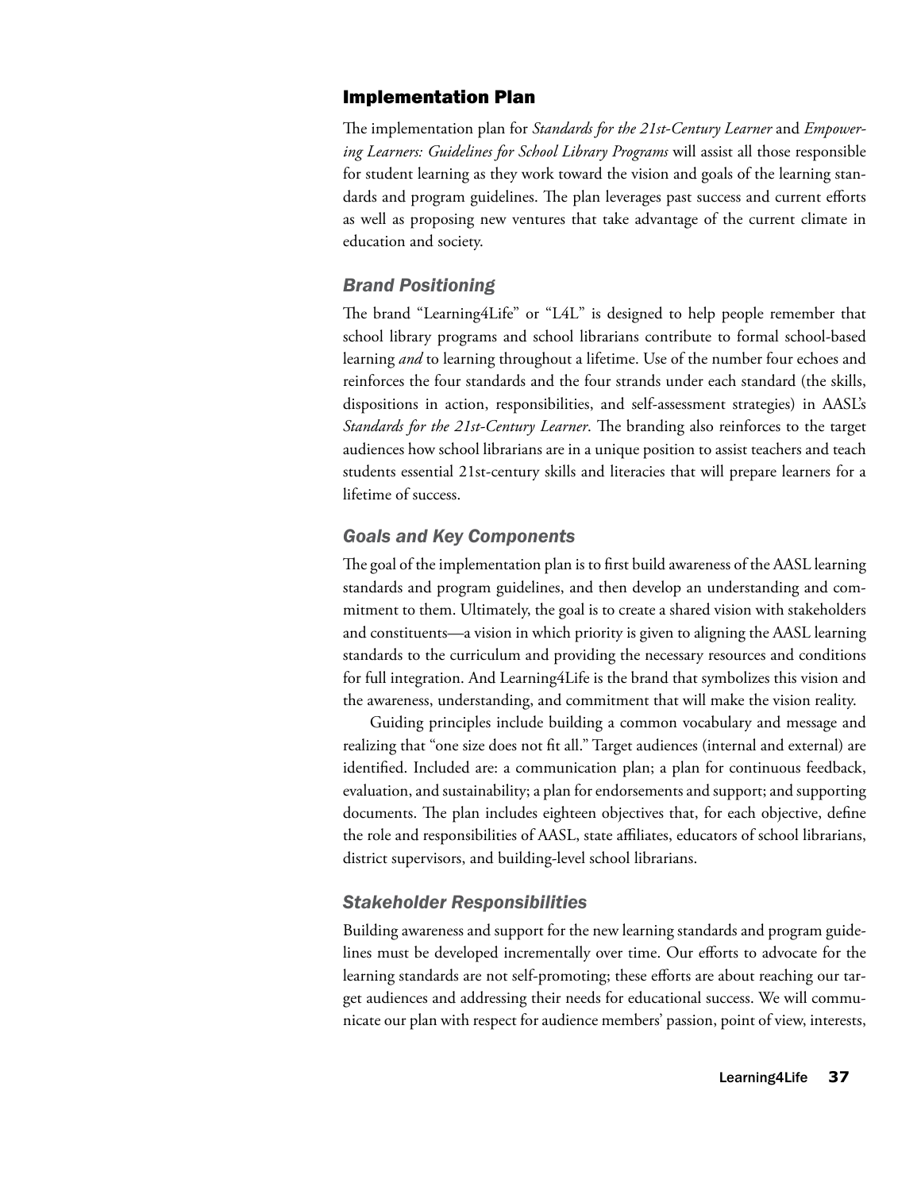## Implementation Plan

The implementation plan for *Standards for the 21st-Century Learner* and *Empowering Learners: Guidelines for School Library Programs* will assist all those responsible for student learning as they work toward the vision and goals of the learning standards and program guidelines. The plan leverages past success and current efforts as well as proposing new ventures that take advantage of the current climate in education and society.

### *Brand Positioning*

The brand "Learning4Life" or "L4L" is designed to help people remember that school library programs and school librarians contribute to formal school-based learning *and* to learning throughout a lifetime. Use of the number four echoes and reinforces the four standards and the four strands under each standard (the skills, dispositions in action, responsibilities, and self-assessment strategies) in AASL's *Standards for the 21st-Century Learner*. The branding also reinforces to the target audiences how school librarians are in a unique position to assist teachers and teach students essential 21st-century skills and literacies that will prepare learners for a lifetime of success.

### *Goals and Key Components*

The goal of the implementation plan is to first build awareness of the AASL learning standards and program guidelines, and then develop an understanding and commitment to them. Ultimately, the goal is to create a shared vision with stakeholders and constituents—a vision in which priority is given to aligning the AASL learning standards to the curriculum and providing the necessary resources and conditions for full integration. And Learning4Life is the brand that symbolizes this vision and the awareness, understanding, and commitment that will make the vision reality.

Guiding principles include building a common vocabulary and message and realizing that "one size does not fit all." Target audiences (internal and external) are identified. Included are: a communication plan; a plan for continuous feedback, evaluation, and sustainability; a plan for endorsements and support; and supporting documents. The plan includes eighteen objectives that, for each objective, define the role and responsibilities of AASL, state affiliates, educators of school librarians, district supervisors, and building-level school librarians.

### *Stakeholder Responsibilities*

Building awareness and support for the new learning standards and program guidelines must be developed incrementally over time. Our efforts to advocate for the learning standards are not self-promoting; these efforts are about reaching our target audiences and addressing their needs for educational success. We will communicate our plan with respect for audience members' passion, point of view, interests,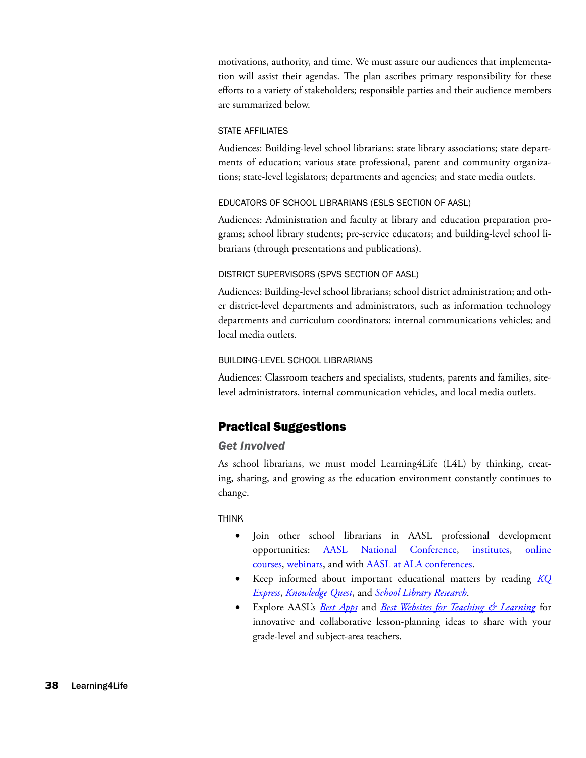motivations, authority, and time. We must assure our audiences that implementation will assist their agendas. The plan ascribes primary responsibility for these efforts to a variety of stakeholders; responsible parties and their audience members are summarized below.

#### STATE AFFILIATES

Audiences: Building-level school librarians; state library associations; state departments of education; various state professional, parent and community organizations; state-level legislators; departments and agencies; and state media outlets.

#### EDUCATORS OF SCHOOL LIBRARIANS (ESLS SECTION OF AASL)

Audiences: Administration and faculty at library and education preparation programs; school library students; pre-service educators; and building-level school librarians (through presentations and publications).

#### DISTRICT SUPERVISORS (SPVS SECTION OF AASL)

Audiences: Building-level school librarians; school district administration; and other district-level departments and administrators, such as information technology departments and curriculum coordinators; internal communications vehicles; and local media outlets.

#### BUILDING-LEVEL SCHOOL LIBRARIANS

Audiences: Classroom teachers and specialists, students, parents and families, site-level administrators, internal communication vehicles, and local media outlets.

## Practical Suggestions

### *Get Involved*

As school librarians, we must model Learning4Life (L4L) by thinking, creating, sharing, and growing as the education environment constantly continues to change.

#### THINK

- Join other school librarians in AASL professional development opportunities: AASL National Conference, institutes, online courses, webinars, and with AASL at ALA conferences.
- Keep informed about important educational matters by reading *KQ Express*, *Knowledge Quest*, and *School Library Research*.
- Explore AASL's *Best Apps* and *Best Websites for Teaching & Learning* for innovative and collaborative lesson-planning ideas to share with your grade-level and subject-area teachers.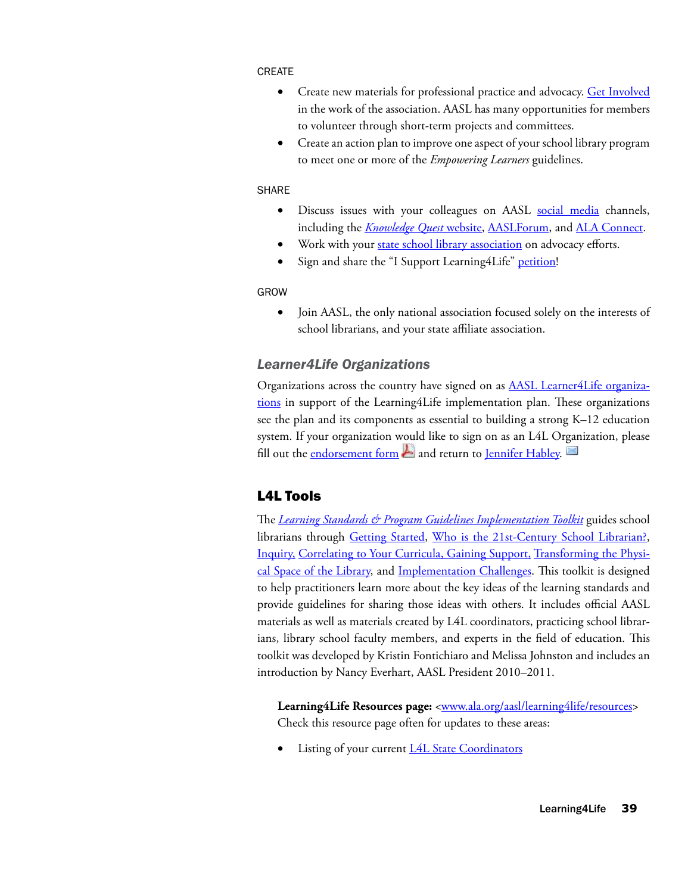CREATE

- Create new materials for professional practice and advocacy. Get Involved in the work of the association. AASL has many opportunities for members to volunteer through short-term projects and committees.
- Create an action plan to improve one aspect of your school library program to meet one or more of the *Empowering Learners* guidelines.

SHARE

- Discuss issues with your colleagues on AASL social media channels, including the *Knowledge Quest* website, AASLForum, and ALA Connect.
- Work with your state school library association on advocacy efforts.
- Sign and share the "I Support Learning4Life" petition!

GROW

- Join AASL, the only national association focused solely on the interests of school librarians, and your state affiliate association.

### *Learner4Life Organizations*

Organizations across the country have signed on as AASL Learner4Life organizations in support of the Learning4Life implementation plan. These organizations see the plan and its components as essential to building a strong K–12 education system. If your organization would like to sign on as an L4L Organization, please fill out the endorsement form and return to Jennifer Habley.

## L4L Tools

The *Learning Standards & Program Guidelines Implementation Toolkit* guides school librarians through Getting Started, Who is the 21st-Century School Librarian?, Inquiry, Correlating to Your Curricula, Gaining Support, Transforming the Physical Space of the Library, and Implementation Challenges. This toolkit is designed to help practitioners learn more about the key ideas of the learning standards and provide guidelines for sharing those ideas with others. It includes official AASL materials as well as materials created by L4L coordinators, practicing school librarians, library school faculty members, and experts in the field of education. This toolkit was developed by Kristin Fontichiaro and Melissa Johnston and includes an introduction by Nancy Everhart, AASL President 2010–2011.

**Learning4Life Resources page:** <www.ala.org/aasl/learning4life/resources>
Check this resource page often for updates to these areas:

- Listing of your current L4L State Coordinators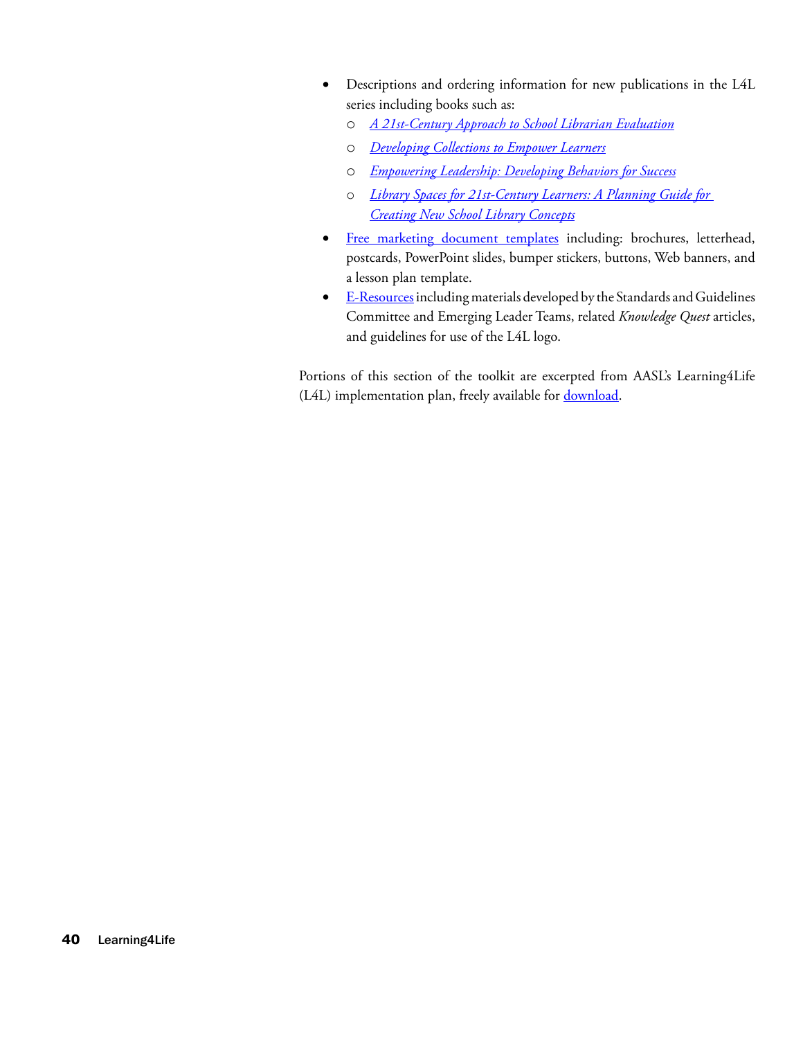- Descriptions and ordering information for new publications in the L4L series including books such as:
  - *A 21st-Century Approach to School Librarian Evaluation*
  - *Developing Collections to Empower Learners*
  - *Empowering Leadership: Developing Behaviors for Success*
  - *Library Spaces for 21st-Century Learners: A Planning Guide for Creating New School Library Concepts*
- Free marketing document templates including: brochures, letterhead, postcards, PowerPoint slides, bumper stickers, buttons, Web banners, and a lesson plan template.
- E-Resources including materials developed by the Standards and Guidelines Committee and Emerging Leader Teams, related *Knowledge Quest* articles, and guidelines for use of the L4L logo.

Portions of this section of the toolkit are excerpted from AASL's Learning4Life (L4L) implementation plan, freely available for download.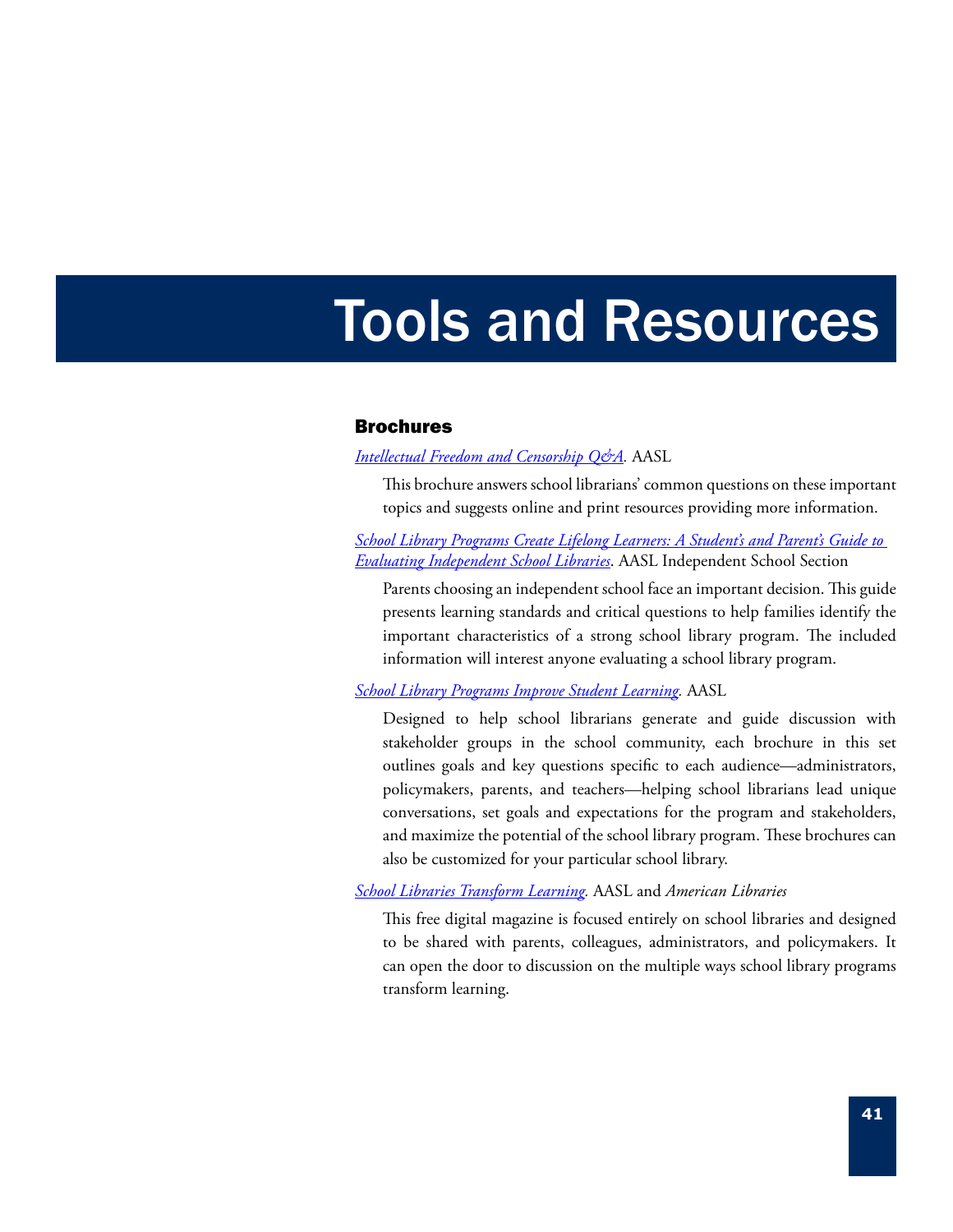# Tools and Resources

## Brochures

*Intellectual Freedom and Censorship Q&A*. AASL

This brochure answers school librarians' common questions on these important topics and suggests online and print resources providing more information.

*School Library Programs Create Lifelong Learners: A Student's and Parent's Guide to Evaluating Independent School Libraries*. AASL Independent School Section

Parents choosing an independent school face an important decision. This guide presents learning standards and critical questions to help families identify the important characteristics of a strong school library program. The included information will interest anyone evaluating a school library program.

*School Library Programs Improve Student Learning*. AASL

Designed to help school librarians generate and guide discussion with stakeholder groups in the school community, each brochure in this set outlines goals and key questions specific to each audience—administrators, policymakers, parents, and teachers—helping school librarians lead unique conversations, set goals and expectations for the program and stakeholders, and maximize the potential of the school library program. These brochures can also be customized for your particular school library.

*School Libraries Transform Learning*. AASL and *American Libraries*

This free digital magazine is focused entirely on school libraries and designed to be shared with parents, colleagues, administrators, and policymakers. It can open the door to discussion on the multiple ways school library programs transform learning.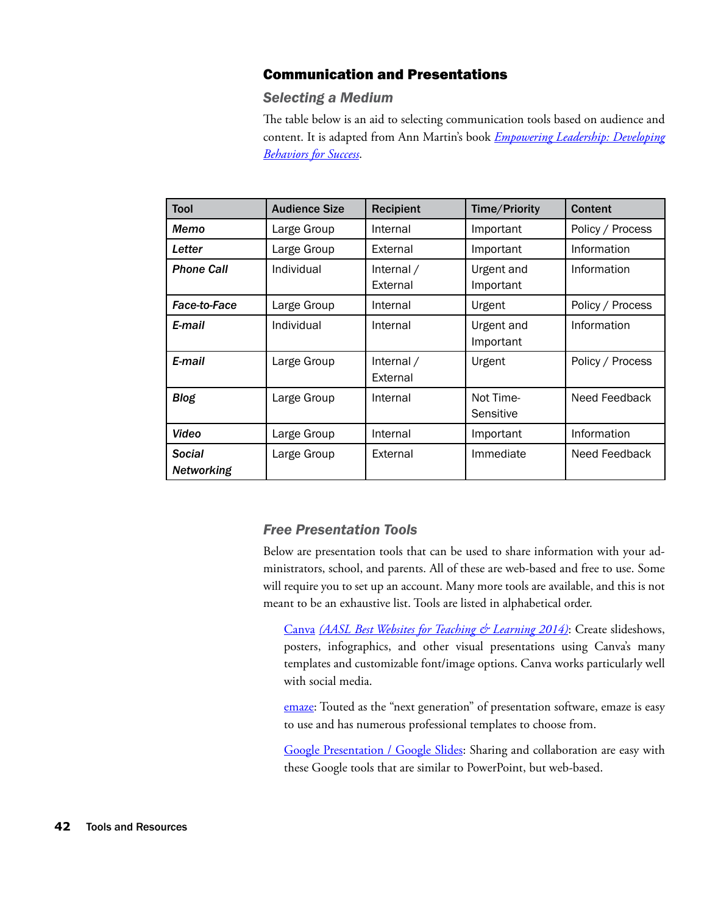## Communication and Presentations

### *Selecting a Medium*

The table below is an aid to selecting communication tools based on audience and content. It is adapted from Ann Martin's book *Empowering Leadership: Developing Behaviors for Success*.

| Tool | Audience Size | Recipient | Time/Priority | Content |
|---|---|---|---|---|
| ***Memo*** | Large Group | Internal | Important | Policy / Process |
| ***Letter*** | Large Group | External | Important | Information |
| ***Phone Call*** | Individual | Internal / External | Urgent and Important | Information |
| ***Face-to-Face*** | Large Group | Internal | Urgent | Policy / Process |
| ***E-mail*** | Individual | Internal | Urgent and Important | Information |
| ***E-mail*** | Large Group | Internal / External | Urgent | Policy / Process |
| ***Blog*** | Large Group | Internal | Not Time-Sensitive | Need Feedback |
| ***Video*** | Large Group | Internal | Important | Information |
| ***Social Networking*** | Large Group | External | Immediate | Need Feedback |

### *Free Presentation Tools*

Below are presentation tools that can be used to share information with your administrators, school, and parents. All of these are web-based and free to use. Some will require you to set up an account. Many more tools are available, and this is not meant to be an exhaustive list. Tools are listed in alphabetical order.

Canva *(AASL Best Websites for Teaching & Learning 2014)*: Create slideshows, posters, infographics, and other visual presentations using Canva's many templates and customizable font/image options. Canva works particularly well with social media.

emaze: Touted as the "next generation" of presentation software, emaze is easy to use and has numerous professional templates to choose from.

Google Presentation / Google Slides: Sharing and collaboration are easy with these Google tools that are similar to PowerPoint, but web-based.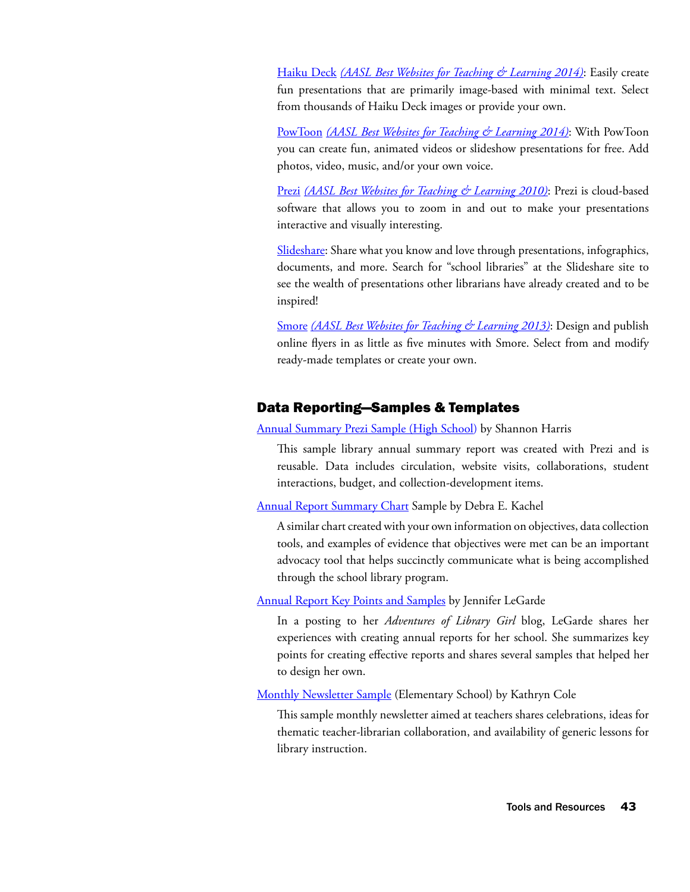Haiku Deck *(AASL Best Websites for Teaching & Learning 2014)*: Easily create fun presentations that are primarily image-based with minimal text. Select from thousands of Haiku Deck images or provide your own.

PowToon *(AASL Best Websites for Teaching & Learning 2014)*: With PowToon you can create fun, animated videos or slideshow presentations for free. Add photos, video, music, and/or your own voice.

Prezi *(AASL Best Websites for Teaching & Learning 2010)*: Prezi is cloud-based software that allows you to zoom in and out to make your presentations interactive and visually interesting.

Slideshare: Share what you know and love through presentations, infographics, documents, and more. Search for "school libraries" at the Slideshare site to see the wealth of presentations other librarians have already created and to be inspired!

Smore *(AASL Best Websites for Teaching & Learning 2013)*: Design and publish online flyers in as little as five minutes with Smore. Select from and modify ready-made templates or create your own.

## Data Reporting—Samples & Templates

Annual Summary Prezi Sample (High School) by Shannon Harris

This sample library annual summary report was created with Prezi and is reusable. Data includes circulation, website visits, collaborations, student interactions, budget, and collection-development items.

Annual Report Summary Chart Sample by Debra E. Kachel

A similar chart created with your own information on objectives, data collection tools, and examples of evidence that objectives were met can be an important advocacy tool that helps succinctly communicate what is being accomplished through the school library program.

Annual Report Key Points and Samples by Jennifer LeGarde

In a posting to her *Adventures of Library Girl* blog, LeGarde shares her experiences with creating annual reports for her school. She summarizes key points for creating effective reports and shares several samples that helped her to design her own.

Monthly Newsletter Sample (Elementary School) by Kathryn Cole

This sample monthly newsletter aimed at teachers shares celebrations, ideas for thematic teacher-librarian collaboration, and availability of generic lessons for library instruction.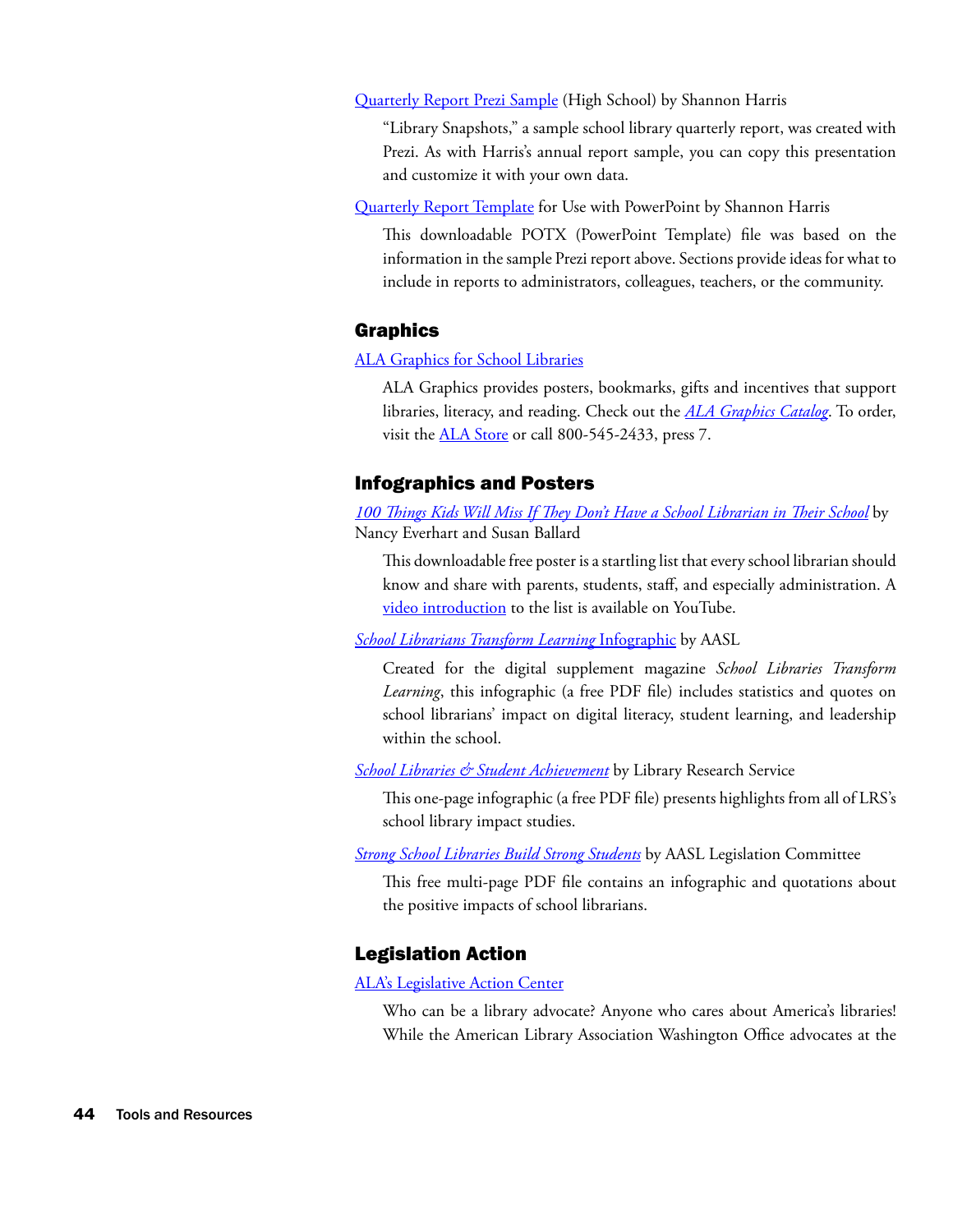Quarterly Report Prezi Sample (High School) by Shannon Harris

"Library Snapshots," a sample school library quarterly report, was created with Prezi. As with Harris's annual report sample, you can copy this presentation and customize it with your own data.

Quarterly Report Template for Use with PowerPoint by Shannon Harris

This downloadable POTX (PowerPoint Template) file was based on the information in the sample Prezi report above. Sections provide ideas for what to include in reports to administrators, colleagues, teachers, or the community.

## Graphics

ALA Graphics for School Libraries

ALA Graphics provides posters, bookmarks, gifts and incentives that support libraries, literacy, and reading. Check out the *ALA Graphics Catalog*. To order, visit the ALA Store or call 800-545-2433, press 7.

## Infographics and Posters

*100 Things Kids Will Miss If They Don't Have a School Librarian in Their School* by Nancy Everhart and Susan Ballard

This downloadable free poster is a startling list that every school librarian should know and share with parents, students, staff, and especially administration. A video introduction to the list is available on YouTube.

*School Librarians Transform Learning* Infographic by AASL

Created for the digital supplement magazine *School Libraries Transform Learning*, this infographic (a free PDF file) includes statistics and quotes on school librarians' impact on digital literacy, student learning, and leadership within the school.

*School Libraries & Student Achievement* by Library Research Service

This one-page infographic (a free PDF file) presents highlights from all of LRS's school library impact studies.

*Strong School Libraries Build Strong Students* by AASL Legislation Committee

This free multi-page PDF file contains an infographic and quotations about the positive impacts of school librarians.

## Legislation Action

ALA's Legislative Action Center

Who can be a library advocate? Anyone who cares about America's libraries! While the American Library Association Washington Office advocates at the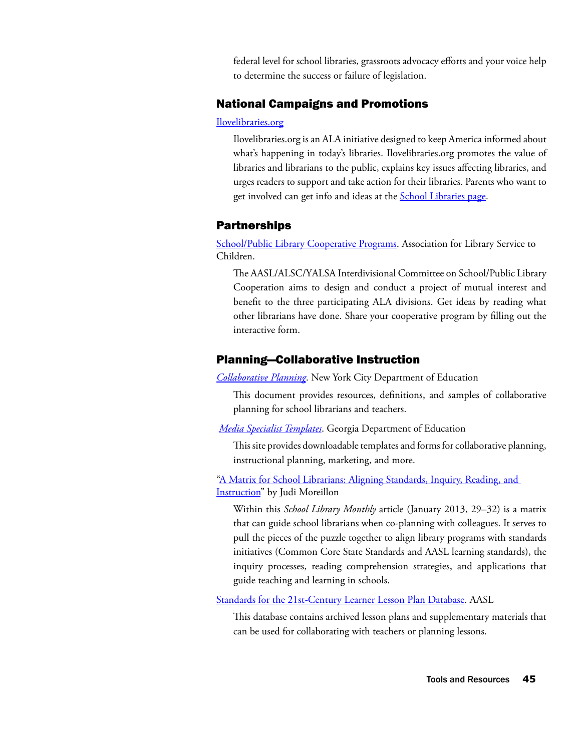federal level for school libraries, grassroots advocacy efforts and your voice help to determine the success or failure of legislation.

## National Campaigns and Promotions

Ilovelibraries.org

Ilovelibraries.org is an ALA initiative designed to keep America informed about what's happening in today's libraries. Ilovelibraries.org promotes the value of libraries and librarians to the public, explains key issues affecting libraries, and urges readers to support and take action for their libraries. Parents who want to get involved can get info and ideas at the School Libraries page.

## Partnerships

School/Public Library Cooperative Programs. Association for Library Service to Children.

The AASL/ALSC/YALSA Interdivisional Committee on School/Public Library Cooperation aims to design and conduct a project of mutual interest and benefit to the three participating ALA divisions. Get ideas by reading what other librarians have done. Share your cooperative program by filling out the interactive form.

## Planning—Collaborative Instruction

*Collaborative Planning*. New York City Department of Education

This document provides resources, definitions, and samples of collaborative planning for school librarians and teachers.

*Media Specialist Templates*. Georgia Department of Education

This site provides downloadable templates and forms for collaborative planning, instructional planning, marketing, and more.

"A Matrix for School Librarians: Aligning Standards, Inquiry, Reading, and Instruction" by Judi Moreillon

Within this *School Library Monthly* article (January 2013, 29–32) is a matrix that can guide school librarians when co-planning with colleagues. It serves to pull the pieces of the puzzle together to align library programs with standards initiatives (Common Core State Standards and AASL learning standards), the inquiry processes, reading comprehension strategies, and applications that guide teaching and learning in schools.

Standards for the 21st-Century Learner Lesson Plan Database. AASL

This database contains archived lesson plans and supplementary materials that can be used for collaborating with teachers or planning lessons.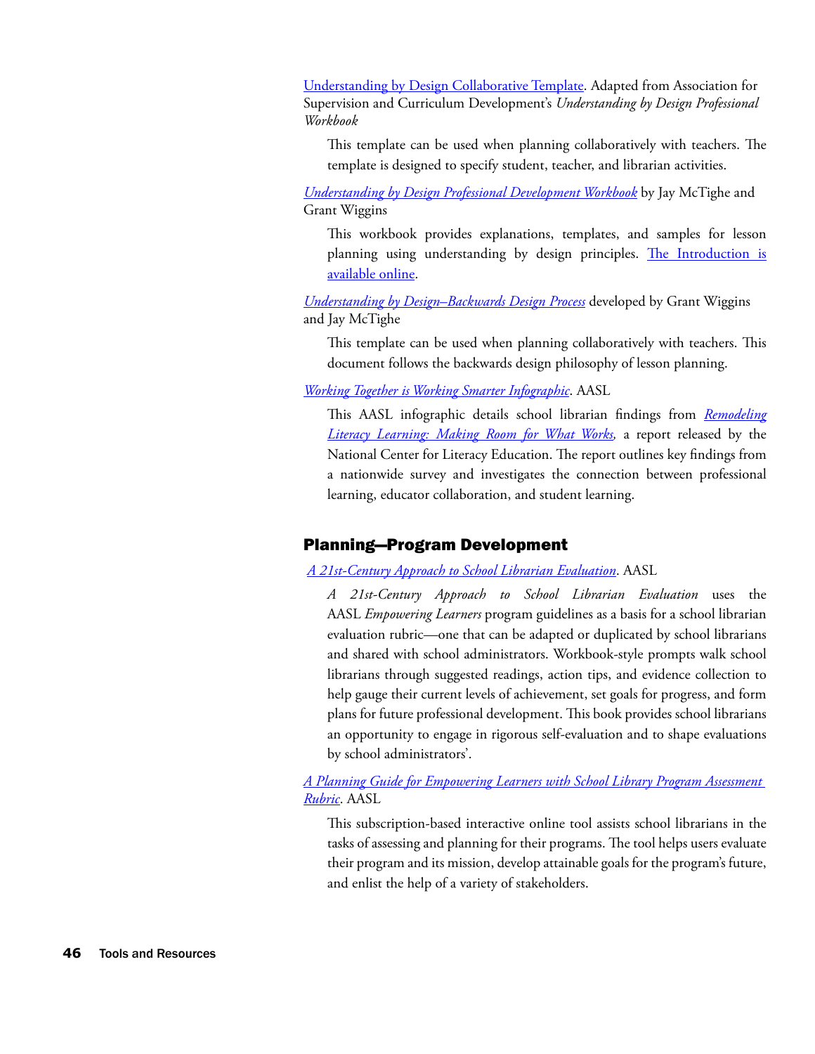Understanding by Design Collaborative Template. Adapted from Association for Supervision and Curriculum Development's *Understanding by Design Professional Workbook*

This template can be used when planning collaboratively with teachers. The template is designed to specify student, teacher, and librarian activities.

*Understanding by Design Professional Development Workbook* by Jay McTighe and Grant Wiggins

This workbook provides explanations, templates, and samples for lesson planning using understanding by design principles. The Introduction is available online.

*Understanding by Design–Backwards Design Process* developed by Grant Wiggins and Jay McTighe

This template can be used when planning collaboratively with teachers. This document follows the backwards design philosophy of lesson planning.

*Working Together is Working Smarter Infographic*. AASL

This AASL infographic details school librarian findings from *Remodeling Literacy Learning: Making Room for What Works*, a report released by the National Center for Literacy Education. The report outlines key findings from a nationwide survey and investigates the connection between professional learning, educator collaboration, and student learning.

## Planning—Program Development

*A 21st-Century Approach to School Librarian Evaluation*. AASL

*A 21st-Century Approach to School Librarian Evaluation* uses the AASL *Empowering Learners* program guidelines as a basis for a school librarian evaluation rubric—one that can be adapted or duplicated by school librarians and shared with school administrators. Workbook-style prompts walk school librarians through suggested readings, action tips, and evidence collection to help gauge their current levels of achievement, set goals for progress, and form plans for future professional development. This book provides school librarians an opportunity to engage in rigorous self-evaluation and to shape evaluations by school administrators'.

*A Planning Guide for Empowering Learners with School Library Program Assessment Rubric*. AASL

This subscription-based interactive online tool assists school librarians in the tasks of assessing and planning for their programs. The tool helps users evaluate their program and its mission, develop attainable goals for the program's future, and enlist the help of a variety of stakeholders.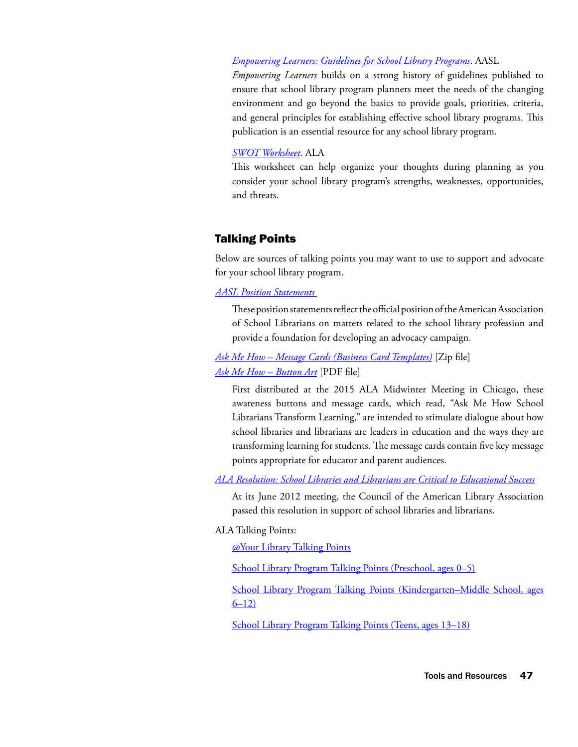*Empowering Learners: Guidelines for School Library Programs*. AASL

*Empowering Learners* builds on a strong history of guidelines published to ensure that school library program planners meet the needs of the changing environment and go beyond the basics to provide goals, priorities, criteria, and general principles for establishing effective school library programs. This publication is an essential resource for any school library program.

*SWOT Worksheet*. ALA

This worksheet can help organize your thoughts during planning as you consider your school library program's strengths, weaknesses, opportunities, and threats.

## Talking Points

Below are sources of talking points you may want to use to support and advocate for your school library program.

*AASL Position Statements*

These position statements reflect the official position of the American Association of School Librarians on matters related to the school library profession and provide a foundation for developing an advocacy campaign.

*Ask Me How – Message Cards (Business Card Templates)* [Zip file]
*Ask Me How – Button Art* [PDF file]

First distributed at the 2015 ALA Midwinter Meeting in Chicago, these awareness buttons and message cards, which read, "Ask Me How School Librarians Transform Learning," are intended to stimulate dialogue about how school libraries and librarians are leaders in education and the ways they are transforming learning for students. The message cards contain five key message points appropriate for educator and parent audiences.

*ALA Resolution: School Libraries and Librarians are Critical to Educational Success*

At its June 2012 meeting, the Council of the American Library Association passed this resolution in support of school libraries and librarians.

ALA Talking Points:

@Your Library Talking Points

School Library Program Talking Points (Preschool, ages 0–5)

School Library Program Talking Points (Kindergarten–Middle School, ages 6–12)

School Library Program Talking Points (Teens, ages 13–18)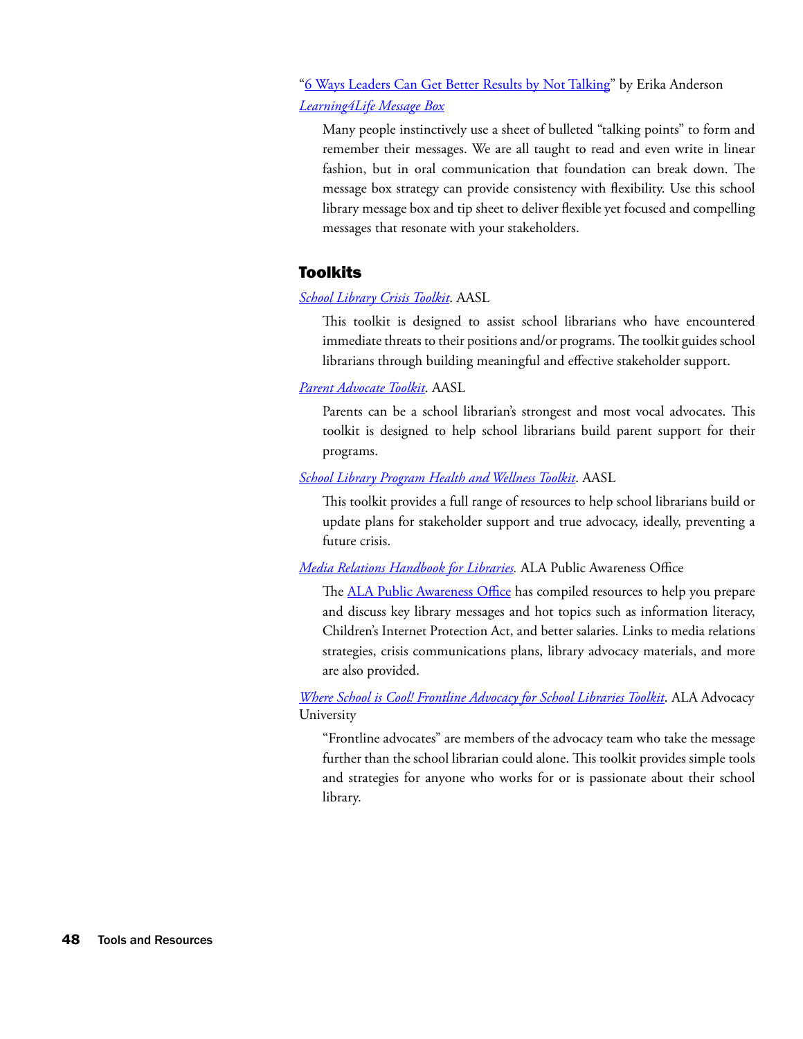"[6 Ways Leaders Can Get Better Results by Not Talking]" by Erika Anderson

*[Learning4Life Message Box]*

Many people instinctively use a sheet of bulleted "talking points" to form and remember their messages. We are all taught to read and even write in linear fashion, but in oral communication that foundation can break down. The message box strategy can provide consistency with flexibility. Use this school library message box and tip sheet to deliver flexible yet focused and compelling messages that resonate with your stakeholders.

## Toolkits

*[School Library Crisis Toolkit]*. AASL

This toolkit is designed to assist school librarians who have encountered immediate threats to their positions and/or programs. The toolkit guides school librarians through building meaningful and effective stakeholder support.

*[Parent Advocate Toolkit]*. AASL

Parents can be a school librarian's strongest and most vocal advocates. This toolkit is designed to help school librarians build parent support for their programs.

*[School Library Program Health and Wellness Toolkit]*. AASL

This toolkit provides a full range of resources to help school librarians build or update plans for stakeholder support and true advocacy, ideally, preventing a future crisis.

*[Media Relations Handbook for Libraries.]* ALA Public Awareness Office

The [ALA Public Awareness Office] has compiled resources to help you prepare and discuss key library messages and hot topics such as information literacy, Children's Internet Protection Act, and better salaries. Links to media relations strategies, crisis communications plans, library advocacy materials, and more are also provided.

*[Where School is Cool! Frontline Advocacy for School Libraries Toolkit]*. ALA Advocacy University

"Frontline advocates" are members of the advocacy team who take the message further than the school librarian could alone. This toolkit provides simple tools and strategies for anyone who works for or is passionate about their school library.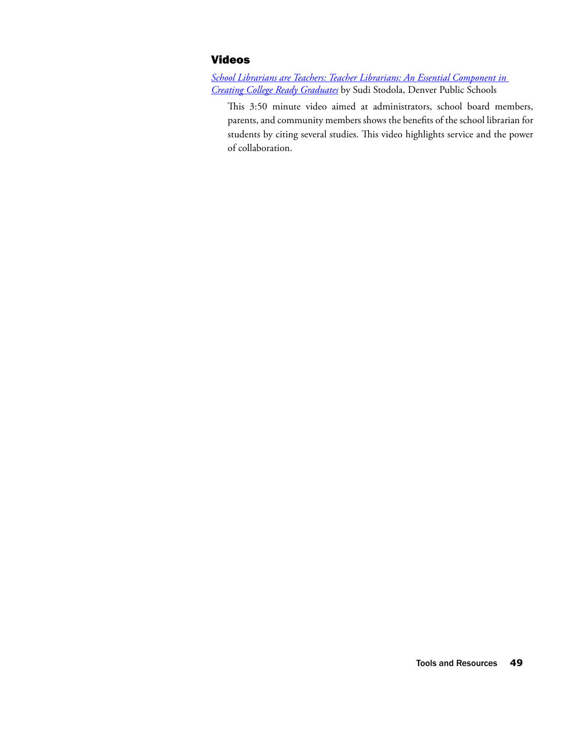## Videos

*School Librarians are Teachers: Teacher Librarians: An Essential Component in Creating College Ready Graduates* by Sudi Stodola, Denver Public Schools

> This 3:50 minute video aimed at administrators, school board members, parents, and community members shows the benefits of the school librarian for students by citing several studies. This video highlights service and the power of collaboration.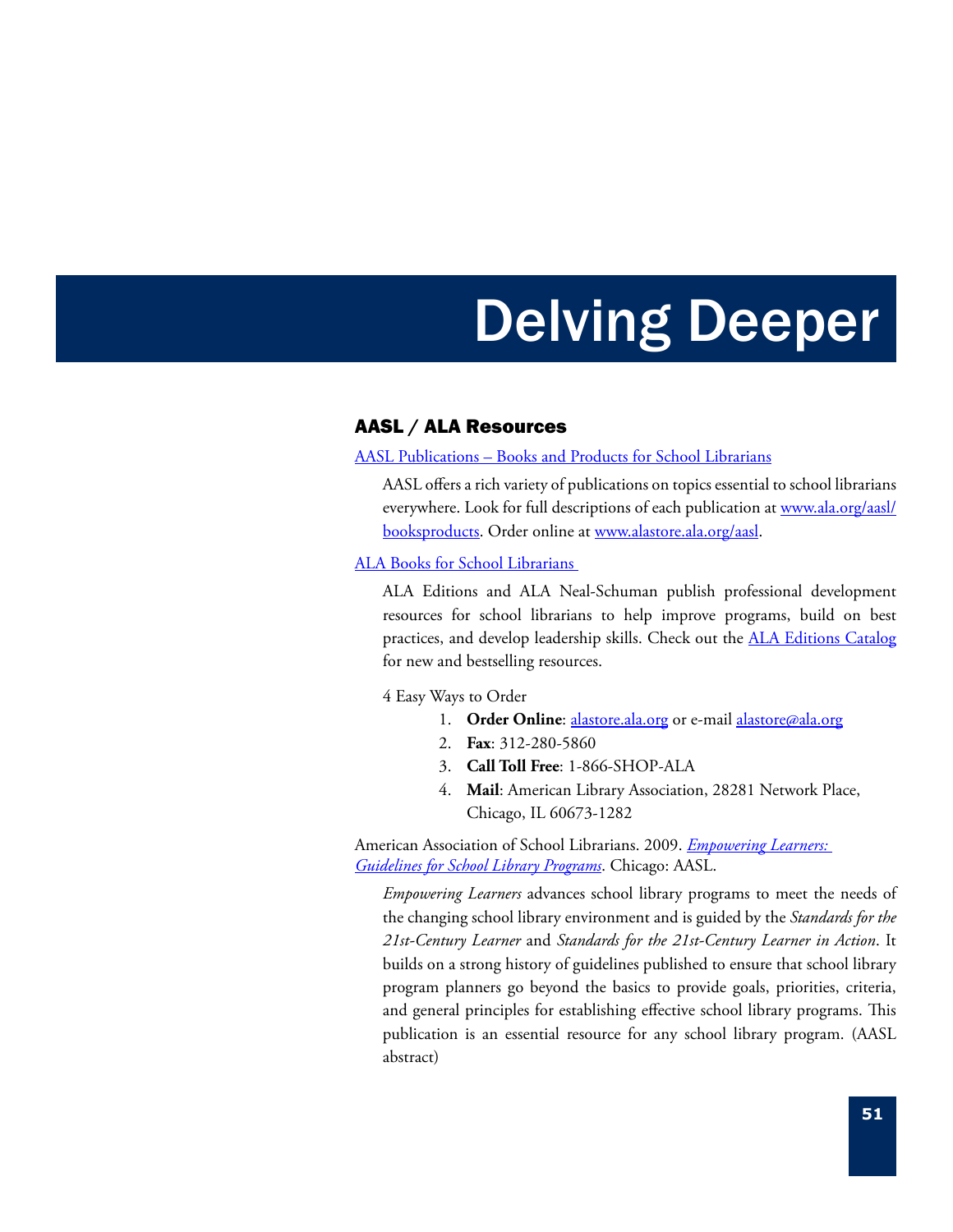# Delving Deeper

## AASL / ALA Resources

AASL Publications – Books and Products for School Librarians

AASL offers a rich variety of publications on topics essential to school librarians everywhere. Look for full descriptions of each publication at www.ala.org/aasl/booksproducts. Order online at www.alastore.ala.org/aasl.

ALA Books for School Librarians

ALA Editions and ALA Neal-Schuman publish professional development resources for school librarians to help improve programs, build on best practices, and develop leadership skills. Check out the ALA Editions Catalog for new and bestselling resources.

4 Easy Ways to Order

1. **Order Online**: alastore.ala.org or e-mail alastore@ala.org
2. **Fax**: 312-280-5860
3. **Call Toll Free**: 1-866-SHOP-ALA
4. **Mail**: American Library Association, 28281 Network Place, Chicago, IL 60673-1282

American Association of School Librarians. 2009. *Empowering Learners: Guidelines for School Library Programs*. Chicago: AASL.

*Empowering Learners* advances school library programs to meet the needs of the changing school library environment and is guided by the *Standards for the 21st-Century Learner* and *Standards for the 21st-Century Learner in Action*. It builds on a strong history of guidelines published to ensure that school library program planners go beyond the basics to provide goals, priorities, criteria, and general principles for establishing effective school library programs. This publication is an essential resource for any school library program. (AASL abstract)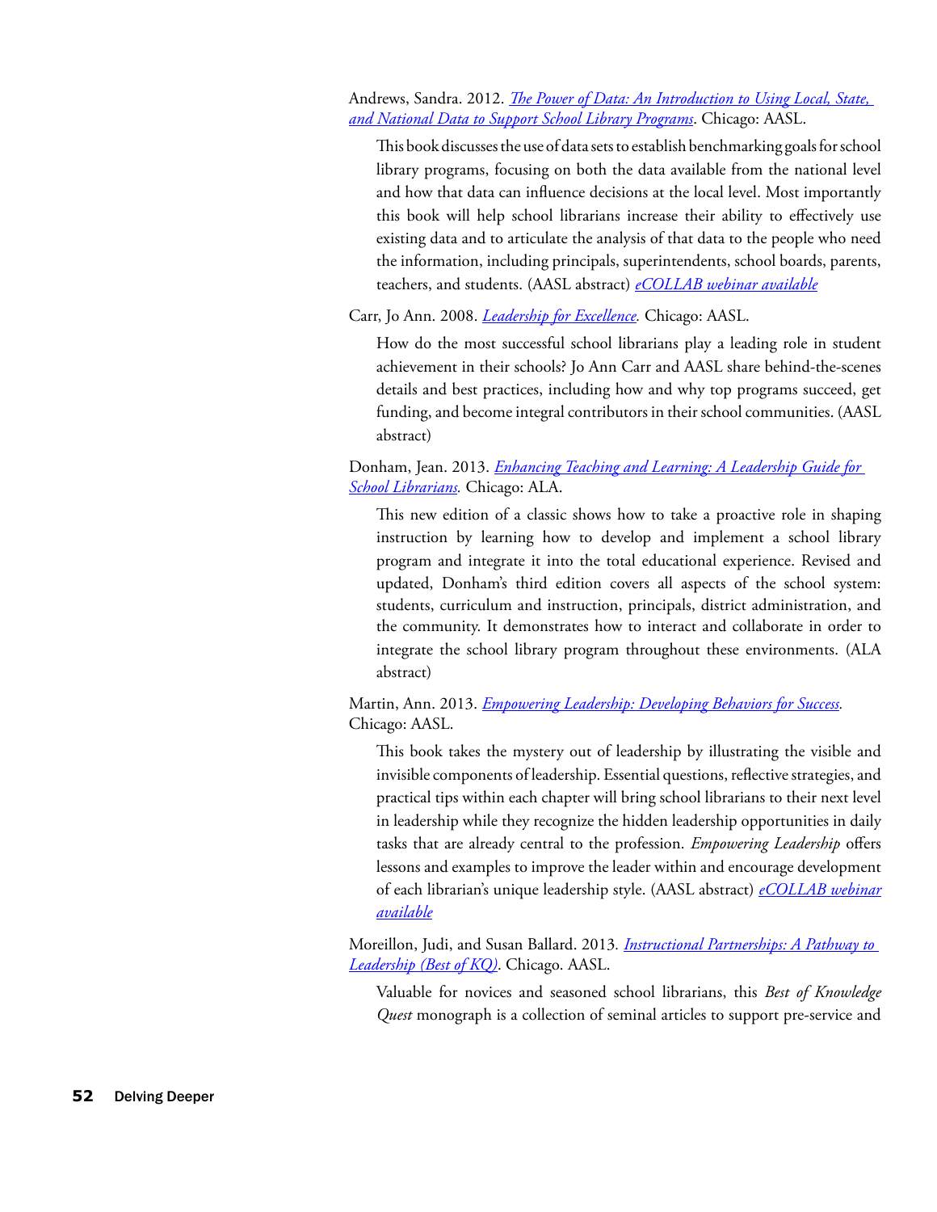Andrews, Sandra. 2012. *The Power of Data: An Introduction to Using Local, State, and National Data to Support School Library Programs*. Chicago: AASL.

> This book discusses the use of data sets to establish benchmarking goals for school library programs, focusing on both the data available from the national level and how that data can influence decisions at the local level. Most importantly this book will help school librarians increase their ability to effectively use existing data and to articulate the analysis of that data to the people who need the information, including principals, superintendents, school boards, parents, teachers, and students. (AASL abstract) *eCOLLAB webinar available*

Carr, Jo Ann. 2008. *Leadership for Excellence.* Chicago: AASL.

> How do the most successful school librarians play a leading role in student achievement in their schools? Jo Ann Carr and AASL share behind-the-scenes details and best practices, including how and why top programs succeed, get funding, and become integral contributors in their school communities. (AASL abstract)

Donham, Jean. 2013. *Enhancing Teaching and Learning: A Leadership Guide for School Librarians.* Chicago: ALA.

> This new edition of a classic shows how to take a proactive role in shaping instruction by learning how to develop and implement a school library program and integrate it into the total educational experience. Revised and updated, Donham's third edition covers all aspects of the school system: students, curriculum and instruction, principals, district administration, and the community. It demonstrates how to interact and collaborate in order to integrate the school library program throughout these environments. (ALA abstract)

Martin, Ann. 2013. *Empowering Leadership: Developing Behaviors for Success.* Chicago: AASL.

> This book takes the mystery out of leadership by illustrating the visible and invisible components of leadership. Essential questions, reflective strategies, and practical tips within each chapter will bring school librarians to their next level in leadership while they recognize the hidden leadership opportunities in daily tasks that are already central to the profession. *Empowering Leadership* offers lessons and examples to improve the leader within and encourage development of each librarian's unique leadership style. (AASL abstract) *eCOLLAB webinar available*

Moreillon, Judi, and Susan Ballard. 2013. *Instructional Partnerships: A Pathway to Leadership (Best of KQ)*. Chicago. AASL.

> Valuable for novices and seasoned school librarians, this *Best of Knowledge Quest* monograph is a collection of seminal articles to support pre-service and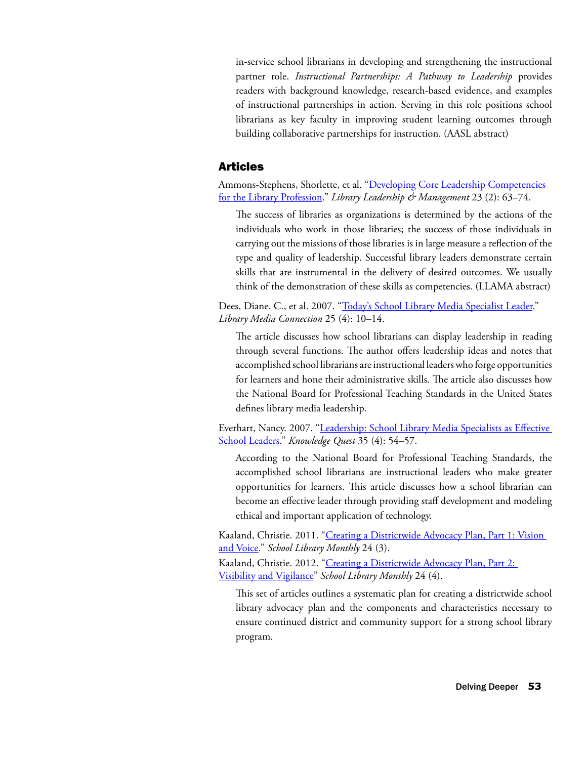in-service school librarians in developing and strengthening the instructional partner role. *Instructional Partnerships: A Pathway to Leadership* provides readers with background knowledge, research-based evidence, and examples of instructional partnerships in action. Serving in this role positions school librarians as key faculty in improving student learning outcomes through building collaborative partnerships for instruction. (AASL abstract)

## Articles

Ammons-Stephens, Shorlette, et al. "Developing Core Leadership Competencies for the Library Profession." *Library Leadership & Management* 23 (2): 63–74.

> The success of libraries as organizations is determined by the actions of the individuals who work in those libraries; the success of those individuals in carrying out the missions of those libraries is in large measure a reflection of the type and quality of leadership. Successful library leaders demonstrate certain skills that are instrumental in the delivery of desired outcomes. We usually think of the demonstration of these skills as competencies. (LLAMA abstract)

Dees, Diane. C., et al. 2007. "Today's School Library Media Specialist Leader." *Library Media Connection* 25 (4): 10–14.

> The article discusses how school librarians can display leadership in reading through several functions. The author offers leadership ideas and notes that accomplished school librarians are instructional leaders who forge opportunities for learners and hone their administrative skills. The article also discusses how the National Board for Professional Teaching Standards in the United States defines library media leadership.

Everhart, Nancy. 2007. "Leadership: School Library Media Specialists as Effective School Leaders." *Knowledge Quest* 35 (4): 54–57.

> According to the National Board for Professional Teaching Standards, the accomplished school librarians are instructional leaders who make greater opportunities for learners. This article discusses how a school librarian can become an effective leader through providing staff development and modeling ethical and important application of technology.

Kaaland, Christie. 2011. "Creating a Districtwide Advocacy Plan, Part 1: Vision and Voice." *School Library Monthly* 24 (3).

Kaaland, Christie. 2012. "Creating a Districtwide Advocacy Plan, Part 2: Visibility and Vigilance" *School Library Monthly* 24 (4).

> This set of articles outlines a systematic plan for creating a districtwide school library advocacy plan and the components and characteristics necessary to ensure continued district and community support for a strong school library program.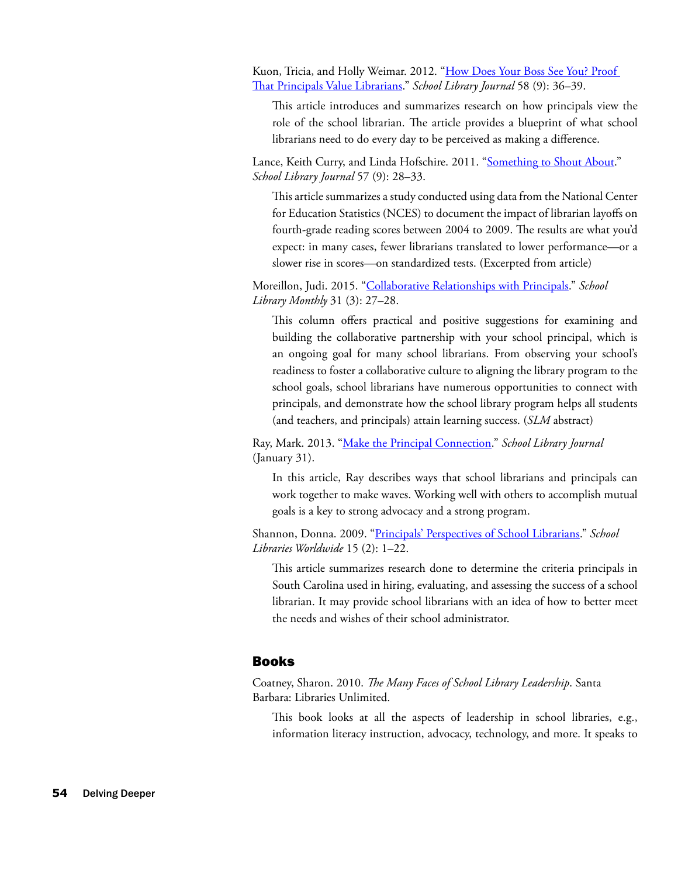Kuon, Tricia, and Holly Weimar. 2012. "[How Does Your Boss See You? Proof That Principals Value Librarians]()." *School Library Journal* 58 (9): 36–39.

> This article introduces and summarizes research on how principals view the role of the school librarian. The article provides a blueprint of what school librarians need to do every day to be perceived as making a difference.

Lance, Keith Curry, and Linda Hofschire. 2011. "[Something to Shout About]()." *School Library Journal* 57 (9): 28–33.

> This article summarizes a study conducted using data from the National Center for Education Statistics (NCES) to document the impact of librarian layoffs on fourth-grade reading scores between 2004 to 2009. The results are what you'd expect: in many cases, fewer librarians translated to lower performance—or a slower rise in scores—on standardized tests. (Excerpted from article)

Moreillon, Judi. 2015. "[Collaborative Relationships with Principals]()." *School Library Monthly* 31 (3): 27–28.

> This column offers practical and positive suggestions for examining and building the collaborative partnership with your school principal, which is an ongoing goal for many school librarians. From observing your school's readiness to foster a collaborative culture to aligning the library program to the school goals, school librarians have numerous opportunities to connect with principals, and demonstrate how the school library program helps all students (and teachers, and principals) attain learning success. (*SLM* abstract)

Ray, Mark. 2013. "[Make the Principal Connection]()." *School Library Journal* (January 31).

> In this article, Ray describes ways that school librarians and principals can work together to make waves. Working well with others to accomplish mutual goals is a key to strong advocacy and a strong program.

Shannon, Donna. 2009. "[Principals' Perspectives of School Librarians]()." *School Libraries Worldwide* 15 (2): 1–22.

> This article summarizes research done to determine the criteria principals in South Carolina used in hiring, evaluating, and assessing the success of a school librarian. It may provide school librarians with an idea of how to better meet the needs and wishes of their school administrator.

## Books

Coatney, Sharon. 2010. *The Many Faces of School Library Leadership*. Santa Barbara: Libraries Unlimited.

> This book looks at all the aspects of leadership in school libraries, e.g., information literacy instruction, advocacy, technology, and more. It speaks to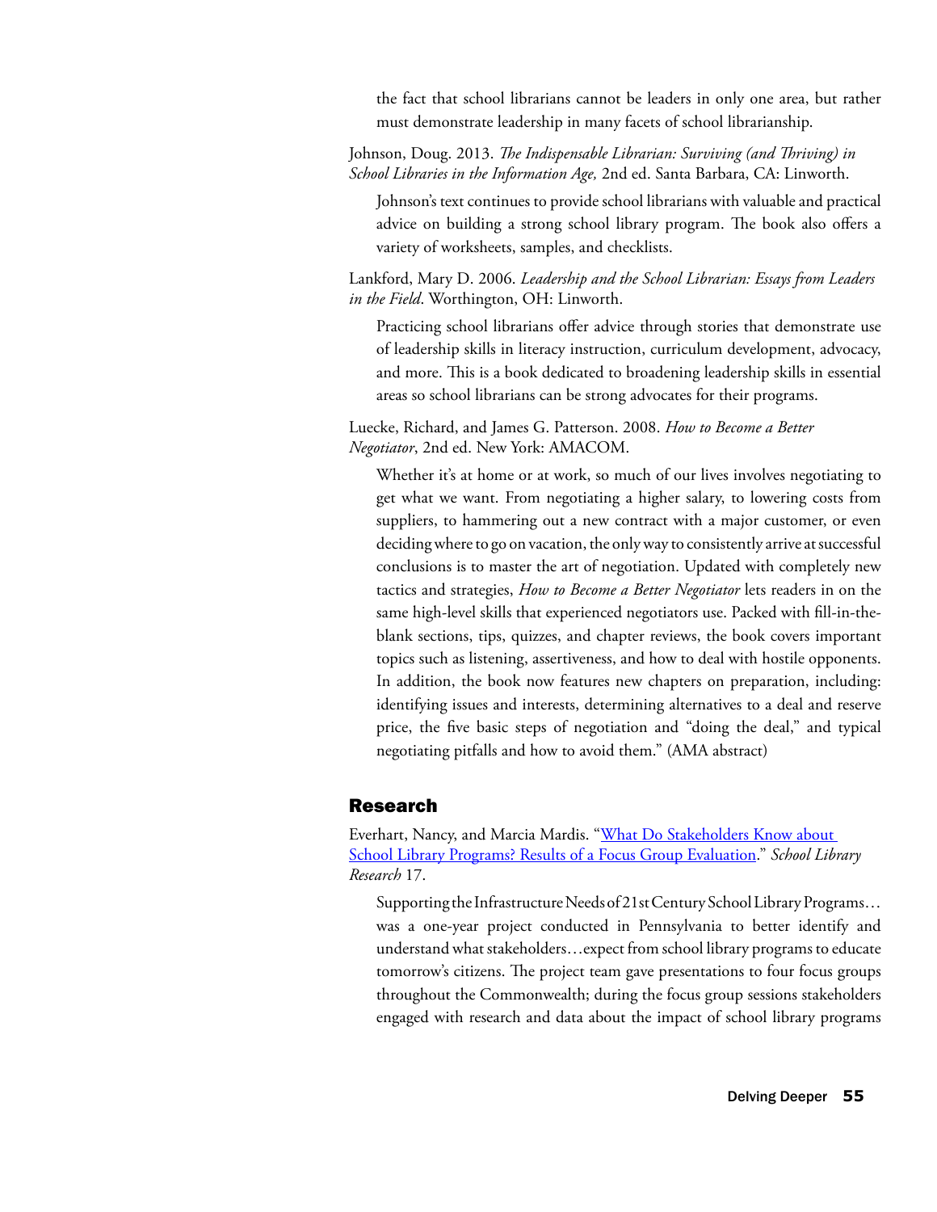the fact that school librarians cannot be leaders in only one area, but rather must demonstrate leadership in many facets of school librarianship.

Johnson, Doug. 2013. *The Indispensable Librarian: Surviving (and Thriving) in School Libraries in the Information Age,* 2nd ed. Santa Barbara, CA: Linworth.

> Johnson's text continues to provide school librarians with valuable and practical advice on building a strong school library program. The book also offers a variety of worksheets, samples, and checklists.

Lankford, Mary D. 2006. *Leadership and the School Librarian: Essays from Leaders in the Field*. Worthington, OH: Linworth.

> Practicing school librarians offer advice through stories that demonstrate use of leadership skills in literacy instruction, curriculum development, advocacy, and more. This is a book dedicated to broadening leadership skills in essential areas so school librarians can be strong advocates for their programs.

Luecke, Richard, and James G. Patterson. 2008. *How to Become a Better Negotiator*, 2nd ed. New York: AMACOM.

> Whether it's at home or at work, so much of our lives involves negotiating to get what we want. From negotiating a higher salary, to lowering costs from suppliers, to hammering out a new contract with a major customer, or even deciding where to go on vacation, the only way to consistently arrive at successful conclusions is to master the art of negotiation. Updated with completely new tactics and strategies, *How to Become a Better Negotiator* lets readers in on the same high-level skills that experienced negotiators use. Packed with fill-in-the-blank sections, tips, quizzes, and chapter reviews, the book covers important topics such as listening, assertiveness, and how to deal with hostile opponents. In addition, the book now features new chapters on preparation, including: identifying issues and interests, determining alternatives to a deal and reserve price, the five basic steps of negotiation and "doing the deal," and typical negotiating pitfalls and how to avoid them." (AMA abstract)

## Research

Everhart, Nancy, and Marcia Mardis. "What Do Stakeholders Know about School Library Programs? Results of a Focus Group Evaluation." *School Library Research* 17.

> Supporting the Infrastructure Needs of 21st Century School Library Programs… was a one-year project conducted in Pennsylvania to better identify and understand what stakeholders…expect from school library programs to educate tomorrow's citizens. The project team gave presentations to four focus groups throughout the Commonwealth; during the focus group sessions stakeholders engaged with research and data about the impact of school library programs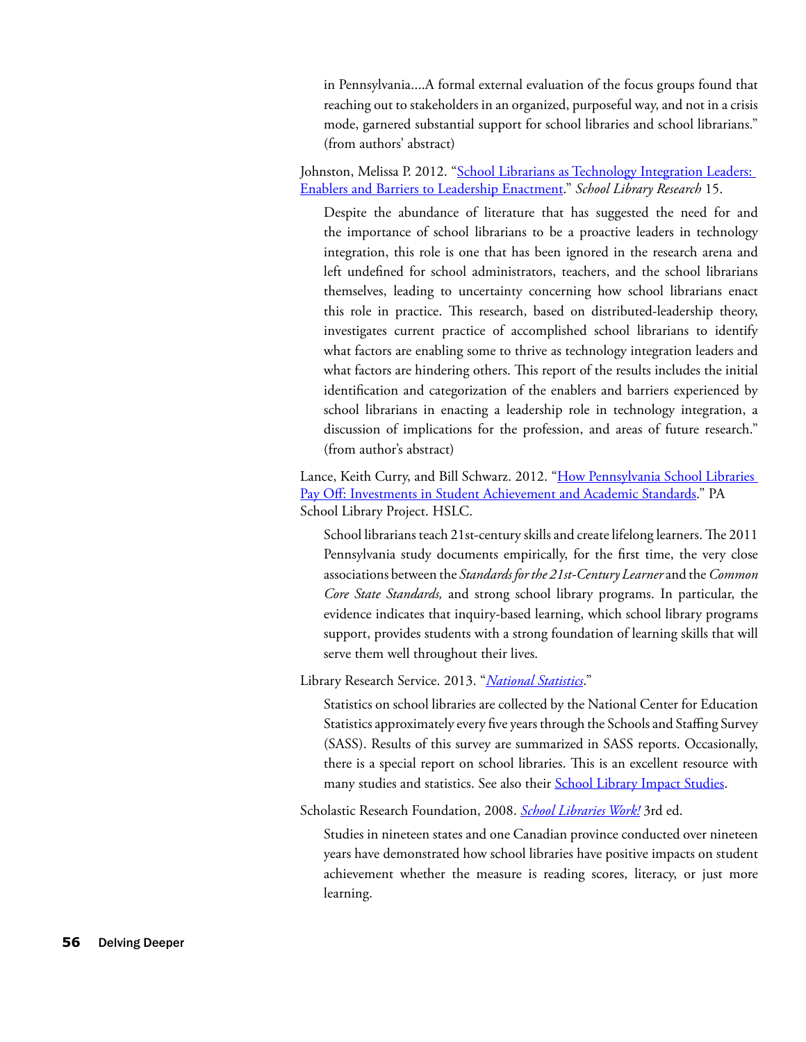in Pennsylvania....A formal external evaluation of the focus groups found that reaching out to stakeholders in an organized, purposeful way, and not in a crisis mode, garnered substantial support for school libraries and school librarians." (from authors' abstract)

Johnston, Melissa P. 2012. "School Librarians as Technology Integration Leaders: Enablers and Barriers to Leadership Enactment." *School Library Research* 15.

> Despite the abundance of literature that has suggested the need for and the importance of school librarians to be a proactive leaders in technology integration, this role is one that has been ignored in the research arena and left undefined for school administrators, teachers, and the school librarians themselves, leading to uncertainty concerning how school librarians enact this role in practice. This research, based on distributed-leadership theory, investigates current practice of accomplished school librarians to identify what factors are enabling some to thrive as technology integration leaders and what factors are hindering others. This report of the results includes the initial identification and categorization of the enablers and barriers experienced by school librarians in enacting a leadership role in technology integration, a discussion of implications for the profession, and areas of future research." (from author's abstract)

Lance, Keith Curry, and Bill Schwarz. 2012. "How Pennsylvania School Libraries Pay Off: Investments in Student Achievement and Academic Standards." PA School Library Project. HSLC.

> School librarians teach 21st-century skills and create lifelong learners. The 2011 Pennsylvania study documents empirically, for the first time, the very close associations between the *Standards for the 21st-Century Learner* and the *Common Core State Standards,* and strong school library programs. In particular, the evidence indicates that inquiry-based learning, which school library programs support, provides students with a strong foundation of learning skills that will serve them well throughout their lives.

Library Research Service. 2013. "*National Statistics*."

> Statistics on school libraries are collected by the National Center for Education Statistics approximately every five years through the Schools and Staffing Survey (SASS). Results of this survey are summarized in SASS reports. Occasionally, there is a special report on school libraries. This is an excellent resource with many studies and statistics. See also their School Library Impact Studies.

Scholastic Research Foundation, 2008. *School Libraries Work!* 3rd ed.

> Studies in nineteen states and one Canadian province conducted over nineteen years have demonstrated how school libraries have positive impacts on student achievement whether the measure is reading scores, literacy, or just more learning.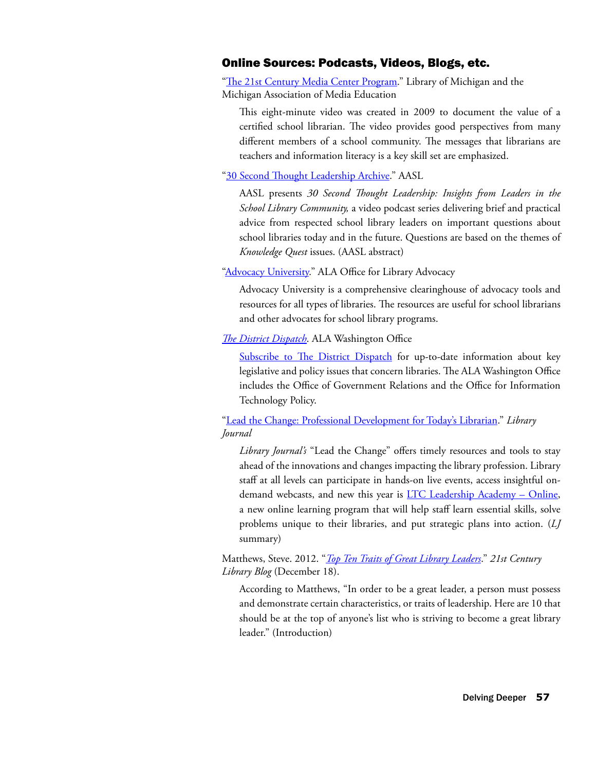## Online Sources: Podcasts, Videos, Blogs, etc.

"The 21st Century Media Center Program." Library of Michigan and the Michigan Association of Media Education

> This eight-minute video was created in 2009 to document the value of a certified school librarian. The video provides good perspectives from many different members of a school community. The messages that librarians are teachers and information literacy is a key skill set are emphasized.

"30 Second Thought Leadership Archive." AASL

> AASL presents *30 Second Thought Leadership: Insights from Leaders in the School Library Community,* a video podcast series delivering brief and practical advice from respected school library leaders on important questions about school libraries today and in the future. Questions are based on the themes of *Knowledge Quest* issues. (AASL abstract)

"Advocacy University." ALA Office for Library Advocacy

> Advocacy University is a comprehensive clearinghouse of advocacy tools and resources for all types of libraries. The resources are useful for school librarians and other advocates for school library programs.

*The District Dispatch*. ALA Washington Office

> Subscribe to The District Dispatch for up-to-date information about key legislative and policy issues that concern libraries. The ALA Washington Office includes the Office of Government Relations and the Office for Information Technology Policy.

"Lead the Change: Professional Development for Today's Librarian." *Library Journal*

> *Library Journal's* "Lead the Change" offers timely resources and tools to stay ahead of the innovations and changes impacting the library profession. Library staff at all levels can participate in hands-on live events, access insightful on-demand webcasts, and new this year is LTC Leadership Academy – Online, a new online learning program that will help staff learn essential skills, solve problems unique to their libraries, and put strategic plans into action. (*LJ* summary)

Matthews, Steve. 2012. "*Top Ten Traits of Great Library Leaders*." *21st Century Library Blog* (December 18).

> According to Matthews, "In order to be a great leader, a person must possess and demonstrate certain characteristics, or traits of leadership. Here are 10 that should be at the top of anyone's list who is striving to become a great library leader." (Introduction)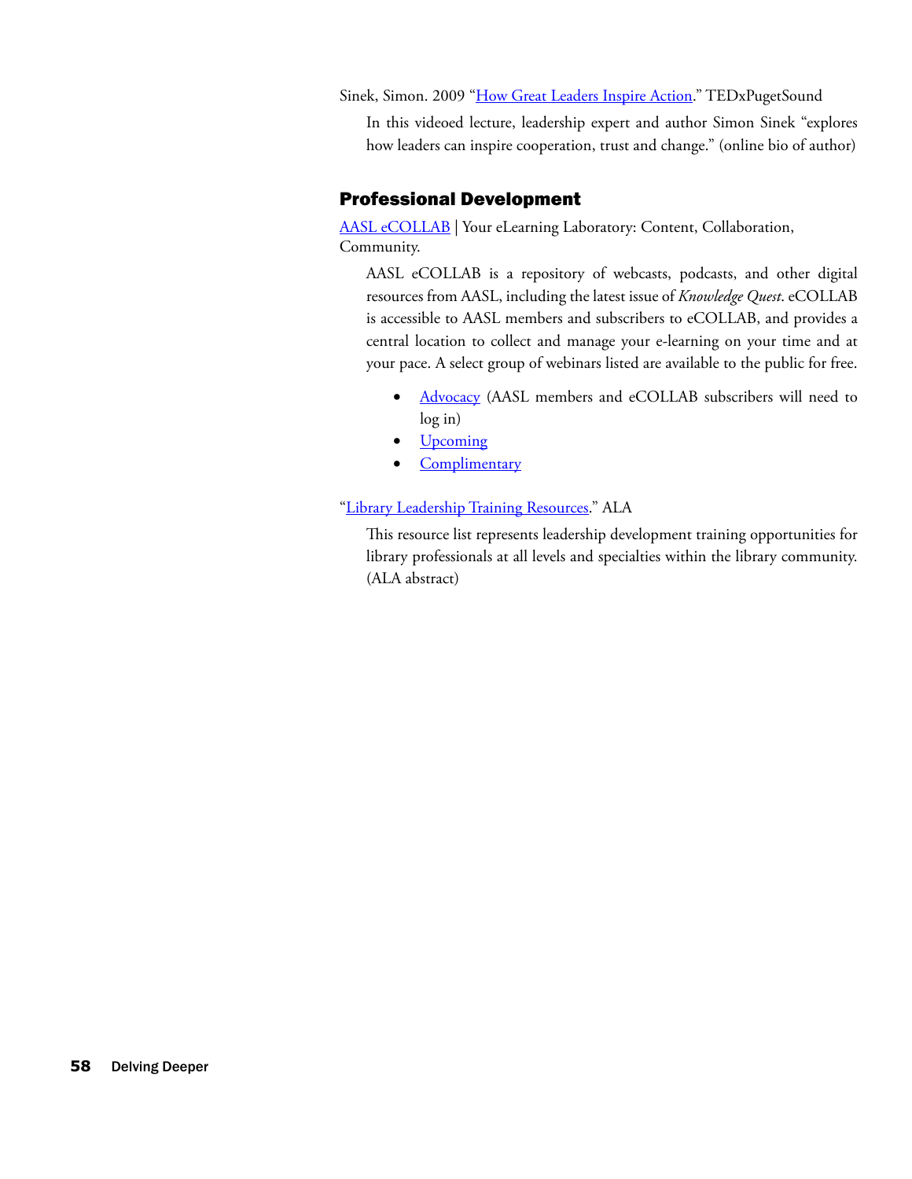Sinek, Simon. 2009 "How Great Leaders Inspire Action." TEDxPugetSound

> In this videoed lecture, leadership expert and author Simon Sinek "explores how leaders can inspire cooperation, trust and change." (online bio of author)

## Professional Development

AASL eCOLLAB | Your eLearning Laboratory: Content, Collaboration, Community.

> AASL eCOLLAB is a repository of webcasts, podcasts, and other digital resources from AASL, including the latest issue of *Knowledge Quest*. eCOLLAB is accessible to AASL members and subscribers to eCOLLAB, and provides a central location to collect and manage your e-learning on your time and at your pace. A select group of webinars listed are available to the public for free.
>
> - Advocacy (AASL members and eCOLLAB subscribers will need to log in)
> - Upcoming
> - Complimentary

"Library Leadership Training Resources." ALA

> This resource list represents leadership development training opportunities for library professionals at all levels and specialties within the library community. (ALA abstract)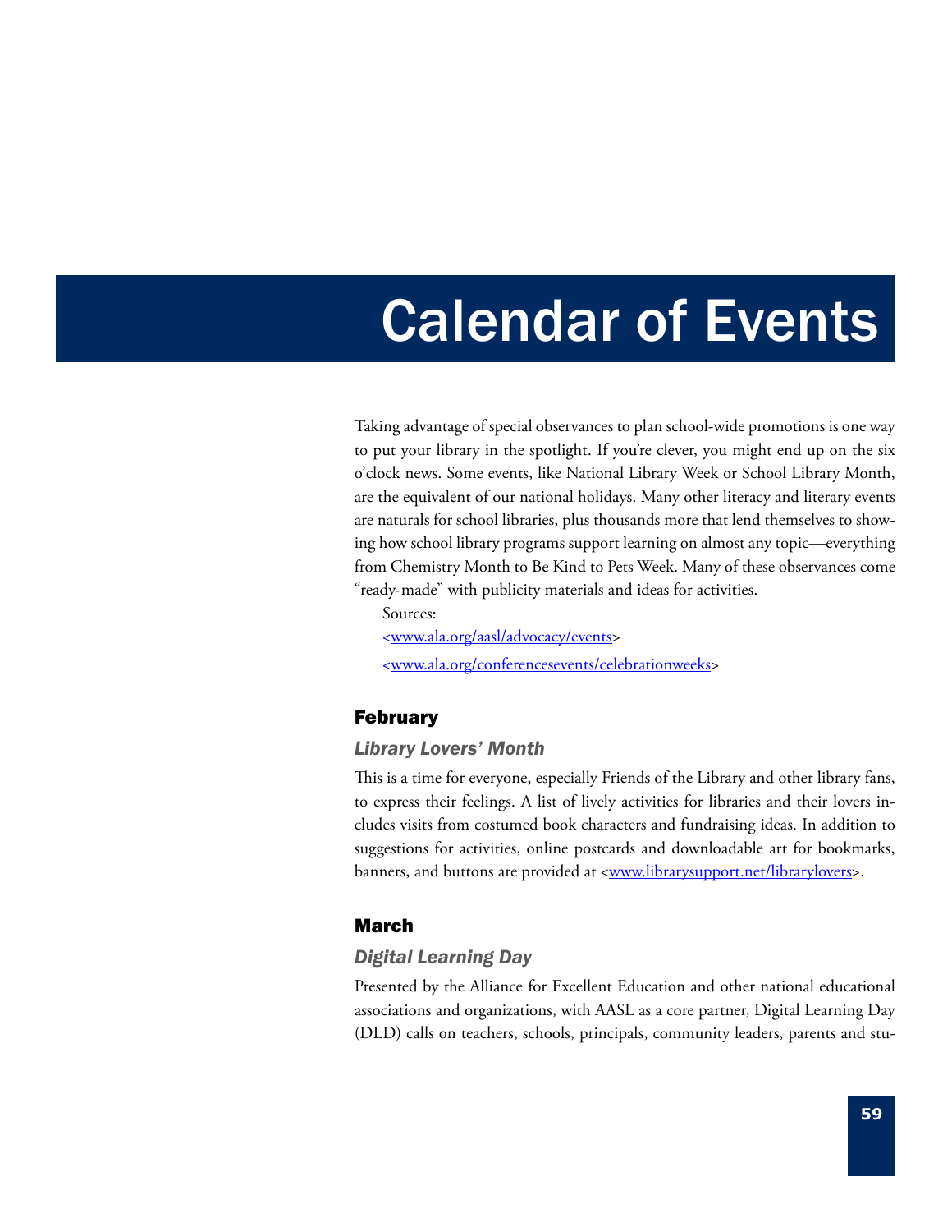# Calendar of Events

Taking advantage of special observances to plan school-wide promotions is one way to put your library in the spotlight. If you're clever, you might end up on the six o'clock news. Some events, like National Library Week or School Library Month, are the equivalent of our national holidays. Many other literacy and literary events are naturals for school libraries, plus thousands more that lend themselves to showing how school library programs support learning on almost any topic—everything from Chemistry Month to Be Kind to Pets Week. Many of these observances come "ready-made" with publicity materials and ideas for activities.

Sources:

<www.ala.org/aasl/advocacy/events>

<www.ala.org/conferencesevents/celebrationweeks>

## February

### *Library Lovers' Month*

This is a time for everyone, especially Friends of the Library and other library fans, to express their feelings. A list of lively activities for libraries and their lovers includes visits from costumed book characters and fundraising ideas. In addition to suggestions for activities, online postcards and downloadable art for bookmarks, banners, and buttons are provided at <www.librarysupport.net/librarylovers>.

## March

### *Digital Learning Day*

Presented by the Alliance for Excellent Education and other national educational associations and organizations, with AASL as a core partner, Digital Learning Day (DLD) calls on teachers, schools, principals, community leaders, parents and stu-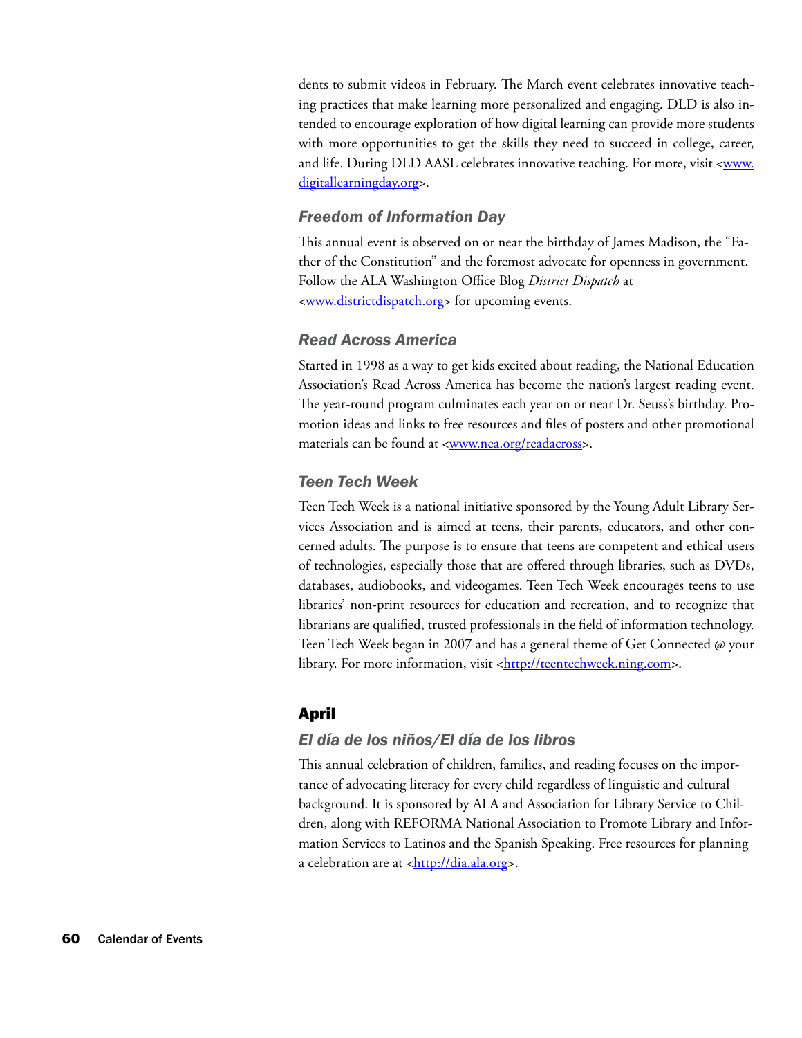dents to submit videos in February. The March event celebrates innovative teaching practices that make learning more personalized and engaging. DLD is also intended to encourage exploration of how digital learning can provide more students with more opportunities to get the skills they need to succeed in college, career, and life. During DLD AASL celebrates innovative teaching. For more, visit <www.digitallearningday.org>.

### *Freedom of Information Day*

This annual event is observed on or near the birthday of James Madison, the "Father of the Constitution" and the foremost advocate for openness in government. Follow the ALA Washington Office Blog *District Dispatch* at <www.districtdispatch.org> for upcoming events.

### *Read Across America*

Started in 1998 as a way to get kids excited about reading, the National Education Association's Read Across America has become the nation's largest reading event. The year-round program culminates each year on or near Dr. Seuss's birthday. Promotion ideas and links to free resources and files of posters and other promotional materials can be found at <www.nea.org/readacross>.

### *Teen Tech Week*

Teen Tech Week is a national initiative sponsored by the Young Adult Library Services Association and is aimed at teens, their parents, educators, and other concerned adults. The purpose is to ensure that teens are competent and ethical users of technologies, especially those that are offered through libraries, such as DVDs, databases, audiobooks, and videogames. Teen Tech Week encourages teens to use libraries' non-print resources for education and recreation, and to recognize that librarians are qualified, trusted professionals in the field of information technology. Teen Tech Week began in 2007 and has a general theme of Get Connected @ your library. For more information, visit <http://teentechweek.ning.com>.

## April

### *El día de los niños/El día de los libros*

This annual celebration of children, families, and reading focuses on the importance of advocating literacy for every child regardless of linguistic and cultural background. It is sponsored by ALA and Association for Library Service to Children, along with REFORMA National Association to Promote Library and Information Services to Latinos and the Spanish Speaking. Free resources for planning a celebration are at <http://dia.ala.org>.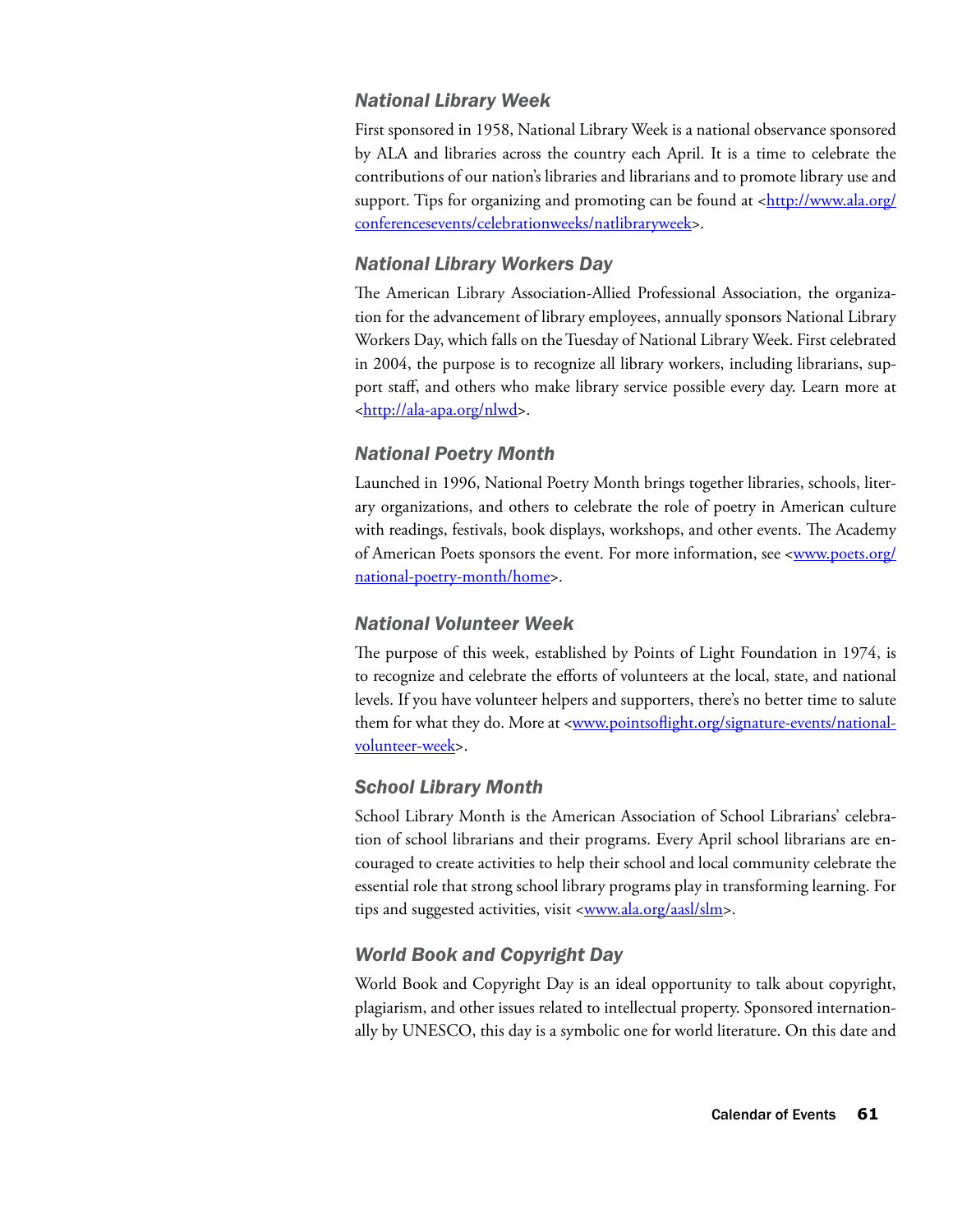### *National Library Week*

First sponsored in 1958, National Library Week is a national observance sponsored by ALA and libraries across the country each April. It is a time to celebrate the contributions of our nation's libraries and librarians and to promote library use and support. Tips for organizing and promoting can be found at <http://www.ala.org/conferencesevents/celebrationweeks/natlibraryweek>.

### *National Library Workers Day*

The American Library Association-Allied Professional Association, the organization for the advancement of library employees, annually sponsors National Library Workers Day, which falls on the Tuesday of National Library Week. First celebrated in 2004, the purpose is to recognize all library workers, including librarians, support staff, and others who make library service possible every day. Learn more at <http://ala-apa.org/nlwd>.

### *National Poetry Month*

Launched in 1996, National Poetry Month brings together libraries, schools, literary organizations, and others to celebrate the role of poetry in American culture with readings, festivals, book displays, workshops, and other events. The Academy of American Poets sponsors the event. For more information, see <www.poets.org/national-poetry-month/home>.

### *National Volunteer Week*

The purpose of this week, established by Points of Light Foundation in 1974, is to recognize and celebrate the efforts of volunteers at the local, state, and national levels. If you have volunteer helpers and supporters, there's no better time to salute them for what they do. More at <www.pointsoflight.org/signature-events/national-volunteer-week>.

### *School Library Month*

School Library Month is the American Association of School Librarians' celebration of school librarians and their programs. Every April school librarians are encouraged to create activities to help their school and local community celebrate the essential role that strong school library programs play in transforming learning. For tips and suggested activities, visit <www.ala.org/aasl/slm>.

### *World Book and Copyright Day*

World Book and Copyright Day is an ideal opportunity to talk about copyright, plagiarism, and other issues related to intellectual property. Sponsored internationally by UNESCO, this day is a symbolic one for world literature. On this date and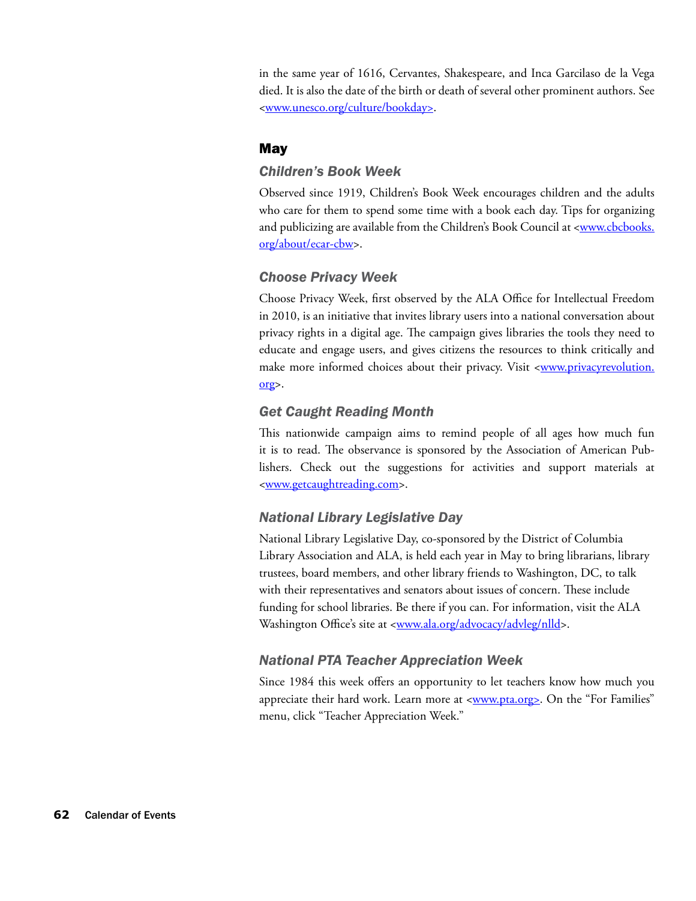in the same year of 1616, Cervantes, Shakespeare, and Inca Garcilaso de la Vega died. It is also the date of the birth or death of several other prominent authors. See <www.unesco.org/culture/bookday>.

## May

### *Children's Book Week*

Observed since 1919, Children's Book Week encourages children and the adults who care for them to spend some time with a book each day. Tips for organizing and publicizing are available from the Children's Book Council at <www.cbcbooks.org/about/ecar-cbw>.

### *Choose Privacy Week*

Choose Privacy Week, first observed by the ALA Office for Intellectual Freedom in 2010, is an initiative that invites library users into a national conversation about privacy rights in a digital age. The campaign gives libraries the tools they need to educate and engage users, and gives citizens the resources to think critically and make more informed choices about their privacy. Visit <www.privacyrevolution.org>.

### *Get Caught Reading Month*

This nationwide campaign aims to remind people of all ages how much fun it is to read. The observance is sponsored by the Association of American Publishers. Check out the suggestions for activities and support materials at <www.getcaughtreading.com>.

### *National Library Legislative Day*

National Library Legislative Day, co-sponsored by the District of Columbia Library Association and ALA, is held each year in May to bring librarians, library trustees, board members, and other library friends to Washington, DC, to talk with their representatives and senators about issues of concern. These include funding for school libraries. Be there if you can. For information, visit the ALA Washington Office's site at <www.ala.org/advocacy/advleg/nlld>.

### *National PTA Teacher Appreciation Week*

Since 1984 this week offers an opportunity to let teachers know how much you appreciate their hard work. Learn more at <www.pta.org>. On the "For Families" menu, click "Teacher Appreciation Week."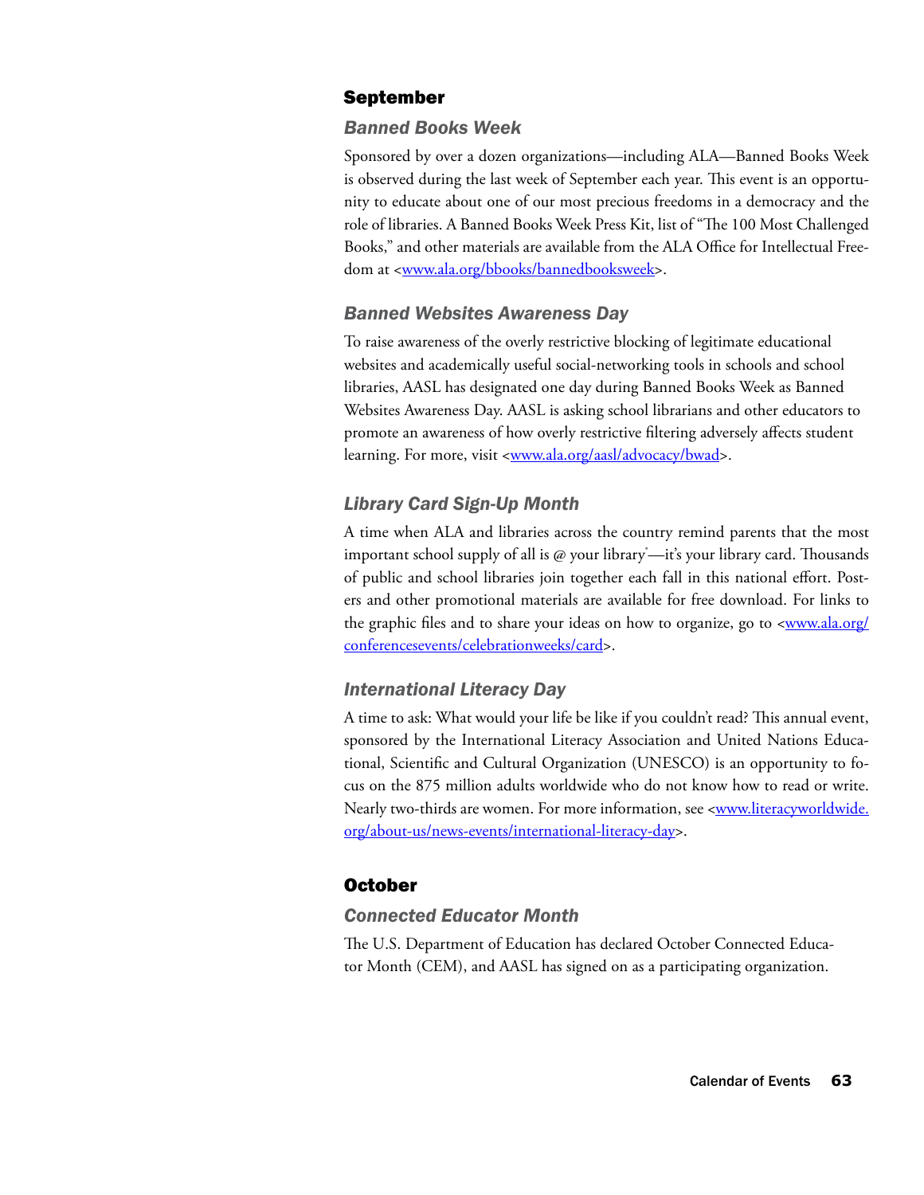## September

### *Banned Books Week*

Sponsored by over a dozen organizations—including ALA—Banned Books Week is observed during the last week of September each year. This event is an opportunity to educate about one of our most precious freedoms in a democracy and the role of libraries. A Banned Books Week Press Kit, list of "The 100 Most Challenged Books," and other materials are available from the ALA Office for Intellectual Freedom at <www.ala.org/bbooks/bannedbooksweek>.

### *Banned Websites Awareness Day*

To raise awareness of the overly restrictive blocking of legitimate educational websites and academically useful social-networking tools in schools and school libraries, AASL has designated one day during Banned Books Week as Banned Websites Awareness Day. AASL is asking school librarians and other educators to promote an awareness of how overly restrictive filtering adversely affects student learning. For more, visit <www.ala.org/aasl/advocacy/bwad>.

### *Library Card Sign-Up Month*

A time when ALA and libraries across the country remind parents that the most important school supply of all is @ your library®—it's your library card. Thousands of public and school libraries join together each fall in this national effort. Posters and other promotional materials are available for free download. For links to the graphic files and to share your ideas on how to organize, go to <www.ala.org/conferencesevents/celebrationweeks/card>.

### *International Literacy Day*

A time to ask: What would your life be like if you couldn't read? This annual event, sponsored by the International Literacy Association and United Nations Educational, Scientific and Cultural Organization (UNESCO) is an opportunity to focus on the 875 million adults worldwide who do not know how to read or write. Nearly two-thirds are women. For more information, see <www.literacyworldwide.org/about-us/news-events/international-literacy-day>.

## October

### *Connected Educator Month*

The U.S. Department of Education has declared October Connected Educator Month (CEM), and AASL has signed on as a participating organization.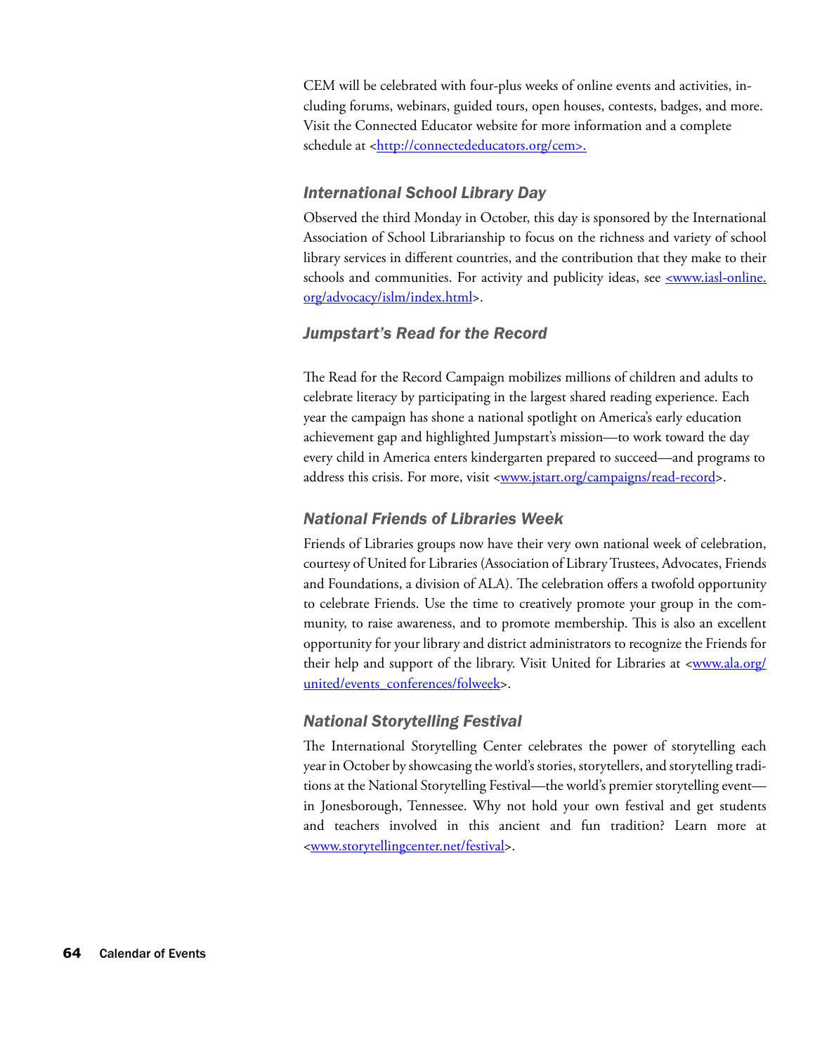CEM will be celebrated with four-plus weeks of online events and activities, including forums, webinars, guided tours, open houses, contests, badges, and more. Visit the Connected Educator website for more information and a complete schedule at <http://connectededucators.org/cem>.

### *International School Library Day*

Observed the third Monday in October, this day is sponsored by the International Association of School Librarianship to focus on the richness and variety of school library services in different countries, and the contribution that they make to their schools and communities. For activity and publicity ideas, see <www.iasl-online.org/advocacy/islm/index.html>.

### *Jumpstart's Read for the Record*

The Read for the Record Campaign mobilizes millions of children and adults to celebrate literacy by participating in the largest shared reading experience. Each year the campaign has shone a national spotlight on America's early education achievement gap and highlighted Jumpstart's mission—to work toward the day every child in America enters kindergarten prepared to succeed—and programs to address this crisis. For more, visit <www.jstart.org/campaigns/read-record>.

### *National Friends of Libraries Week*

Friends of Libraries groups now have their very own national week of celebration, courtesy of United for Libraries (Association of Library Trustees, Advocates, Friends and Foundations, a division of ALA). The celebration offers a twofold opportunity to celebrate Friends. Use the time to creatively promote your group in the community, to raise awareness, and to promote membership. This is also an excellent opportunity for your library and district administrators to recognize the Friends for their help and support of the library. Visit United for Libraries at <www.ala.org/united/events_conferences/folweek>.

### *National Storytelling Festival*

The International Storytelling Center celebrates the power of storytelling each year in October by showcasing the world's stories, storytellers, and storytelling traditions at the National Storytelling Festival—the world's premier storytelling event—in Jonesborough, Tennessee. Why not hold your own festival and get students and teachers involved in this ancient and fun tradition? Learn more at <www.storytellingcenter.net/festival>.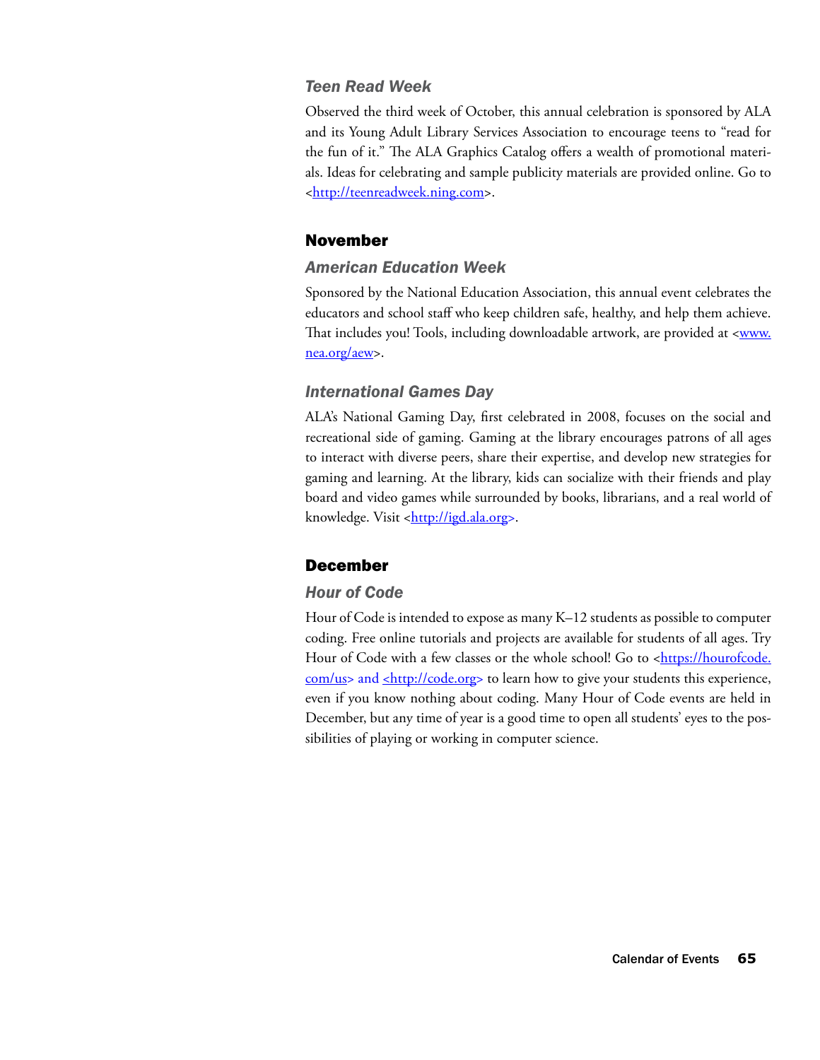### *Teen Read Week*

Observed the third week of October, this annual celebration is sponsored by ALA and its Young Adult Library Services Association to encourage teens to "read for the fun of it." The ALA Graphics Catalog offers a wealth of promotional materials. Ideas for celebrating and sample publicity materials are provided online. Go to <http://teenreadweek.ning.com>.

## November

### *American Education Week*

Sponsored by the National Education Association, this annual event celebrates the educators and school staff who keep children safe, healthy, and help them achieve. That includes you! Tools, including downloadable artwork, are provided at <www.nea.org/aew>.

### *International Games Day*

ALA's National Gaming Day, first celebrated in 2008, focuses on the social and recreational side of gaming. Gaming at the library encourages patrons of all ages to interact with diverse peers, share their expertise, and develop new strategies for gaming and learning. At the library, kids can socialize with their friends and play board and video games while surrounded by books, librarians, and a real world of knowledge. Visit <http://igd.ala.org>.

## December

### *Hour of Code*

Hour of Code is intended to expose as many K–12 students as possible to computer coding. Free online tutorials and projects are available for students of all ages. Try Hour of Code with a few classes or the whole school! Go to <https://hourofcode.com/us> and <http://code.org> to learn how to give your students this experience, even if you know nothing about coding. Many Hour of Code events are held in December, but any time of year is a good time to open all students' eyes to the possibilities of playing or working in computer science.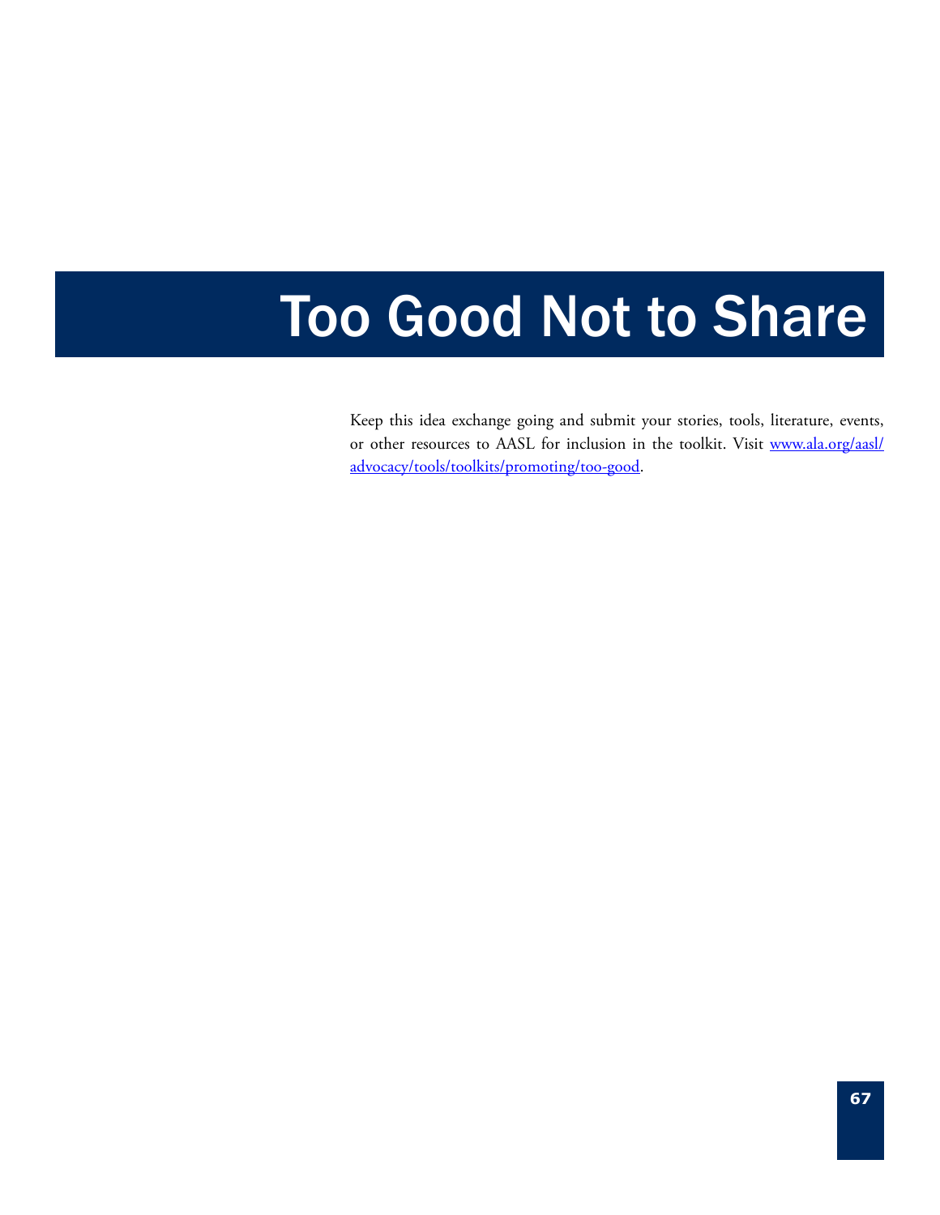# Too Good Not to Share

Keep this idea exchange going and submit your stories, tools, literature, events, or other resources to AASL for inclusion in the toolkit. Visit [www.ala.org/aasl/advocacy/tools/toolkits/promoting/too-good](www.ala.org/aasl/advocacy/tools/toolkits/promoting/too-good).